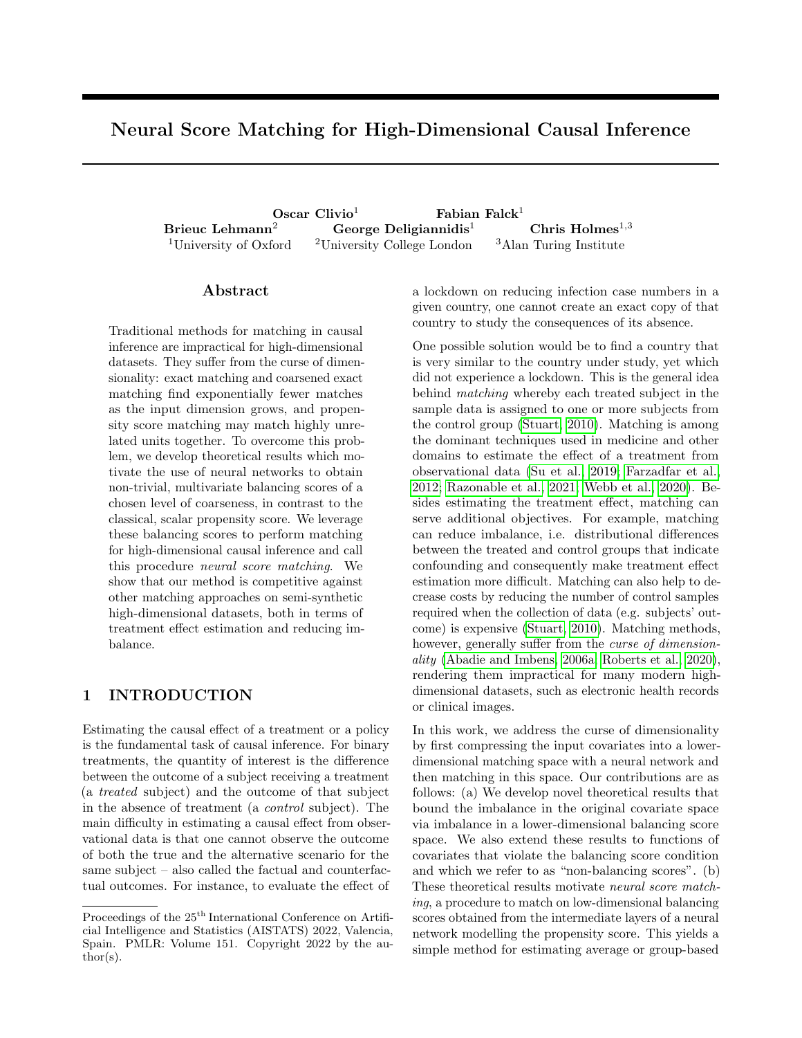# Neural Score Matching for High-Dimensional Causal Inference

**Oscar Clivio**[1] **Fabian Falck**[1]
**Brieuc Lehmann**[2] **George Deligiannidis**[1] **Chris Holmes**[1,3]
[1]University of Oxford [2]University College London [3]Alan Turing Institute

## Abstract

Traditional methods for matching in causal inference are impractical for high-dimensional datasets. They suffer from the curse of dimensionality: exact matching and coarsened exact matching find exponentially fewer matches as the input dimension grows, and propensity score matching may match highly unrelated units together. To overcome this problem, we develop theoretical results which motivate the use of neural networks to obtain non-trivial, multivariate balancing scores of a chosen level of coarseness, in contrast to the classical, scalar propensity score. We leverage these balancing scores to perform matching for high-dimensional causal inference and call this procedure *neural score matching*. We show that our method is competitive against other matching approaches on semi-synthetic high-dimensional datasets, both in terms of treatment effect estimation and reducing imbalance.

## 1 INTRODUCTION

Estimating the causal effect of a treatment or a policy is the fundamental task of causal inference. For binary treatments, the quantity of interest is the difference between the outcome of a subject receiving a treatment (a *treated* subject) and the outcome of that subject in the absence of treatment (a *control* subject). The main difficulty in estimating a causal effect from observational data is that one cannot observe the outcome of both the true and the alternative scenario for the same subject – also called the factual and counterfactual outcomes. For instance, to evaluate the effect of a lockdown on reducing infection case numbers in a given country, one cannot create an exact copy of that country to study the consequences of its absence.

One possible solution would be to find a country that is very similar to the country under study, yet which did not experience a lockdown. This is the general idea behind *matching* whereby each treated subject in the sample data is assigned to one or more subjects from the control group (Stuart, 2010). Matching is among the dominant techniques used in medicine and other domains to estimate the effect of a treatment from observational data (Su et al., 2019; Farzadfar et al., 2012; Razonable et al., 2021; Webb et al., 2020). Besides estimating the treatment effect, matching can serve additional objectives. For example, matching can reduce imbalance, i.e. distributional differences between the treated and control groups that indicate confounding and consequently make treatment effect estimation more difficult. Matching can also help to decrease costs by reducing the number of control samples required when the collection of data (e.g. subjects' outcome) is expensive (Stuart, 2010). Matching methods, however, generally suffer from the *curse of dimensionality* (Abadie and Imbens, 2006a; Roberts et al., 2020), rendering them impractical for many modern high-dimensional datasets, such as electronic health records or clinical images.

In this work, we address the curse of dimensionality by first compressing the input covariates into a lower-dimensional matching space with a neural network and then matching in this space. Our contributions are as follows: (a) We develop novel theoretical results that bound the imbalance in the original covariate space via imbalance in a lower-dimensional balancing score space. We also extend these results to functions of covariates that violate the balancing score condition and which we refer to as "non-balancing scores". (b) These theoretical results motivate *neural score matching*, a procedure to match on low-dimensional balancing scores obtained from the intermediate layers of a neural network modelling the propensity score. This yields a simple method for estimating average or group-based

Proceedings of the 25th International Conference on Artificial Intelligence and Statistics (AISTATS) 2022, Valencia, Spain. PMLR: Volume 151. Copyright 2022 by the author(s).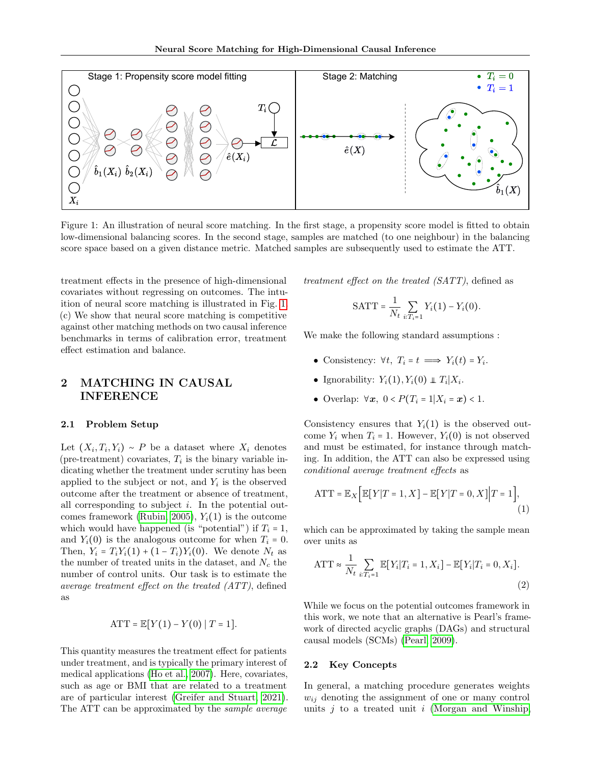Figure 1: An illustration of neural score matching. In the first stage, a propensity score model is fitted to obtain low-dimensional balancing scores. In the second stage, samples are matched (to one neighbour) in the balancing score space based on a given distance metric. Matched samples are subsequently used to estimate the ATT.

treatment effects in the presence of high-dimensional covariates without regressing on outcomes. The intuition of neural score matching is illustrated in Fig. 1. (c) We show that neural score matching is competitive against other matching methods on two causal inference benchmarks in terms of calibration error, treatment effect estimation and balance.

## 2 MATCHING IN CAUSAL INFERENCE

### 2.1 Problem Setup

Let $(X_i, T_i, Y_i) \sim P$ be a dataset where $X_i$ denotes (pre-treatment) covariates, $T_i$ is the binary variable indicating whether the treatment under scrutiny has been applied to the subject or not, and $Y_i$ is the observed outcome after the treatment or absence of treatment, all corresponding to subject $i$. In the potential outcomes framework (Rubin, 2005), $Y_i(1)$ is the outcome which would have happened (is "potential") if $T_i = 1$, and $Y_i(0)$ is the analogous outcome for when $T_i = 0$. Then, $Y_i = T_i Y_i(1) + (1 - T_i) Y_i(0)$. We denote $N_t$ as the number of treated units in the dataset, and $N_c$ the number of control units. Our task is to estimate the *average treatment effect on the treated (ATT)*, defined as

$$\text{ATT} = \mathbb{E}[Y(1) - Y(0) \mid T = 1].$$

This quantity measures the treatment effect for patients under treatment, and is typically the primary interest of medical applications (Ho et al., 2007). Here, covariates, such as age or BMI that are related to a treatment are of particular interest (Greifer and Stuart, 2021). The ATT can be approximated by the *sample average treatment effect on the treated (SATT)*, defined as

$$\text{SATT} = \frac{1}{N_t} \sum_{i:T_i=1} Y_i(1) - Y_i(0).$$

We make the following standard assumptions :

- Consistency: $\forall t,\ T_i = t \implies Y_i(t) = Y_i$.
- Ignorability: $Y_i(1), Y_i(0) \perp\!\!\!\perp T_i | X_i$.
- Overlap: $\forall \boldsymbol{x},\ 0 < P(T_i = 1 | X_i = \boldsymbol{x}) < 1$.

Consistency ensures that $Y_i(1)$ is the observed outcome $Y_i$ when $T_i = 1$. However, $Y_i(0)$ is not observed and must be estimated, for instance through matching. In addition, the ATT can also be expressed using *conditional average treatment effects* as

$$\text{ATT} = \mathbb{E}_X \Big[ \mathbb{E}[Y | T = 1, X] - \mathbb{E}[Y | T = 0, X] \Big| T = 1 \Big], \tag{1}$$

which can be approximated by taking the sample mean over units as

$$\text{ATT} \approx \frac{1}{N_t} \sum_{i:T_i=1} \mathbb{E}[Y_i | T_i = 1, X_i] - \mathbb{E}[Y_i | T_i = 0, X_i]. \tag{2}$$

While we focus on the potential outcomes framework in this work, we note that an alternative is Pearl's framework of directed acyclic graphs (DAGs) and structural causal models (SCMs) (Pearl, 2009).

### 2.2 Key Concepts

In general, a matching procedure generates weights $w_{ij}$ denoting the assignment of one or many control units $j$ to a treated unit $i$ (Morgan and Winship,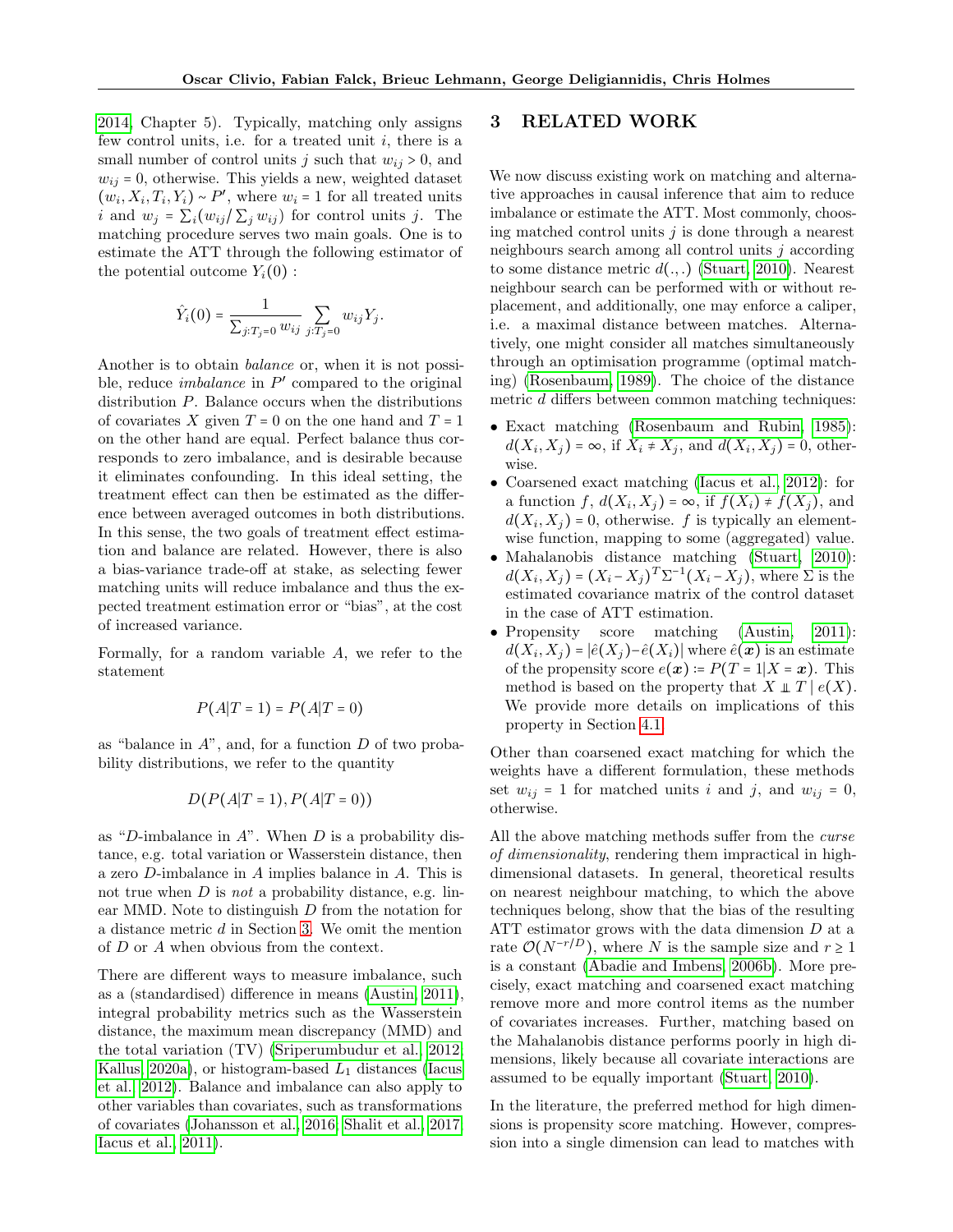2014, Chapter 5). Typically, matching only assigns few control units, i.e. for a treated unit $i$, there is a small number of control units $j$ such that $w_{ij} > 0$, and $w_{ij} = 0$, otherwise. This yields a new, weighted dataset $(w_i, X_i, T_i, Y_i) \sim P'$, where $w_i = 1$ for all treated units $i$ and $w_j = \sum_i (w_{ij} / \sum_j w_{ij})$ for control units $j$. The matching procedure serves two main goals. One is to estimate the ATT through the following estimator of the potential outcome $Y_i(0)$ :

$$\hat{Y}_i(0) = \frac{1}{\sum_{j:T_j=0} w_{ij}} \sum_{j:T_j=0} w_{ij} Y_j.$$

Another is to obtain *balance* or, when it is not possible, reduce *imbalance* in $P'$ compared to the original distribution $P$. Balance occurs when the distributions of covariates $X$ given $T = 0$ on the one hand and $T = 1$ on the other hand are equal. Perfect balance thus corresponds to zero imbalance, and is desirable because it eliminates confounding. In this ideal setting, the treatment effect can then be estimated as the difference between averaged outcomes in both distributions. In this sense, the two goals of treatment effect estimation and balance are related. However, there is also a bias-variance trade-off at stake, as selecting fewer matching units will reduce imbalance and thus the expected treatment estimation error or "bias", at the cost of increased variance.

Formally, for a random variable $A$, we refer to the statement

$$P(A|T = 1) = P(A|T = 0)$$

as "balance in $A$", and, for a function $D$ of two probability distributions, we refer to the quantity

$$D(P(A|T = 1), P(A|T = 0))$$

as "$D$-imbalance in $A$". When $D$ is a probability distance, e.g. total variation or Wasserstein distance, then a zero $D$-imbalance in $A$ implies balance in $A$. This is not true when $D$ is *not* a probability distance, e.g. linear MMD. Note to distinguish $D$ from the notation for a distance metric $d$ in Section 3. We omit the mention of $D$ or $A$ when obvious from the context.

There are different ways to measure imbalance, such as a (standardised) difference in means (Austin, 2011), integral probability metrics such as the Wasserstein distance, the maximum mean discrepancy (MMD) and the total variation (TV) (Sriperumbudur et al., 2012; Kallus, 2020a), or histogram-based $L_1$ distances (Iacus et al., 2012). Balance and imbalance can also apply to other variables than covariates, such as transformations of covariates (Johansson et al., 2016; Shalit et al., 2017; Iacus et al., 2011).

# 3 RELATED WORK

We now discuss existing work on matching and alternative approaches in causal inference that aim to reduce imbalance or estimate the ATT. Most commonly, choosing matched control units $j$ is done through a nearest neighbours search among all control units $j$ according to some distance metric $d(.,.)$ (Stuart, 2010). Nearest neighbour search can be performed with or without replacement, and additionally, one may enforce a caliper, i.e. a maximal distance between matches. Alternatively, one might consider all matches simultaneously through an optimisation programme (optimal matching) (Rosenbaum, 1989). The choice of the distance metric $d$ differs between common matching techniques:

- Exact matching (Rosenbaum and Rubin, 1985): $d(X_i, X_j) = \infty$, if $X_i \neq X_j$, and $d(X_i, X_j) = 0$, otherwise.
- Coarsened exact matching (Iacus et al., 2012): for a function $f$, $d(X_i, X_j) = \infty$, if $f(X_i) \neq f(X_j)$, and $d(X_i, X_j) = 0$, otherwise. $f$ is typically an elementwise function, mapping to some (aggregated) value.
- Mahalanobis distance matching (Stuart, 2010): $d(X_i, X_j) = (X_i - X_j)^T \Sigma^{-1} (X_i - X_j)$, where $\Sigma$ is the estimated covariance matrix of the control dataset in the case of ATT estimation.
- Propensity score matching (Austin, 2011): $d(X_i, X_j) = |\hat{e}(X_j) - \hat{e}(X_i)|$ where $\hat{e}(\boldsymbol{x})$ is an estimate of the propensity score $e(\boldsymbol{x}) := P(T = 1 | X = \boldsymbol{x})$. This method is based on the property that $X \perp\!\!\!\perp T \mid e(X)$. We provide more details on implications of this property in Section 4.1.

Other than coarsened exact matching for which the weights have a different formulation, these methods set $w_{ij} = 1$ for matched units $i$ and $j$, and $w_{ij} = 0$, otherwise.

All the above matching methods suffer from the *curse of dimensionality*, rendering them impractical in high-dimensional datasets. In general, theoretical results on nearest neighbour matching, to which the above techniques belong, show that the bias of the resulting ATT estimator grows with the data dimension $D$ at a rate $\mathcal{O}(N^{-r/D})$, where $N$ is the sample size and $r \geq 1$ is a constant (Abadie and Imbens, 2006b). More precisely, exact matching and coarsened exact matching remove more and more control items as the number of covariates increases. Further, matching based on the Mahalanobis distance performs poorly in high dimensions, likely because all covariate interactions are assumed to be equally important (Stuart, 2010).

In the literature, the preferred method for high dimensions is propensity score matching. However, compression into a single dimension can lead to matches with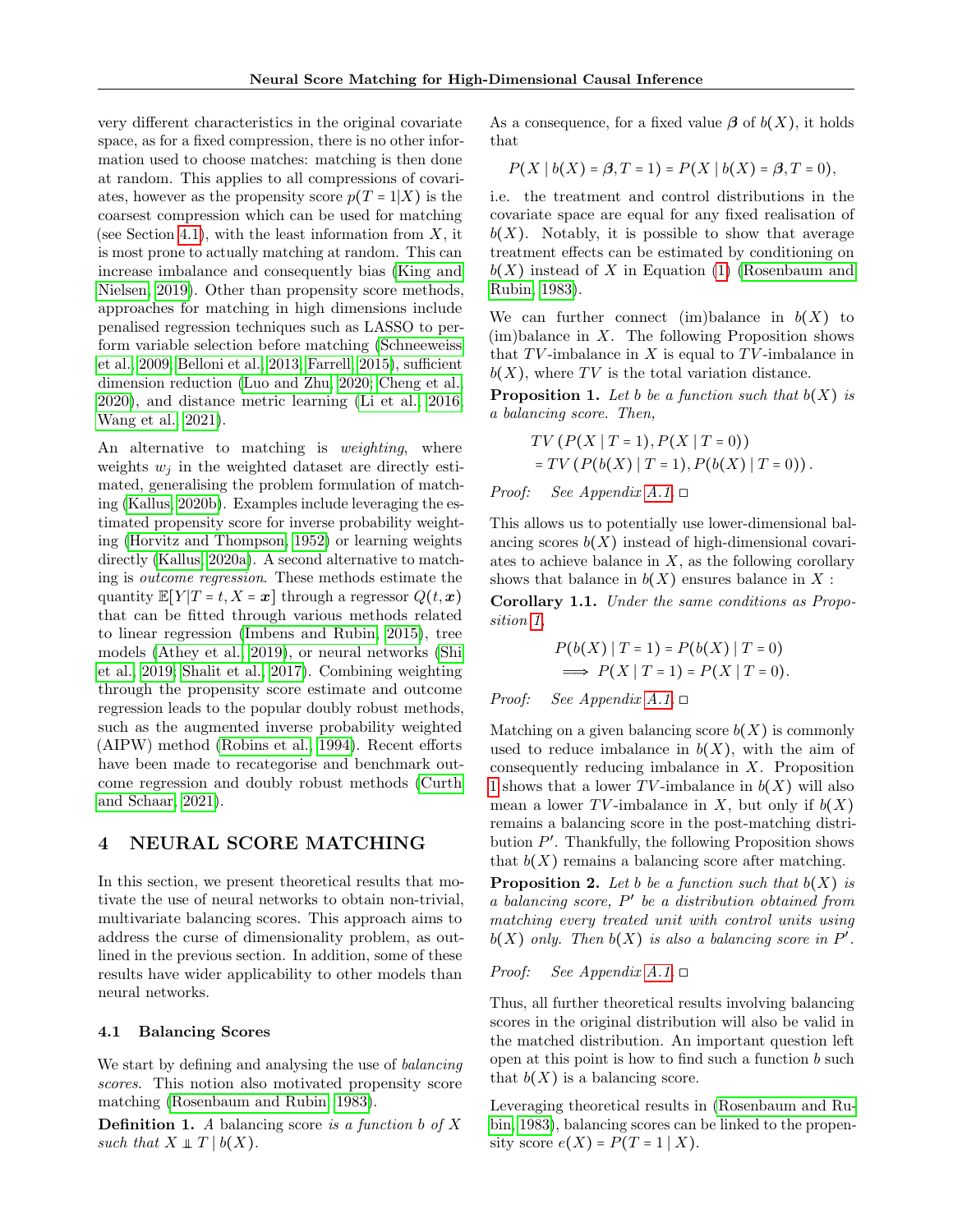very different characteristics in the original covariate space, as for a fixed compression, there is no other information used to choose matches: matching is then done at random. This applies to all compressions of covariates, however as the propensity score $p(T=1|X)$ is the coarsest compression which can be used for matching (see Section 4.1), with the least information from $X$, it is most prone to actually matching at random. This can increase imbalance and consequently bias (King and Nielsen, 2019). Other than propensity score methods, approaches for matching in high dimensions include penalised regression techniques such as LASSO to perform variable selection before matching (Schneeweiss et al., 2009; Belloni et al., 2013; Farrell, 2015), sufficient dimension reduction (Luo and Zhu, 2020; Cheng et al., 2020), and distance metric learning (Li et al., 2016; Wang et al., 2021).

An alternative to matching is *weighting*, where weights $w_j$ in the weighted dataset are directly estimated, generalising the problem formulation of matching (Kallus, 2020b). Examples include leveraging the estimated propensity score for inverse probability weighting (Horvitz and Thompson, 1952) or learning weights directly (Kallus, 2020a). A second alternative to matching is *outcome regression*. These methods estimate the quantity $\mathbb{E}[Y|T=t, X=\boldsymbol{x}]$ through a regressor $Q(t, \boldsymbol{x})$ that can be fitted through various methods related to linear regression (Imbens and Rubin, 2015), tree models (Athey et al., 2019), or neural networks (Shi et al., 2019; Shalit et al., 2017). Combining weighting through the propensity score estimate and outcome regression leads to the popular doubly robust methods, such as the augmented inverse probability weighted (AIPW) method (Robins et al., 1994). Recent efforts have been made to recategorise and benchmark outcome regression and doubly robust methods (Curth and Schaar, 2021).

## 4 NEURAL SCORE MATCHING

In this section, we present theoretical results that motivate the use of neural networks to obtain non-trivial, multivariate balancing scores. This approach aims to address the curse of dimensionality problem, as outlined in the previous section. In addition, some of these results have wider applicability to other models than neural networks.

### 4.1 Balancing Scores

We start by defining and analysing the use of *balancing scores*. This notion also motivated propensity score matching (Rosenbaum and Rubin, 1983).

**Definition 1.** *A* balancing score *is a function $b$ of $X$ such that $X \perp\!\!\!\perp T \mid b(X)$.*

As a consequence, for a fixed value $\boldsymbol{\beta}$ of $b(X)$, it holds that

$$P(X \mid b(X) = \boldsymbol{\beta}, T=1) = P(X \mid b(X) = \boldsymbol{\beta}, T=0),$$

i.e. the treatment and control distributions in the covariate space are equal for any fixed realisation of $b(X)$. Notably, it is possible to show that average treatment effects can be estimated by conditioning on $b(X)$ instead of $X$ in Equation (1) (Rosenbaum and Rubin, 1983).

We can further connect (im)balance in $b(X)$ to (im)balance in $X$. The following Proposition shows that $TV$-imbalance in $X$ is equal to $TV$-imbalance in $b(X)$, where $TV$ is the total variation distance.

**Proposition 1.** *Let $b$ be a function such that $b(X)$ is a balancing score. Then,*

$$\begin{aligned} &TV\left(P(X \mid T=1), P(X \mid T=0)\right) \\ &= TV\left(P(b(X) \mid T=1), P(b(X) \mid T=0)\right). \end{aligned}$$

*Proof:* *See Appendix A.1.* □

This allows us to potentially use lower-dimensional balancing scores $b(X)$ instead of high-dimensional covariates to achieve balance in $X$, as the following corollary shows that balance in $b(X)$ ensures balance in $X$ :

**Corollary 1.1.** *Under the same conditions as Proposition 1,*

$$\begin{aligned} &P(b(X) \mid T=1) = P(b(X) \mid T=0) \\ &\implies P(X \mid T=1) = P(X \mid T=0). \end{aligned}$$

*Proof:* *See Appendix A.1.* □

Matching on a given balancing score $b(X)$ is commonly used to reduce imbalance in $b(X)$, with the aim of consequently reducing imbalance in $X$. Proposition 1 shows that a lower $TV$-imbalance in $b(X)$ will also mean a lower $TV$-imbalance in $X$, but only if $b(X)$ remains a balancing score in the post-matching distribution $P'$. Thankfully, the following Proposition shows that $b(X)$ remains a balancing score after matching.

**Proposition 2.** *Let $b$ be a function such that $b(X)$ is a balancing score, $P'$ be a distribution obtained from matching every treated unit with control units using $b(X)$ only. Then $b(X)$ is also a balancing score in $P'$.*

*Proof:* *See Appendix A.1.* □

Thus, all further theoretical results involving balancing scores in the original distribution will also be valid in the matched distribution. An important question left open at this point is how to find such a function $b$ such that $b(X)$ is a balancing score.

Leveraging theoretical results in (Rosenbaum and Rubin, 1983), balancing scores can be linked to the propensity score $e(X) = P(T=1 \mid X)$.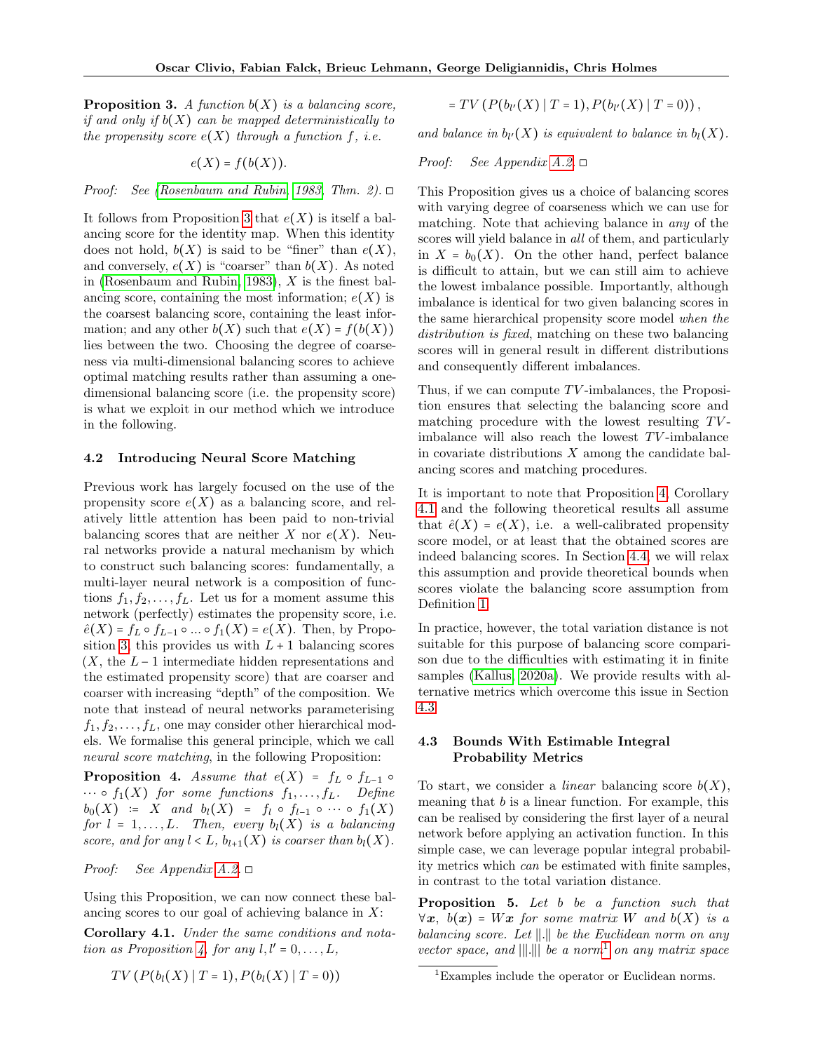**Proposition 3.** *A function $b(X)$ is a balancing score, if and only if $b(X)$ can be mapped deterministically to the propensity score $e(X)$ through a function $f$, i.e.*

$$e(X) = f(b(X)).$$

*Proof:* See (Rosenbaum and Rubin, 1983, Thm. 2). □

It follows from Proposition 3 that $e(X)$ is itself a balancing score for the identity map. When this identity does not hold, $b(X)$ is said to be "finer" than $e(X)$, and conversely, $e(X)$ is "coarser" than $b(X)$. As noted in (Rosenbaum and Rubin, 1983), $X$ is the finest balancing score, containing the most information; $e(X)$ is the coarsest balancing score, containing the least information; and any other $b(X)$ such that $e(X) = f(b(X))$ lies between the two. Choosing the degree of coarseness via multi-dimensional balancing scores to achieve optimal matching results rather than assuming a one-dimensional balancing score (i.e. the propensity score) is what we exploit in our method which we introduce in the following.

### 4.2 Introducing Neural Score Matching

Previous work has largely focused on the use of the propensity score $e(X)$ as a balancing score, and relatively little attention has been paid to non-trivial balancing scores that are neither $X$ nor $e(X)$. Neural networks provide a natural mechanism by which to construct such balancing scores: fundamentally, a multi-layer neural network is a composition of functions $f_1, f_2, \ldots, f_L$. Let us for a moment assume this network (perfectly) estimates the propensity score, i.e. $\hat{e}(X) = f_L \circ f_{L-1} \circ \ldots \circ f_1(X) = e(X)$. Then, by Proposition 3, this provides us with $L+1$ balancing scores ($X$, the $L-1$ intermediate hidden representations and the estimated propensity score) that are coarser and coarser with increasing "depth" of the composition. We note that instead of neural networks parameterising $f_1, f_2, \ldots, f_L$, one may consider other hierarchical models. We formalise this general principle, which we call *neural score matching*, in the following Proposition:

**Proposition 4.** *Assume that $e(X) = f_L \circ f_{L-1} \circ \cdots \circ f_1(X)$ for some functions $f_1, \ldots, f_L$. Define $b_0(X) := X$ and $b_l(X) = f_l \circ f_{l-1} \circ \cdots \circ f_1(X)$ for $l = 1, \ldots, L$. Then, every $b_l(X)$ is a balancing score, and for any $l < L$, $b_{l+1}(X)$ is coarser than $b_l(X)$.*

*Proof:* See Appendix A.2. □

Using this Proposition, we can now connect these balancing scores to our goal of achieving balance in $X$:

**Corollary 4.1.** *Under the same conditions and notation as Proposition 4, for any $l, l' = 0, \ldots, L$,*

$$TV\left(P(b_l(X) \mid T = 1), P(b_l(X) \mid T = 0)\right)$$
$$= TV\left(P(b_{l'}(X) \mid T = 1), P(b_{l'}(X) \mid T = 0)\right),$$

*and balance in $b_{l'}(X)$ is equivalent to balance in $b_l(X)$.*

*Proof:* See Appendix A.2. □

This Proposition gives us a choice of balancing scores with varying degree of coarseness which we can use for matching. Note that achieving balance in *any* of the scores will yield balance in *all* of them, and particularly in $X = b_0(X)$. On the other hand, perfect balance is difficult to attain, but we can still aim to achieve the lowest imbalance possible. Importantly, although imbalance is identical for two given balancing scores in the same hierarchical propensity score model *when the distribution is fixed*, matching on these two balancing scores will in general result in different distributions and consequently different imbalances.

Thus, if we can compute $TV$-imbalances, the Proposition ensures that selecting the balancing score and matching procedure with the lowest resulting $TV$-imbalance will also reach the lowest $TV$-imbalance in covariate distributions $X$ among the candidate balancing scores and matching procedures.

It is important to note that Proposition 4, Corollary 4.1 and the following theoretical results all assume that $\hat{e}(X) = e(X)$, i.e. a well-calibrated propensity score model, or at least that the obtained scores are indeed balancing scores. In Section 4.4, we will relax this assumption and provide theoretical bounds when scores violate the balancing score assumption from Definition 1.

In practice, however, the total variation distance is not suitable for this purpose of balancing score comparison due to the difficulties with estimating it in finite samples (Kallus, 2020a). We provide results with alternative metrics which overcome this issue in Section 4.3.

### 4.3 Bounds With Estimable Integral Probability Metrics

To start, we consider a *linear* balancing score $b(X)$, meaning that $b$ is a linear function. For example, this can be realised by considering the first layer of a neural network before applying an activation function. In this simple case, we can leverage popular integral probability metrics which *can* be estimated with finite samples, in contrast to the total variation distance.

**Proposition 5.** *Let $b$ be a function such that $\forall \boldsymbol{x}$, $b(\boldsymbol{x}) = W\boldsymbol{x}$ for some matrix $W$ and $b(X)$ is a balancing score. Let $\|.\|$ be the Euclidean norm on any vector space, and $|||.|||$ be a norm[1] on any matrix space*

[1] Examples include the operator or Euclidean norms.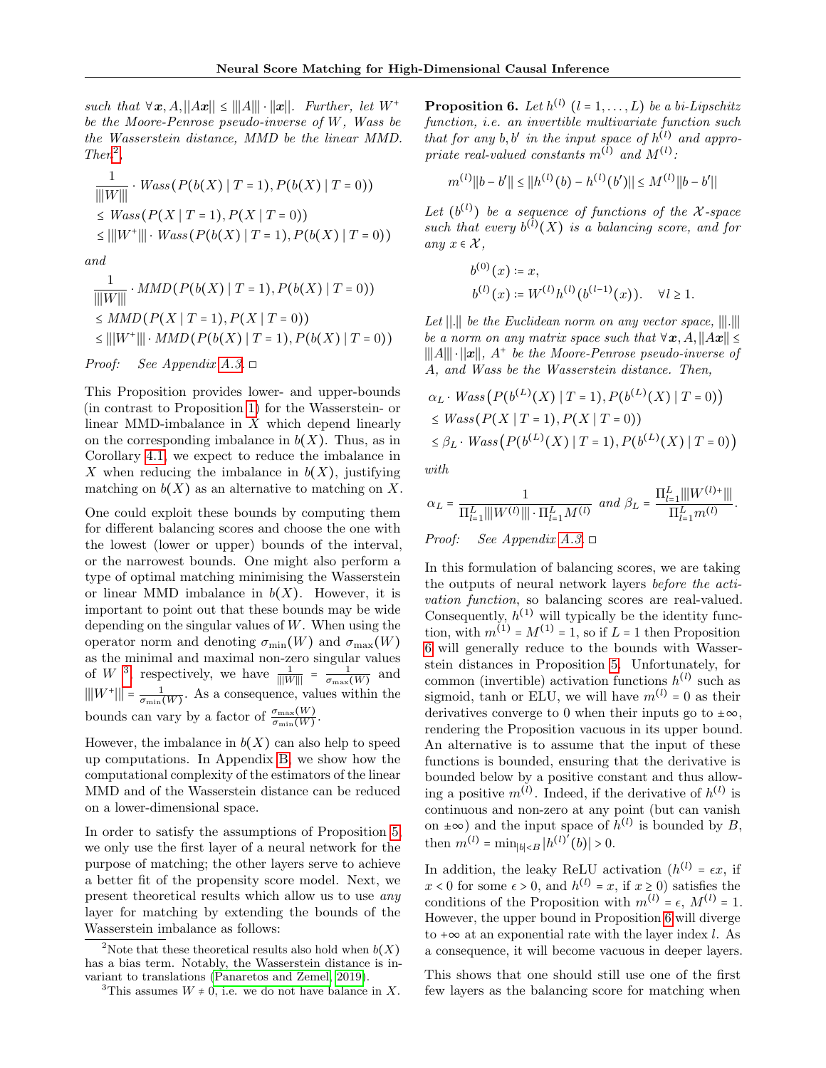*such that $\forall \boldsymbol{x}, A, ||A\boldsymbol{x}|| \leq |||A||| \cdot ||\boldsymbol{x}||$. Further, let $W^+$ be the Moore-Penrose pseudo-inverse of $W$, Wass be the Wasserstein distance, MMD be the linear MMD. Then*[2]*,*

$$
\begin{aligned}
&\frac{1}{|||W|||} \cdot Wass(P(b(X) \mid T = 1), P(b(X) \mid T = 0)) \\
&\leq Wass(P(X \mid T = 1), P(X \mid T = 0)) \\
&\leq |||W^+||| \cdot Wass(P(b(X) \mid T = 1), P(b(X) \mid T = 0))
\end{aligned}
$$

*and*

$$
\begin{aligned}
&\frac{1}{|||W|||} \cdot MMD(P(b(X) \mid T = 1), P(b(X) \mid T = 0)) \\
&\leq MMD(P(X \mid T = 1), P(X \mid T = 0)) \\
&\leq |||W^+||| \cdot MMD(P(b(X) \mid T = 1), P(b(X) \mid T = 0))
\end{aligned}
$$

*Proof:* See Appendix A.3. □

This Proposition provides lower- and upper-bounds (in contrast to Proposition 1) for the Wasserstein- or linear MMD-imbalance in $X$ which depend linearly on the corresponding imbalance in $b(X)$. Thus, as in Corollary 4.1, we expect to reduce the imbalance in $X$ when reducing the imbalance in $b(X)$, justifying matching on $b(X)$ as an alternative to matching on $X$.

One could exploit these bounds by computing them for different balancing scores and choose the one with the lowest (lower or upper) bounds of the interval, or the narrowest bounds. One might also perform a type of optimal matching minimising the Wasserstein or linear MMD imbalance in $b(X)$. However, it is important to point out that these bounds may be wide depending on the singular values of $W$. When using the operator norm and denoting $\sigma_{\min}(W)$ and $\sigma_{\max}(W)$ as the minimal and maximal non-zero singular values of $W$ [3], respectively, we have $\frac{1}{|||W|||} = \frac{1}{\sigma_{\max}(W)}$ and $|||W^+||| = \frac{1}{\sigma_{\min}(W)}$. As a consequence, values within the bounds can vary by a factor of $\frac{\sigma_{\max}(W)}{\sigma_{\min}(W)}$.

However, the imbalance in $b(X)$ can also help to speed up computations. In Appendix B, we show how the computational complexity of the estimators of the linear MMD and of the Wasserstein distance can be reduced on a lower-dimensional space.

In order to satisfy the assumptions of Proposition 5, we only use the first layer of a neural network for the purpose of matching; the other layers serve to achieve a better fit of the propensity score model. Next, we present theoretical results which allow us to use *any* layer for matching by extending the bounds of the Wasserstein imbalance as follows:

[2] Note that these theoretical results also hold when $b(X)$ has a bias term. Notably, the Wasserstein distance is invariant to translations (Panaretos and Zemel, 2019).

[3] This assumes $W \neq 0$, i.e. we do not have balance in $X$.

**Proposition 6.** *Let $h^{(l)}$ $(l = 1, \ldots, L)$ be a bi-Lipschitz function, i.e. an invertible multivariate function such that for any $b, b'$ in the input space of $h^{(l)}$ and appropriate real-valued constants $m^{(l)}$ and $M^{(l)}$:*

$$
m^{(l)}||b - b'|| \leq ||h^{(l)}(b) - h^{(l)}(b')|| \leq M^{(l)}||b - b'||
$$

*Let $(b^{(l)})$ be a sequence of functions of the $\mathcal{X}$-space such that every $b^{(l)}(X)$ is a balancing score, and for any $x \in \mathcal{X}$,*

$$
\begin{aligned}
b^{(0)}(x) &:= x, \\
b^{(l)}(x) &:= W^{(l)} h^{(l)}(b^{(l-1)}(x)). \quad \forall l \geq 1.
\end{aligned}
$$

*Let $||.||$ be the Euclidean norm on any vector space, $|||.|||$ be a norm on any matrix space such that $\forall \boldsymbol{x}, A, ||A\boldsymbol{x}|| \leq |||A||| \cdot ||\boldsymbol{x}||$, $A^+$ be the Moore-Penrose pseudo-inverse of $A$, and Wass be the Wasserstein distance. Then,*

$$
\begin{aligned}
&\alpha_L \cdot Wass\big(P(b^{(L)}(X) \mid T = 1), P(b^{(L)}(X) \mid T = 0)\big) \\
&\leq Wass(P(X \mid T = 1), P(X \mid T = 0)) \\
&\leq \beta_L \cdot Wass\big(P(b^{(L)}(X) \mid T = 1), P(b^{(L)}(X) \mid T = 0)\big)
\end{aligned}
$$

*with*

$$
\alpha_L = \frac{1}{\Pi_{l=1}^L |||W^{(l)}||| \cdot \Pi_{l=1}^L M^{(l)}} \text{ and } \beta_L = \frac{\Pi_{l=1}^L |||W^{(l)+}|||}{\Pi_{l=1}^L m^{(l)}}.
$$

*Proof:* See Appendix A.3. □

In this formulation of balancing scores, we are taking the outputs of neural network layers *before the activation function*, so balancing scores are real-valued. Consequently, $h^{(1)}$ will typically be the identity function, with $m^{(1)} = M^{(1)} = 1$, so if $L = 1$ then Proposition 6 will generally reduce to the bounds with Wasserstein distances in Proposition 5. Unfortunately, for common (invertible) activation functions $h^{(l)}$ such as sigmoid, tanh or ELU, we will have $m^{(l)} = 0$ as their derivatives converge to 0 when their inputs go to $\pm\infty$, rendering the Proposition vacuous in its upper bound. An alternative is to assume that the input of these functions is bounded, ensuring that the derivative is bounded below by a positive constant and thus allowing a positive $m^{(l)}$. Indeed, if the derivative of $h^{(l)}$ is continuous and non-zero at any point (but can vanish on $\pm\infty$) and the input space of $h^{(l)}$ is bounded by $B$, then $m^{(l)} = \min_{|b|<B} |h^{(l)\prime}(b)| > 0$.

In addition, the leaky ReLU activation ($h^{(l)} = \epsilon x$, if $x < 0$ for some $\epsilon > 0$, and $h^{(l)} = x$, if $x \geq 0$) satisfies the conditions of the Proposition with $m^{(l)} = \epsilon$, $M^{(l)} = 1$. However, the upper bound in Proposition 6 will diverge to $+\infty$ at an exponential rate with the layer index $l$. As a consequence, it will become vacuous in deeper layers.

This shows that one should still use one of the first few layers as the balancing score for matching when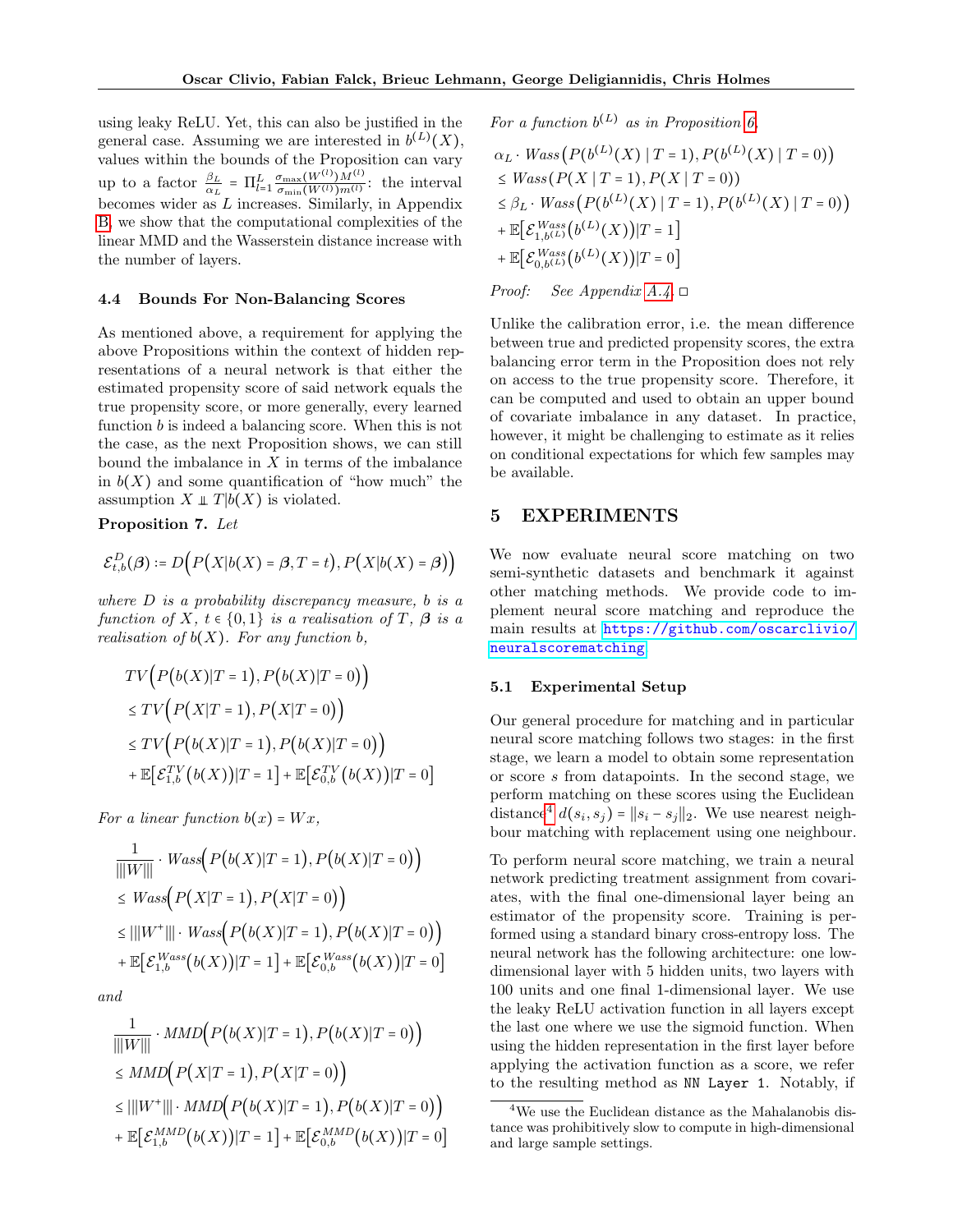using leaky ReLU. Yet, this can also be justified in the general case. Assuming we are interested in $b^{(L)}(X)$, values within the bounds of the Proposition can vary up to a factor $\frac{\beta_L}{\alpha_L} = \prod_{l=1}^{L} \frac{\sigma_{\max}(W^{(l)})M^{(l)}}{\sigma_{\min}(W^{(l)})m^{(l)}}$: the interval becomes wider as $L$ increases. Similarly, in Appendix B, we show that the computational complexities of the linear MMD and the Wasserstein distance increase with the number of layers.

### 4.4 Bounds For Non-Balancing Scores

As mentioned above, a requirement for applying the above Propositions within the context of hidden representations of a neural network is that either the estimated propensity score of said network equals the true propensity score, or more generally, every learned function $b$ is indeed a balancing score. When this is not the case, as the next Proposition shows, we can still bound the imbalance in $X$ in terms of the imbalance in $b(X)$ and some quantification of "how much" the assumption $X \perp\!\!\!\perp T | b(X)$ is violated.

**Proposition 7.** *Let*

$$\mathcal{E}^{D}_{t,b}(\boldsymbol{\beta}) := D\Big(P\big(X|b(X) = \boldsymbol{\beta}, T = t\big), P\big(X|b(X) = \boldsymbol{\beta}\big)\Big)$$

*where $D$ is a probability discrepancy measure, $b$ is a function of $X$, $t \in \{0, 1\}$ is a realisation of $T$, $\boldsymbol{\beta}$ is a realisation of $b(X)$. For any function $b$,*

$$\begin{aligned}
&TV\Big(P\big(b(X)|T = 1\big), P\big(b(X)|T = 0\big)\Big) \\
&\leq TV\Big(P\big(X|T = 1\big), P\big(X|T = 0\big)\Big) \\
&\leq TV\Big(P\big(b(X)|T = 1\big), P\big(b(X)|T = 0\big)\Big) \\
&\quad + \mathbb{E}\big[\mathcal{E}^{TV}_{1,b}\big(b(X)\big)|T = 1\big] + \mathbb{E}\big[\mathcal{E}^{TV}_{0,b}\big(b(X)\big)|T = 0\big]
\end{aligned}$$

*For a linear function $b(x) = Wx$,*

$$\begin{aligned}
&\frac{1}{|||W|||} \cdot Wass\Big(P\big(b(X)|T = 1\big), P\big(b(X)|T = 0\big)\Big) \\
&\leq Wass\Big(P\big(X|T = 1\big), P\big(X|T = 0\big)\Big) \\
&\leq |||W^{+}||| \cdot Wass\Big(P\big(b(X)|T = 1\big), P\big(b(X)|T = 0\big)\Big) \\
&\quad + \mathbb{E}\big[\mathcal{E}^{Wass}_{1,b}\big(b(X)\big)|T = 1\big] + \mathbb{E}\big[\mathcal{E}^{Wass}_{0,b}\big(b(X)\big)|T = 0\big]
\end{aligned}$$

*and*

$$\begin{aligned}
&\frac{1}{|||W|||} \cdot MMD\Big(P\big(b(X)|T = 1\big), P\big(b(X)|T = 0\big)\Big) \\
&\leq MMD\Big(P\big(X|T = 1\big), P\big(X|T = 0\big)\Big) \\
&\leq |||W^{+}||| \cdot MMD\Big(P\big(b(X)|T = 1\big), P\big(b(X)|T = 0\big)\Big) \\
&\quad + \mathbb{E}\big[\mathcal{E}^{MMD}_{1,b}\big(b(X)\big)|T = 1\big] + \mathbb{E}\big[\mathcal{E}^{MMD}_{0,b}\big(b(X)\big)|T = 0\big]
\end{aligned}$$

*For a function $b^{(L)}$ as in Proposition 6,*

$$\begin{aligned}
&\alpha_L \cdot Wass\big(P(b^{(L)}(X) \mid T = 1), P(b^{(L)}(X) \mid T = 0)\big) \\
&\leq Wass\big(P(X \mid T = 1), P(X \mid T = 0)\big) \\
&\leq \beta_L \cdot Wass\big(P(b^{(L)}(X) \mid T = 1), P(b^{(L)}(X) \mid T = 0)\big) \\
&\quad + \mathbb{E}\big[\mathcal{E}^{Wass}_{1,b^{(L)}}\big(b^{(L)}(X)\big)|T = 1\big] \\
&\quad + \mathbb{E}\big[\mathcal{E}^{Wass}_{0,b^{(L)}}\big(b^{(L)}(X)\big)|T = 0\big]
\end{aligned}$$

*Proof:* See Appendix A.4. □

Unlike the calibration error, i.e. the mean difference between true and predicted propensity scores, the extra balancing error term in the Proposition does not rely on access to the true propensity score. Therefore, it can be computed and used to obtain an upper bound of covariate imbalance in any dataset. In practice, however, it might be challenging to estimate as it relies on conditional expectations for which few samples may be available.

## 5 EXPERIMENTS

We now evaluate neural score matching on two semi-synthetic datasets and benchmark it against other matching methods. We provide code to implement neural score matching and reproduce the main results at https://github.com/oscarclivio/neuralscorematching.

### 5.1 Experimental Setup

Our general procedure for matching and in particular neural score matching follows two stages: in the first stage, we learn a model to obtain some representation or score $s$ from datapoints. In the second stage, we perform matching on these scores using the Euclidean distance[4] $d(s_i, s_j) = \|s_i - s_j\|_2$. We use nearest neighbour matching with replacement using one neighbour.

To perform neural score matching, we train a neural network predicting treatment assignment from covariates, with the final one-dimensional layer being an estimator of the propensity score. Training is performed using a standard binary cross-entropy loss. The neural network has the following architecture: one low-dimensional layer with 5 hidden units, two layers with 100 units and one final 1-dimensional layer. We use the leaky ReLU activation function in all layers except the last one where we use the sigmoid function. When using the hidden representation in the first layer before applying the activation function as a score, we refer to the resulting method as `NN Layer 1`. Notably, if

[4] We use the Euclidean distance as the Mahalanobis distance was prohibitively slow to compute in high-dimensional and large sample settings.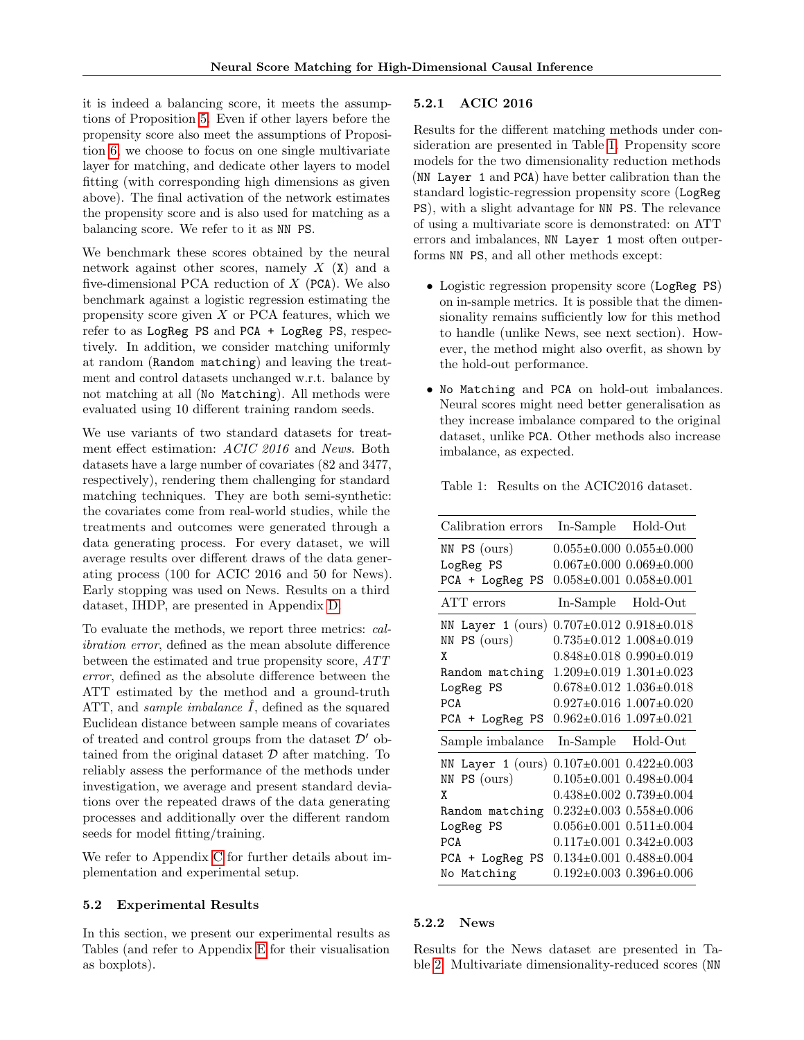it is indeed a balancing score, it meets the assumptions of Proposition 5. Even if other layers before the propensity score also meet the assumptions of Proposition 6, we choose to focus on one single multivariate layer for matching, and dedicate other layers to model fitting (with corresponding high dimensions as given above). The final activation of the network estimates the propensity score and is also used for matching as a balancing score. We refer to it as `NN PS`.

We benchmark these scores obtained by the neural network against other scores, namely $X$ (`X`) and a five-dimensional PCA reduction of $X$ (`PCA`). We also benchmark against a logistic regression estimating the propensity score given $X$ or PCA features, which we refer to as `LogReg PS` and `PCA + LogReg PS`, respectively. In addition, we consider matching uniformly at random (`Random matching`) and leaving the treatment and control datasets unchanged w.r.t. balance by not matching at all (`No Matching`). All methods were evaluated using 10 different training random seeds.

We use variants of two standard datasets for treatment effect estimation: *ACIC 2016* and *News*. Both datasets have a large number of covariates (82 and 3477, respectively), rendering them challenging for standard matching techniques. They are both semi-synthetic: the covariates come from real-world studies, while the treatments and outcomes were generated through a data generating process. For every dataset, we will average results over different draws of the data generating process (100 for ACIC 2016 and 50 for News). Early stopping was used on News. Results on a third dataset, IHDP, are presented in Appendix D.

To evaluate the methods, we report three metrics: *calibration error*, defined as the mean absolute difference between the estimated and true propensity score, *ATT error*, defined as the absolute difference between the ATT estimated by the method and a ground-truth ATT, and *sample imbalance* $\hat{I}$, defined as the squared Euclidean distance between sample means of covariates of treated and control groups from the dataset $\mathcal{D}'$ obtained from the original dataset $\mathcal{D}$ after matching. To reliably assess the performance of the methods under investigation, we average and present standard deviations over the repeated draws of the data generating processes and additionally over the different random seeds for model fitting/training.

We refer to Appendix C for further details about implementation and experimental setup.

## 5.2 Experimental Results

In this section, we present our experimental results as Tables (and refer to Appendix E for their visualisation as boxplots).

### 5.2.1 ACIC 2016

Results for the different matching methods under consideration are presented in Table 1. Propensity score models for the two dimensionality reduction methods (`NN Layer 1` and `PCA`) have better calibration than the standard logistic-regression propensity score (`LogReg PS`), with a slight advantage for `NN PS`. The relevance of using a multivariate score is demonstrated: on ATT errors and imbalances, `NN Layer 1` most often outperforms `NN PS`, and all other methods except:

- Logistic regression propensity score (`LogReg PS`) on in-sample metrics. It is possible that the dimensionality remains sufficiently low for this method to handle (unlike News, see next section). However, the method might also overfit, as shown by the hold-out performance.
- `No Matching` and `PCA` on hold-out imbalances. Neural scores might need better generalisation as they increase imbalance compared to the original dataset, unlike `PCA`. Other methods also increase imbalance, as expected.

Table 1: Results on the ACIC2016 dataset.

| Calibration errors | In-Sample | Hold-Out |
|---|---|---|
| `NN PS` (ours) | 0.055±0.000 | 0.055±0.000 |
| `LogReg PS` | 0.067±0.000 | 0.069±0.000 |
| `PCA + LogReg PS` | 0.058±0.001 | 0.058±0.001 |
| **ATT errors** | **In-Sample** | **Hold-Out** |
| `NN Layer 1` (ours) | 0.707±0.012 | 0.918±0.018 |
| `NN PS` (ours) | 0.735±0.012 | 1.008±0.019 |
| `X` | 0.848±0.018 | 0.990±0.019 |
| `Random matching` | 1.209±0.019 | 1.301±0.023 |
| `LogReg PS` | 0.678±0.012 | 1.036±0.018 |
| `PCA` | 0.927±0.016 | 1.007±0.020 |
| `PCA + LogReg PS` | 0.962±0.016 | 1.097±0.021 |
| **Sample imbalance** | **In-Sample** | **Hold-Out** |
| `NN Layer 1` (ours) | 0.107±0.001 | 0.422±0.003 |
| `NN PS` (ours) | 0.105±0.001 | 0.498±0.004 |
| `X` | 0.438±0.002 | 0.739±0.004 |
| `Random matching` | 0.232±0.003 | 0.558±0.006 |
| `LogReg PS` | 0.056±0.001 | 0.511±0.004 |
| `PCA` | 0.117±0.001 | 0.342±0.003 |
| `PCA + LogReg PS` | 0.134±0.001 | 0.488±0.004 |
| `No Matching` | 0.192±0.003 | 0.396±0.006 |

### 5.2.2 News

Results for the News dataset are presented in Table 2. Multivariate dimensionality-reduced scores (`NN`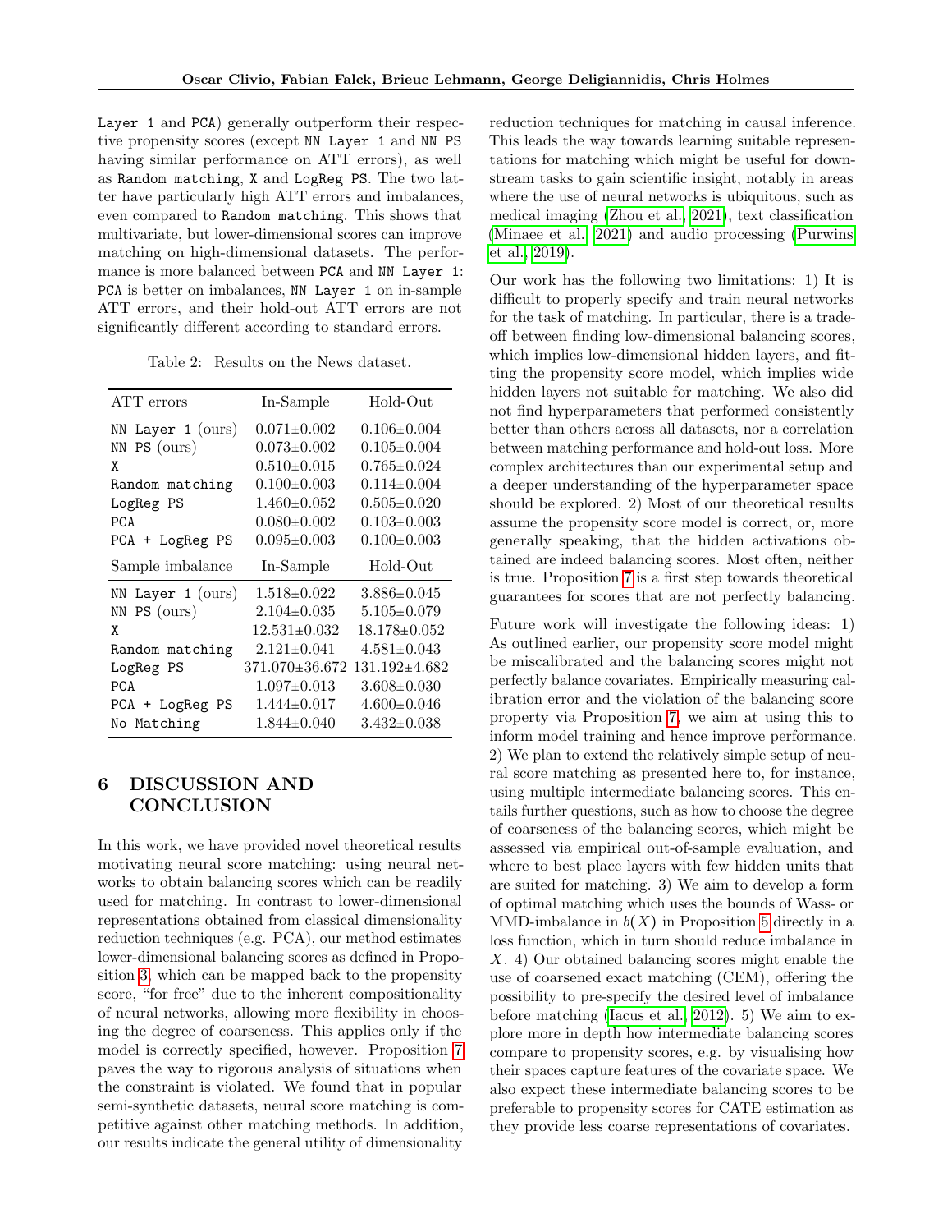Layer 1 and PCA) generally outperform their respective propensity scores (except NN Layer 1 and NN PS having similar performance on ATT errors), as well as Random matching, X and LogReg PS. The two latter have particularly high ATT errors and imbalances, even compared to Random matching. This shows that multivariate, but lower-dimensional scores can improve matching on high-dimensional datasets. The performance is more balanced between PCA and NN Layer 1: PCA is better on imbalances, NN Layer 1 on in-sample ATT errors, and their hold-out ATT errors are not significantly different according to standard errors.

Table 2: Results on the News dataset.

| ATT errors | In-Sample | Hold-Out |
|---|---|---|
| NN Layer 1 (ours) | 0.071±0.002 | 0.106±0.004 |
| NN PS (ours) | 0.073±0.002 | 0.105±0.004 |
| X | 0.510±0.015 | 0.765±0.024 |
| Random matching | 0.100±0.003 | 0.114±0.004 |
| LogReg PS | 1.460±0.052 | 0.505±0.020 |
| PCA | 0.080±0.002 | 0.103±0.003 |
| PCA + LogReg PS | 0.095±0.003 | 0.100±0.003 |
| **Sample imbalance** | **In-Sample** | **Hold-Out** |
| NN Layer 1 (ours) | 1.518±0.022 | 3.886±0.045 |
| NN PS (ours) | 2.104±0.035 | 5.105±0.079 |
| X | 12.531±0.032 | 18.178±0.052 |
| Random matching | 2.121±0.041 | 4.581±0.043 |
| LogReg PS | 371.070±36.672 | 131.192±4.682 |
| PCA | 1.097±0.013 | 3.608±0.030 |
| PCA + LogReg PS | 1.444±0.017 | 4.600±0.046 |
| No Matching | 1.844±0.040 | 3.432±0.038 |

## 6 DISCUSSION AND CONCLUSION

In this work, we have provided novel theoretical results motivating neural score matching: using neural networks to obtain balancing scores which can be readily used for matching. In contrast to lower-dimensional representations obtained from classical dimensionality reduction techniques (e.g. PCA), our method estimates lower-dimensional balancing scores as defined in Proposition 3, which can be mapped back to the propensity score, "for free" due to the inherent compositionality of neural networks, allowing more flexibility in choosing the degree of coarseness. This applies only if the model is correctly specified, however. Proposition 7 paves the way to rigorous analysis of situations when the constraint is violated. We found that in popular semi-synthetic datasets, neural score matching is competitive against other matching methods. In addition, our results indicate the general utility of dimensionality reduction techniques for matching in causal inference. This leads the way towards learning suitable representations for matching which might be useful for downstream tasks to gain scientific insight, notably in areas where the use of neural networks is ubiquitous, such as medical imaging (Zhou et al., 2021), text classification (Minaee et al., 2021) and audio processing (Purwins et al., 2019).

Our work has the following two limitations: 1) It is difficult to properly specify and train neural networks for the task of matching. In particular, there is a trade-off between finding low-dimensional balancing scores, which implies low-dimensional hidden layers, and fitting the propensity score model, which implies wide hidden layers not suitable for matching. We also did not find hyperparameters that performed consistently better than others across all datasets, nor a correlation between matching performance and hold-out loss. More complex architectures than our experimental setup and a deeper understanding of the hyperparameter space should be explored. 2) Most of our theoretical results assume the propensity score model is correct, or, more generally speaking, that the hidden activations obtained are indeed balancing scores. Most often, neither is true. Proposition 7 is a first step towards theoretical guarantees for scores that are not perfectly balancing.

Future work will investigate the following ideas: 1) As outlined earlier, our propensity score model might be miscalibrated and the balancing scores might not perfectly balance covariates. Empirically measuring calibration error and the violation of the balancing score property via Proposition 7, we aim at using this to inform model training and hence improve performance. 2) We plan to extend the relatively simple setup of neural score matching as presented here to, for instance, using multiple intermediate balancing scores. This entails further questions, such as how to choose the degree of coarseness of the balancing scores, which might be assessed via empirical out-of-sample evaluation, and where to best place layers with few hidden units that are suited for matching. 3) We aim to develop a form of optimal matching which uses the bounds of Wass- or MMD-imbalance in $b(X)$ in Proposition 5 directly in a loss function, which in turn should reduce imbalance in $X$. 4) Our obtained balancing scores might enable the use of coarsened exact matching (CEM), offering the possibility to pre-specify the desired level of imbalance before matching (Iacus et al., 2012). 5) We aim to explore more in depth how intermediate balancing scores compare to propensity scores, e.g. by visualising how their spaces capture features of the covariate space. We also expect these intermediate balancing scores to be preferable to propensity scores for CATE estimation as they provide less coarse representations of covariates.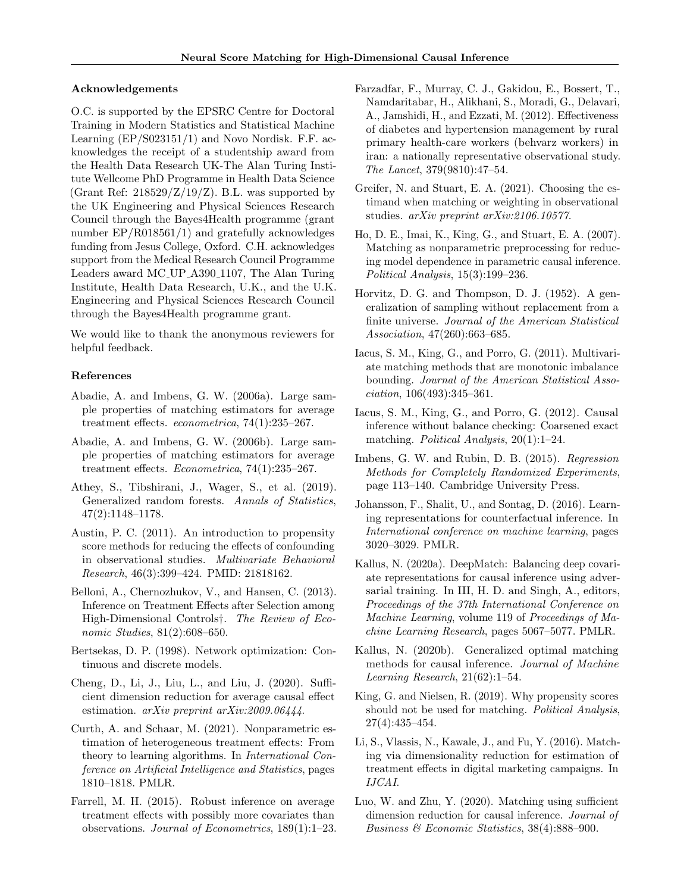## Acknowledgements

O.C. is supported by the EPSRC Centre for Doctoral Training in Modern Statistics and Statistical Machine Learning (EP/S023151/1) and Novo Nordisk. F.F. acknowledges the receipt of a studentship award from the Health Data Research UK-The Alan Turing Institute Wellcome PhD Programme in Health Data Science (Grant Ref: 218529/Z/19/Z). B.L. was supported by the UK Engineering and Physical Sciences Research Council through the Bayes4Health programme (grant number EP/R018561/1) and gratefully acknowledges funding from Jesus College, Oxford. C.H. acknowledges support from the Medical Research Council Programme Leaders award MC_UP_A390_1107, The Alan Turing Institute, Health Data Research, U.K., and the U.K. Engineering and Physical Sciences Research Council through the Bayes4Health programme grant.

We would like to thank the anonymous reviewers for helpful feedback.

## References

Abadie, A. and Imbens, G. W. (2006a). Large sample properties of matching estimators for average treatment effects. *econometrica*, 74(1):235–267.

Abadie, A. and Imbens, G. W. (2006b). Large sample properties of matching estimators for average treatment effects. *Econometrica*, 74(1):235–267.

Athey, S., Tibshirani, J., Wager, S., et al. (2019). Generalized random forests. *Annals of Statistics*, 47(2):1148–1178.

Austin, P. C. (2011). An introduction to propensity score methods for reducing the effects of confounding in observational studies. *Multivariate Behavioral Research*, 46(3):399–424. PMID: 21818162.

Belloni, A., Chernozhukov, V., and Hansen, C. (2013). Inference on Treatment Effects after Selection among High-Dimensional Controls†. *The Review of Economic Studies*, 81(2):608–650.

Bertsekas, D. P. (1998). Network optimization: Continuous and discrete models.

Cheng, D., Li, J., Liu, L., and Liu, J. (2020). Sufficient dimension reduction for average causal effect estimation. *arXiv preprint arXiv:2009.06444*.

Curth, A. and Schaar, M. (2021). Nonparametric estimation of heterogeneous treatment effects: From theory to learning algorithms. In *International Conference on Artificial Intelligence and Statistics*, pages 1810–1818. PMLR.

Farrell, M. H. (2015). Robust inference on average treatment effects with possibly more covariates than observations. *Journal of Econometrics*, 189(1):1–23.

Farzadfar, F., Murray, C. J., Gakidou, E., Bossert, T., Namdaritabar, H., Alikhani, S., Moradi, G., Delavari, A., Jamshidi, H., and Ezzati, M. (2012). Effectiveness of diabetes and hypertension management by rural primary health-care workers (behvarz workers) in iran: a nationally representative observational study. *The Lancet*, 379(9810):47–54.

Greifer, N. and Stuart, E. A. (2021). Choosing the estimand when matching or weighting in observational studies. *arXiv preprint arXiv:2106.10577*.

Ho, D. E., Imai, K., King, G., and Stuart, E. A. (2007). Matching as nonparametric preprocessing for reducing model dependence in parametric causal inference. *Political Analysis*, 15(3):199–236.

Horvitz, D. G. and Thompson, D. J. (1952). A generalization of sampling without replacement from a finite universe. *Journal of the American Statistical Association*, 47(260):663–685.

Iacus, S. M., King, G., and Porro, G. (2011). Multivariate matching methods that are monotonic imbalance bounding. *Journal of the American Statistical Association*, 106(493):345–361.

Iacus, S. M., King, G., and Porro, G. (2012). Causal inference without balance checking: Coarsened exact matching. *Political Analysis*, 20(1):1–24.

Imbens, G. W. and Rubin, D. B. (2015). *Regression Methods for Completely Randomized Experiments*, page 113–140. Cambridge University Press.

Johansson, F., Shalit, U., and Sontag, D. (2016). Learning representations for counterfactual inference. In *International conference on machine learning*, pages 3020–3029. PMLR.

Kallus, N. (2020a). DeepMatch: Balancing deep covariate representations for causal inference using adversarial training. In III, H. D. and Singh, A., editors, *Proceedings of the 37th International Conference on Machine Learning*, volume 119 of *Proceedings of Machine Learning Research*, pages 5067–5077. PMLR.

Kallus, N. (2020b). Generalized optimal matching methods for causal inference. *Journal of Machine Learning Research*, 21(62):1–54.

King, G. and Nielsen, R. (2019). Why propensity scores should not be used for matching. *Political Analysis*, 27(4):435–454.

Li, S., Vlassis, N., Kawale, J., and Fu, Y. (2016). Matching via dimensionality reduction for estimation of treatment effects in digital marketing campaigns. In *IJCAI*.

Luo, W. and Zhu, Y. (2020). Matching using sufficient dimension reduction for causal inference. *Journal of Business & Economic Statistics*, 38(4):888–900.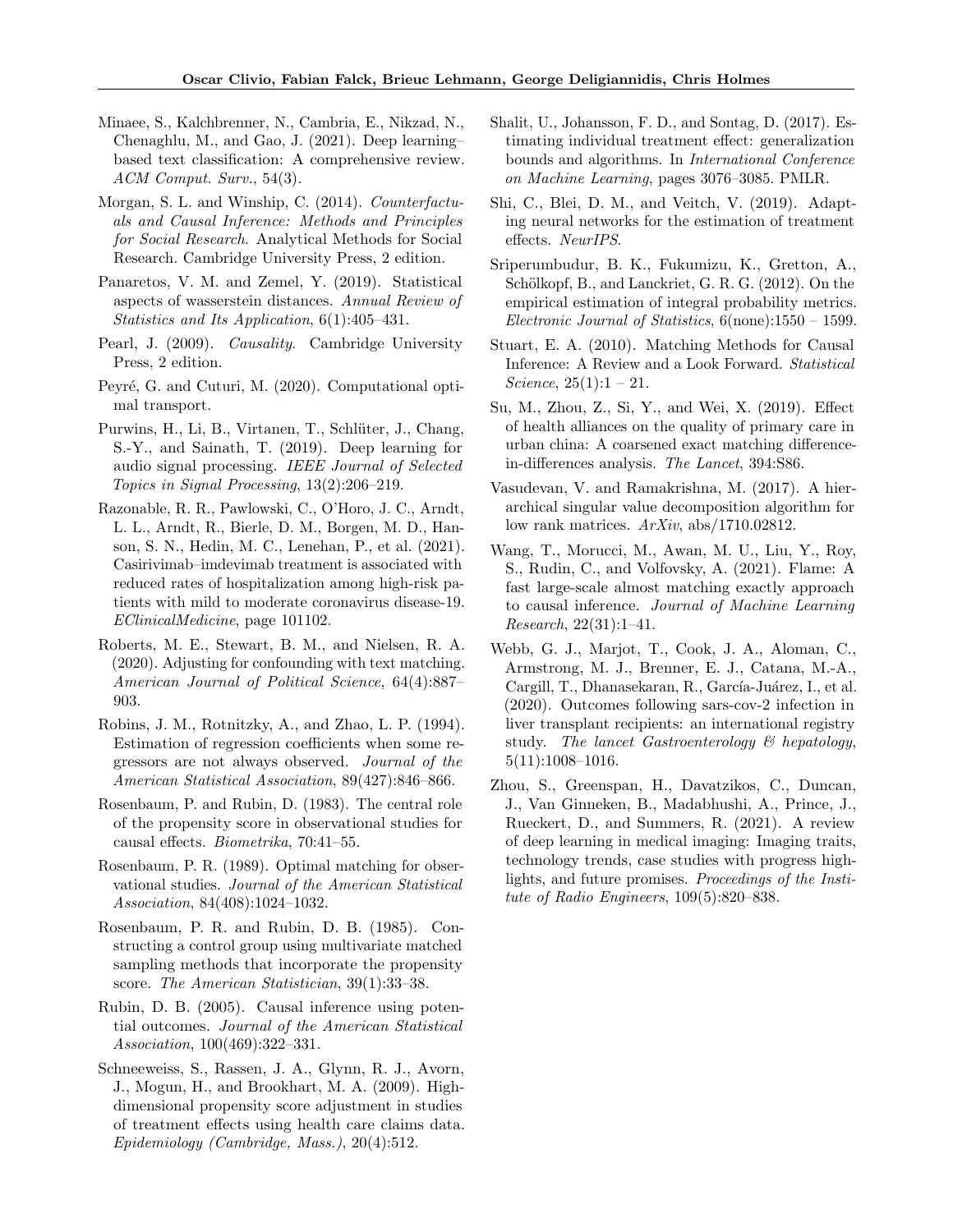Minaee, S., Kalchbrenner, N., Cambria, E., Nikzad, N., Chenaghlu, M., and Gao, J. (2021). Deep learning–based text classification: A comprehensive review. *ACM Comput. Surv.*, 54(3).

Morgan, S. L. and Winship, C. (2014). *Counterfactuals and Causal Inference: Methods and Principles for Social Research*. Analytical Methods for Social Research. Cambridge University Press, 2 edition.

Panaretos, V. M. and Zemel, Y. (2019). Statistical aspects of wasserstein distances. *Annual Review of Statistics and Its Application*, 6(1):405–431.

Pearl, J. (2009). *Causality*. Cambridge University Press, 2 edition.

Peyré, G. and Cuturi, M. (2020). Computational optimal transport.

Purwins, H., Li, B., Virtanen, T., Schlüter, J., Chang, S.-Y., and Sainath, T. (2019). Deep learning for audio signal processing. *IEEE Journal of Selected Topics in Signal Processing*, 13(2):206–219.

Razonable, R. R., Pawlowski, C., O'Horo, J. C., Arndt, L. L., Arndt, R., Bierle, D. M., Borgen, M. D., Hanson, S. N., Hedin, M. C., Lenehan, P., et al. (2021). Casirivimab–imdevimab treatment is associated with reduced rates of hospitalization among high-risk patients with mild to moderate coronavirus disease-19. *EClinicalMedicine*, page 101102.

Roberts, M. E., Stewart, B. M., and Nielsen, R. A. (2020). Adjusting for confounding with text matching. *American Journal of Political Science*, 64(4):887–903.

Robins, J. M., Rotnitzky, A., and Zhao, L. P. (1994). Estimation of regression coefficients when some regressors are not always observed. *Journal of the American Statistical Association*, 89(427):846–866.

Rosenbaum, P. and Rubin, D. (1983). The central role of the propensity score in observational studies for causal effects. *Biometrika*, 70:41–55.

Rosenbaum, P. R. (1989). Optimal matching for observational studies. *Journal of the American Statistical Association*, 84(408):1024–1032.

Rosenbaum, P. R. and Rubin, D. B. (1985). Constructing a control group using multivariate matched sampling methods that incorporate the propensity score. *The American Statistician*, 39(1):33–38.

Rubin, D. B. (2005). Causal inference using potential outcomes. *Journal of the American Statistical Association*, 100(469):322–331.

Schneeweiss, S., Rassen, J. A., Glynn, R. J., Avorn, J., Mogun, H., and Brookhart, M. A. (2009). High-dimensional propensity score adjustment in studies of treatment effects using health care claims data. *Epidemiology (Cambridge, Mass.)*, 20(4):512.

Shalit, U., Johansson, F. D., and Sontag, D. (2017). Estimating individual treatment effect: generalization bounds and algorithms. In *International Conference on Machine Learning*, pages 3076–3085. PMLR.

Shi, C., Blei, D. M., and Veitch, V. (2019). Adapting neural networks for the estimation of treatment effects. *NeurIPS*.

Sriperumbudur, B. K., Fukumizu, K., Gretton, A., Schölkopf, B., and Lanckriet, G. R. G. (2012). On the empirical estimation of integral probability metrics. *Electronic Journal of Statistics*, 6(none):1550 – 1599.

Stuart, E. A. (2010). Matching Methods for Causal Inference: A Review and a Look Forward. *Statistical Science*, 25(1):1 – 21.

Su, M., Zhou, Z., Si, Y., and Wei, X. (2019). Effect of health alliances on the quality of primary care in urban china: A coarsened exact matching difference-in-differences analysis. *The Lancet*, 394:S86.

Vasudevan, V. and Ramakrishna, M. (2017). A hierarchical singular value decomposition algorithm for low rank matrices. *ArXiv*, abs/1710.02812.

Wang, T., Morucci, M., Awan, M. U., Liu, Y., Roy, S., Rudin, C., and Volfovsky, A. (2021). Flame: A fast large-scale almost matching exactly approach to causal inference. *Journal of Machine Learning Research*, 22(31):1–41.

Webb, G. J., Marjot, T., Cook, J. A., Aloman, C., Armstrong, M. J., Brenner, E. J., Catana, M.-A., Cargill, T., Dhanasekaran, R., García-Juárez, I., et al. (2020). Outcomes following sars-cov-2 infection in liver transplant recipients: an international registry study. *The lancet Gastroenterology & hepatology*, 5(11):1008–1016.

Zhou, S., Greenspan, H., Davatzikos, C., Duncan, J., Van Ginneken, B., Madabhushi, A., Prince, J., Rueckert, D., and Summers, R. (2021). A review of deep learning in medical imaging: Imaging traits, technology trends, case studies with progress highlights, and future promises. *Proceedings of the Institute of Radio Engineers*, 109(5):820–838.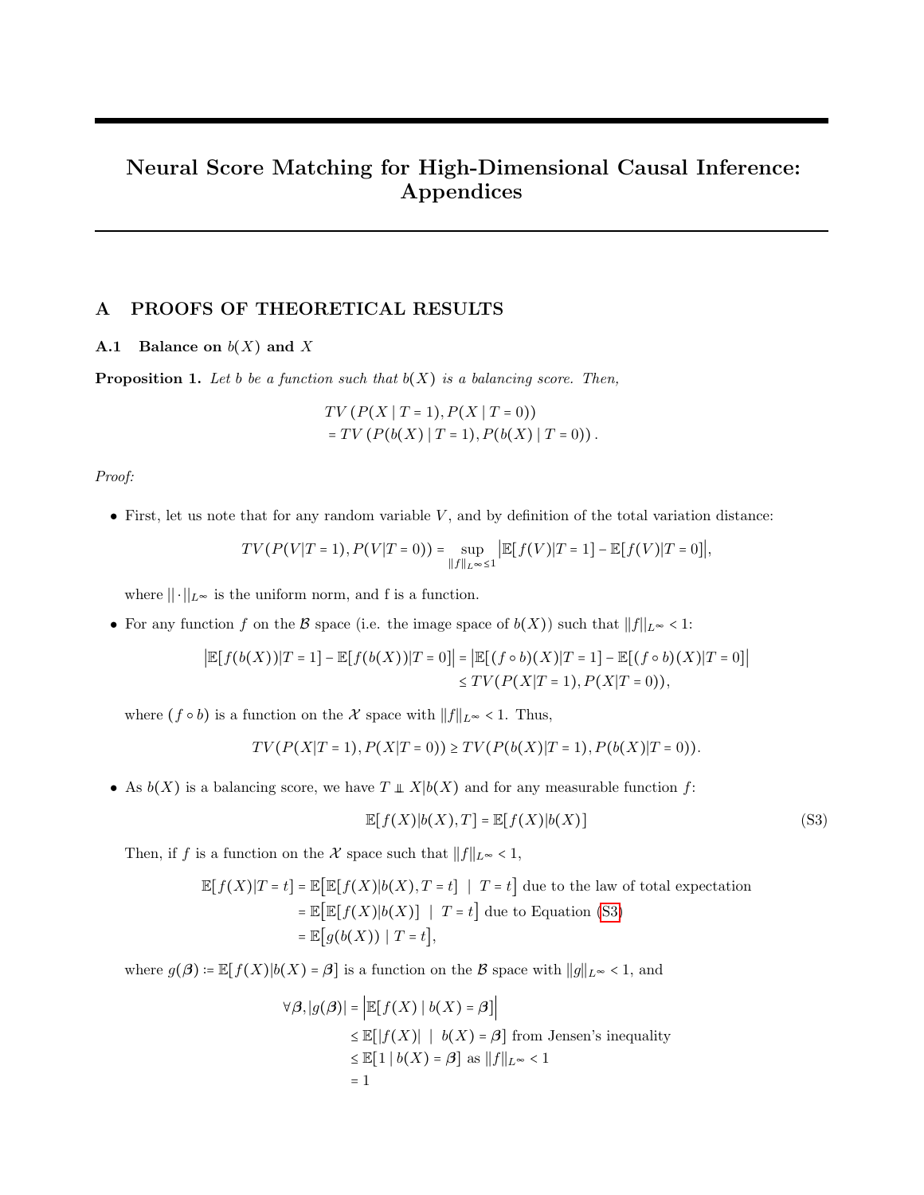# Neural Score Matching for High-Dimensional Causal Inference: Appendices

## A PROOFS OF THEORETICAL RESULTS

### A.1 Balance on $b(X)$ and $X$

**Proposition 1.** *Let $b$ be a function such that $b(X)$ is a balancing score. Then,*

$$
\begin{aligned}
&TV\left(P(X \mid T=1), P(X \mid T=0)\right) \\
&= TV\left(P(b(X) \mid T=1), P(b(X) \mid T=0)\right).
\end{aligned}
$$

*Proof:*

- First, let us note that for any random variable $V$, and by definition of the total variation distance:

$$TV(P(V|T=1), P(V|T=0)) = \sup_{\|f\|_{L^\infty} \le 1} \left| \mathbb{E}[f(V)|T=1] - \mathbb{E}[f(V)|T=0] \right|,$$

  where $\|\cdot\|_{L^\infty}$ is the uniform norm, and f is a function.

- For any function $f$ on the $\mathcal{B}$ space (i.e. the image space of $b(X)$) such that $\|f\|_{L^\infty} < 1$:

$$
\begin{aligned}
\left| \mathbb{E}[f(b(X))|T=1] - \mathbb{E}[f(b(X))|T=0] \right| &= \left| \mathbb{E}[(f \circ b)(X)|T=1] - \mathbb{E}[(f \circ b)(X)|T=0] \right| \\
&\le TV(P(X|T=1), P(X|T=0)),
\end{aligned}
$$

  where $(f \circ b)$ is a function on the $\mathcal{X}$ space with $\|f\|_{L^\infty} < 1$. Thus,

$$TV(P(X|T=1), P(X|T=0)) \ge TV(P(b(X)|T=1), P(b(X)|T=0)).$$

- As $b(X)$ is a balancing score, we have $T \perp\!\!\!\perp X | b(X)$ and for any measurable function $f$:

$$\mathbb{E}[f(X)|b(X), T] = \mathbb{E}[f(X)|b(X)] \tag{S3}$$

  Then, if $f$ is a function on the $\mathcal{X}$ space such that $\|f\|_{L^\infty} < 1$,

$$
\begin{aligned}
\mathbb{E}[f(X)|T=t] &= \mathbb{E}\big[\mathbb{E}[f(X)|b(X), T=t] \ \mid \ T=t\big] \text{ due to the law of total expectation} \\
&= \mathbb{E}\big[\mathbb{E}[f(X)|b(X)] \ \mid \ T=t\big] \text{ due to Equation (S3)} \\
&= \mathbb{E}\big[g(b(X)) \mid T=t\big],
\end{aligned}
$$

  where $g(\boldsymbol{\beta}) \coloneqq \mathbb{E}[f(X)|b(X) = \boldsymbol{\beta}]$ is a function on the $\mathcal{B}$ space with $\|g\|_{L^\infty} < 1$, and

$$
\begin{aligned}
\forall \boldsymbol{\beta}, |g(\boldsymbol{\beta})| &= \left| \mathbb{E}[f(X) \mid b(X) = \boldsymbol{\beta}] \right| \\
&\le \mathbb{E}[|f(X)| \ \mid \ b(X) = \boldsymbol{\beta}] \text{ from Jensen's inequality} \\
&\le \mathbb{E}[1 \mid b(X) = \boldsymbol{\beta}] \text{ as } \|f\|_{L^\infty} < 1 \\
&= 1
\end{aligned}
$$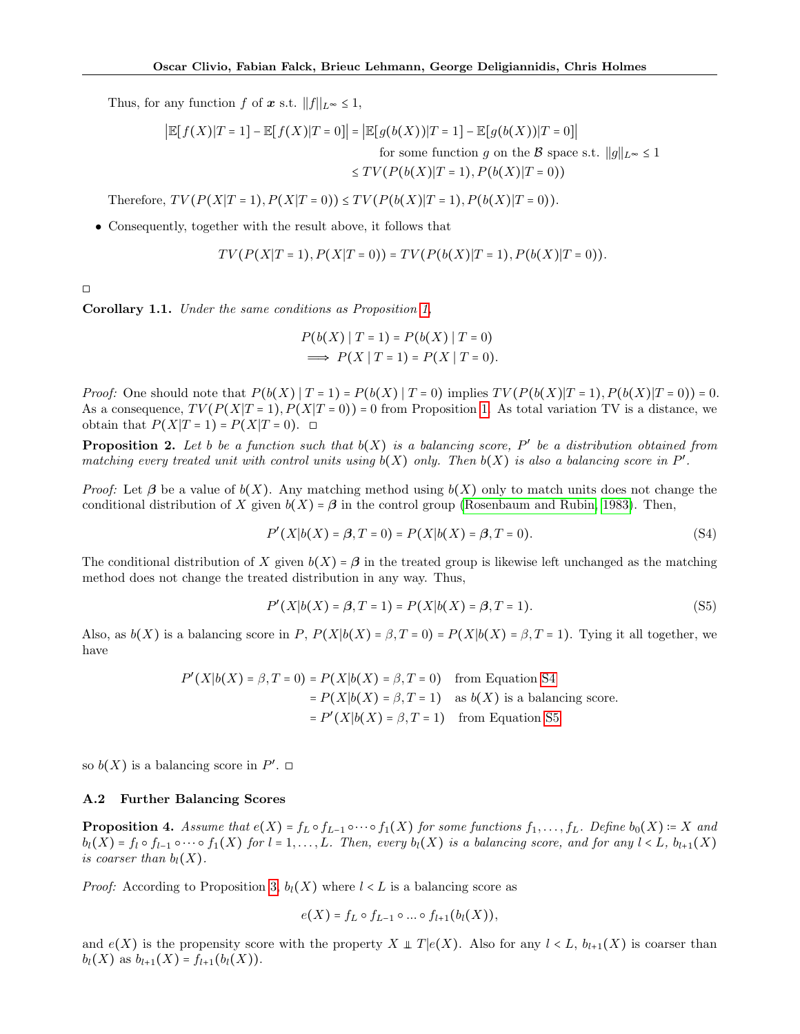Thus, for any function $f$ of $\boldsymbol{x}$ s.t. $\|f\|_{L^\infty} \leq 1$,

$$
\begin{aligned}
\left|\mathbb{E}[f(X)|T=1] - \mathbb{E}[f(X)|T=0]\right| &= \left|\mathbb{E}[g(b(X))|T=1] - \mathbb{E}[g(b(X))|T=0]\right| \\
&\qquad \text{for some function } g \text{ on the } \mathcal{B} \text{ space s.t. } \|g\|_{L^\infty} \leq 1 \\
&\leq TV(P(b(X)|T=1), P(b(X)|T=0))
\end{aligned}
$$

Therefore, $TV(P(X|T=1), P(X|T=0)) \leq TV(P(b(X)|T=1), P(b(X)|T=0))$.

- Consequently, together with the result above, it follows that

$$
TV(P(X|T=1), P(X|T=0)) = TV(P(b(X)|T=1), P(b(X)|T=0)).
$$

□

**Corollary 1.1.** *Under the same conditions as Proposition 1,*

$$
\begin{aligned}
&P(b(X) \mid T=1) = P(b(X) \mid T=0) \\
\implies &P(X \mid T=1) = P(X \mid T=0).
\end{aligned}
$$

*Proof:* One should note that $P(b(X) \mid T=1) = P(b(X) \mid T=0)$ implies $TV(P(b(X)|T=1), P(b(X)|T=0)) = 0$. As a consequence, $TV(P(X|T=1), P(X|T=0)) = 0$ from Proposition 1. As total variation TV is a distance, we obtain that $P(X|T=1) = P(X|T=0)$. □

**Proposition 2.** *Let $b$ be a function such that $b(X)$ is a balancing score, $P'$ be a distribution obtained from matching every treated unit with control units using $b(X)$ only. Then $b(X)$ is also a balancing score in $P'$.*

*Proof:* Let $\boldsymbol{\beta}$ be a value of $b(X)$. Any matching method using $b(X)$ only to match units does not change the conditional distribution of $X$ given $b(X) = \boldsymbol{\beta}$ in the control group (Rosenbaum and Rubin, 1983). Then,

$$
P'(X|b(X) = \boldsymbol{\beta}, T=0) = P(X|b(X) = \boldsymbol{\beta}, T=0). \tag{S4}
$$

The conditional distribution of $X$ given $b(X) = \boldsymbol{\beta}$ in the treated group is likewise left unchanged as the matching method does not change the treated distribution in any way. Thus,

$$
P'(X|b(X) = \boldsymbol{\beta}, T=1) = P(X|b(X) = \boldsymbol{\beta}, T=1). \tag{S5}
$$

Also, as $b(X)$ is a balancing score in $P$, $P(X|b(X) = \beta, T=0) = P(X|b(X) = \beta, T=1)$. Tying it all together, we have

$$
\begin{aligned}
P'(X|b(X) = \beta, T=0) &= P(X|b(X) = \beta, T=0) \quad \text{from Equation S4} \\
&= P(X|b(X) = \beta, T=1) \quad \text{as } b(X) \text{ is a balancing score.} \\
&= P'(X|b(X) = \beta, T=1) \quad \text{from Equation S5}
\end{aligned}
$$

so $b(X)$ is a balancing score in $P'$. □

### A.2 Further Balancing Scores

**Proposition 4.** *Assume that $e(X) = f_L \circ f_{L-1} \circ \cdots \circ f_1(X)$ for some functions $f_1, \ldots, f_L$. Define $b_0(X) := X$ and $b_l(X) = f_l \circ f_{l-1} \circ \cdots \circ f_1(X)$ for $l = 1, \ldots, L$. Then, every $b_l(X)$ is a balancing score, and for any $l < L$, $b_{l+1}(X)$ is coarser than $b_l(X)$.*

*Proof:* According to Proposition 3, $b_l(X)$ where $l < L$ is a balancing score as

$$
e(X) = f_L \circ f_{L-1} \circ \ldots \circ f_{l+1}(b_l(X)),
$$

and $e(X)$ is the propensity score with the property $X \perp\!\!\!\perp T|e(X)$. Also for any $l < L$, $b_{l+1}(X)$ is coarser than $b_l(X)$ as $b_{l+1}(X) = f_{l+1}(b_l(X))$.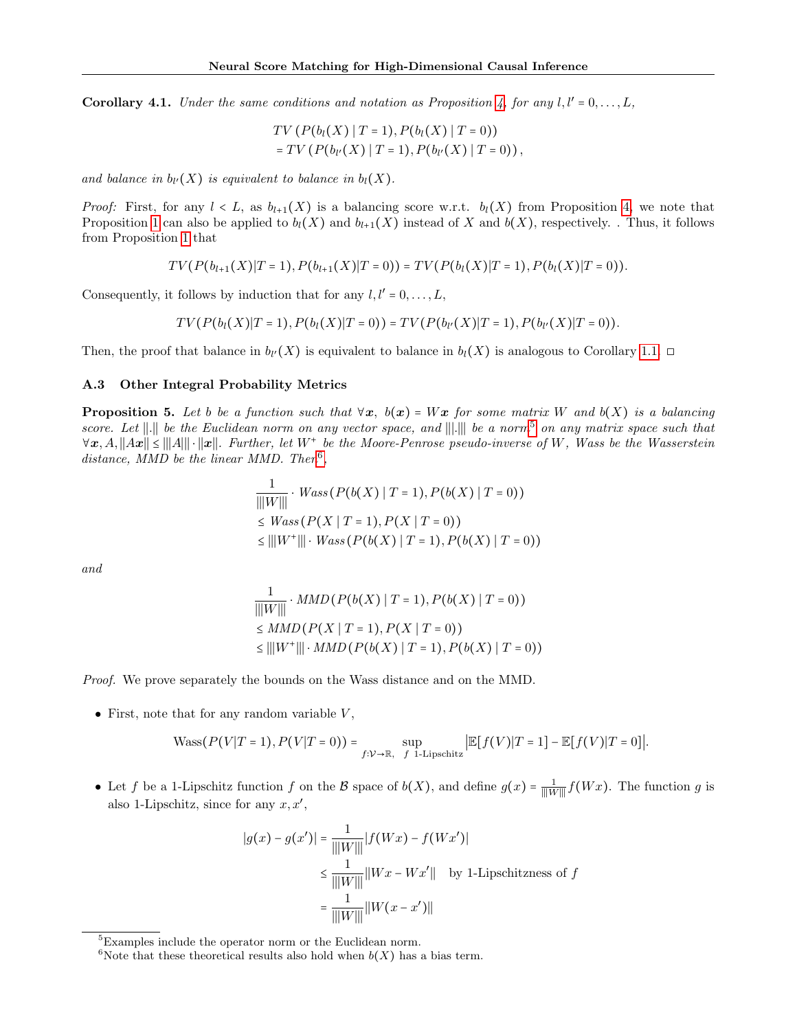**Corollary 4.1.** *Under the same conditions and notation as Proposition 4, for any $l, l' = 0, \dots, L$,*

$$
\begin{aligned}
&TV\left(P(b_l(X) \mid T=1), P(b_l(X) \mid T=0)\right) \\
&= TV\left(P(b_{l'}(X) \mid T=1), P(b_{l'}(X) \mid T=0)\right),
\end{aligned}
$$

*and balance in $b_{l'}(X)$ is equivalent to balance in $b_l(X)$.*

*Proof:* First, for any $l < L$, as $b_{l+1}(X)$ is a balancing score w.r.t. $b_l(X)$ from Proposition 4, we note that Proposition 1 can also be applied to $b_l(X)$ and $b_{l+1}(X)$ instead of $X$ and $b(X)$, respectively. . Thus, it follows from Proposition 1 that

$$
TV(P(b_{l+1}(X)|T=1), P(b_{l+1}(X)|T=0)) = TV(P(b_l(X)|T=1), P(b_l(X)|T=0)).
$$

Consequently, it follows by induction that for any $l, l' = 0, \dots, L$,

$$
TV(P(b_l(X)|T=1), P(b_l(X)|T=0)) = TV(P(b_{l'}(X)|T=1), P(b_{l'}(X)|T=0)).
$$

Then, the proof that balance in $b_{l'}(X)$ is equivalent to balance in $b_l(X)$ is analogous to Corollary 1.1. □

### A.3 Other Integral Probability Metrics

**Proposition 5.** *Let $b$ be a function such that $\forall \boldsymbol{x},\ b(\boldsymbol{x}) = W\boldsymbol{x}$ for some matrix $W$ and $b(X)$ is a balancing score. Let $\|.\|$ be the Euclidean norm on any vector space, and $|||.|||$ be a norm*[5] *on any matrix space such that $\forall \boldsymbol{x}, A, \|A\boldsymbol{x}\| \le |||A||| \cdot \|\boldsymbol{x}\|$. Further, let $W^+$ be the Moore-Penrose pseudo-inverse of $W$, Wass be the Wasserstein distance, MMD be the linear MMD. Then*[6]*,*

$$
\begin{aligned}
&\frac{1}{|||W|||} \cdot Wass\left(P(b(X) \mid T=1), P(b(X) \mid T=0)\right) \\
&\le Wass\left(P(X \mid T=1), P(X \mid T=0)\right) \\
&\le |||W^+||| \cdot Wass\left(P(b(X) \mid T=1), P(b(X) \mid T=0)\right)
\end{aligned}
$$

*and*

$$
\begin{aligned}
&\frac{1}{|||W|||} \cdot MMD\left(P(b(X) \mid T=1), P(b(X) \mid T=0)\right) \\
&\le MMD\left(P(X \mid T=1), P(X \mid T=0)\right) \\
&\le |||W^+||| \cdot MMD\left(P(b(X) \mid T=1), P(b(X) \mid T=0)\right)
\end{aligned}
$$

*Proof.* We prove separately the bounds on the Wass distance and on the MMD.

- First, note that for any random variable $V$,

$$
\text{Wass}(P(V|T=1), P(V|T=0)) = \sup_{f:\mathcal{V}\to\mathbb{R},\ f \text{ 1-Lipschitz}} \left|\mathbb{E}[f(V)|T=1] - \mathbb{E}[f(V)|T=0]\right|.
$$

- Let $f$ be a 1-Lipschitz function $f$ on the $\mathcal{B}$ space of $b(X)$, and define $g(x) = \frac{1}{|||W|||} f(Wx)$. The function $g$ is also 1-Lipschitz, since for any $x, x'$,

$$
\begin{aligned}
|g(x) - g(x')| &= \frac{1}{|||W|||} |f(Wx) - f(Wx')| \\
&\le \frac{1}{|||W|||} \|Wx - Wx'\| \quad \text{by 1-Lipschitzness of } f \\
&= \frac{1}{|||W|||} \|W(x - x')\|
\end{aligned}
$$

[5] Examples include the operator norm or the Euclidean norm.

[6] Note that these theoretical results also hold when $b(X)$ has a bias term.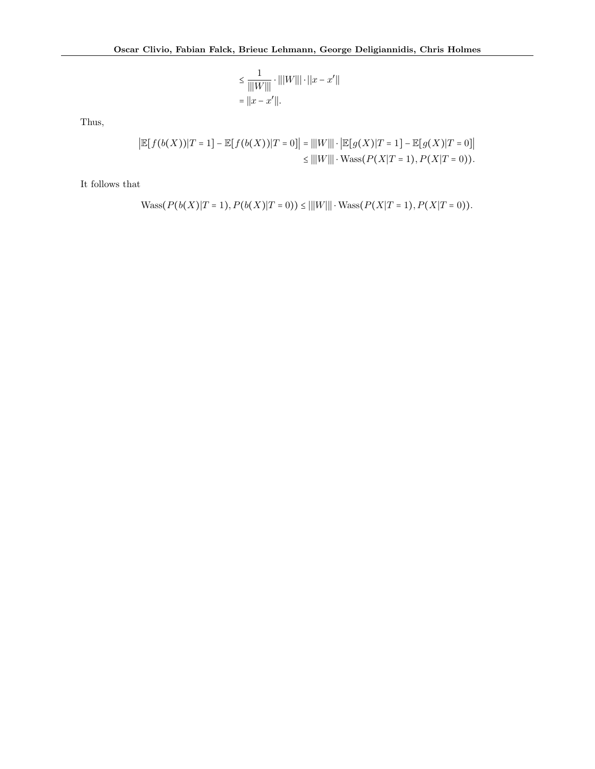$$
\begin{aligned}
&\leq \frac{1}{|||W|||} \cdot |||W||| \cdot ||x - x'|| \\
&= ||x - x'||.
\end{aligned}
$$

Thus,

$$
\begin{aligned}
\left|\mathbb{E}\big[f(b(X))|T=1\big] - \mathbb{E}\big[f(b(X))|T=0\big]\right| &= |||W||| \cdot \left|\mathbb{E}\big[g(X)|T=1\big] - \mathbb{E}\big[g(X)|T=0\big]\right| \\
&\leq |||W||| \cdot \mathrm{Wass}\big(P(X|T=1), P(X|T=0)\big).
\end{aligned}
$$

It follows that

$$
\mathrm{Wass}\big(P(b(X)|T=1), P(b(X)|T=0)\big) \leq |||W||| \cdot \mathrm{Wass}\big(P(X|T=1), P(X|T=0)\big).
$$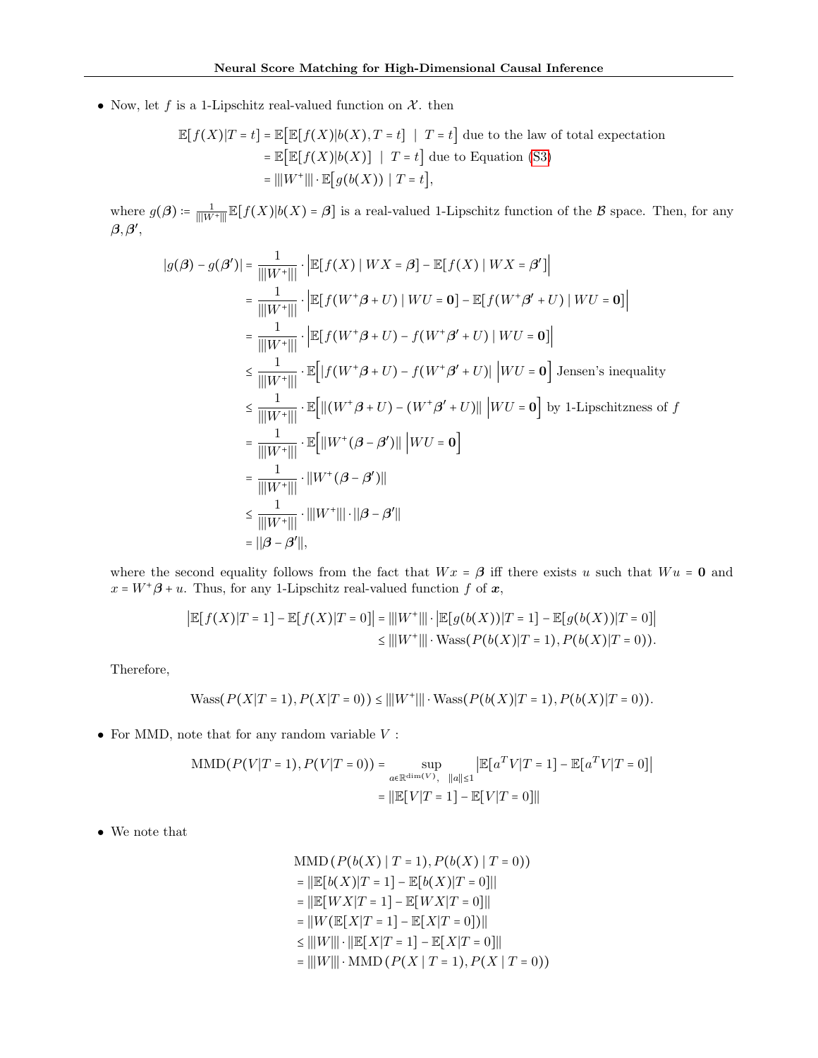- Now, let $f$ is a 1-Lipschitz real-valued function on $\mathcal{X}$. then

$$
\begin{aligned}
\mathbb{E}[f(X)|T=t] &= \mathbb{E}\big[\mathbb{E}[f(X)|b(X), T=t] \ \mid \ T=t\big] \text{ due to the law of total expectation} \\
&= \mathbb{E}\big[\mathbb{E}[f(X)|b(X)] \ \mid \ T=t\big] \text{ due to Equation (S3)} \\
&= |||W^{+}||| \cdot \mathbb{E}\big[g(b(X)) \mid T=t\big],
\end{aligned}
$$

where $g(\boldsymbol{\beta}) := \frac{1}{|||W^{+}|||}\mathbb{E}[f(X)|b(X)=\boldsymbol{\beta}]$ is a real-valued 1-Lipschitz function of the $\mathcal{B}$ space. Then, for any $\boldsymbol{\beta}, \boldsymbol{\beta}'$,

$$
\begin{aligned}
|g(\boldsymbol{\beta}) - g(\boldsymbol{\beta}')| &= \frac{1}{|||W^{+}|||} \cdot \Big|\mathbb{E}[f(X) \mid WX=\boldsymbol{\beta}] - \mathbb{E}[f(X) \mid WX=\boldsymbol{\beta}']\Big| \\
&= \frac{1}{|||W^{+}|||} \cdot \Big|\mathbb{E}[f(W^{+}\boldsymbol{\beta}+U) \mid WU=\mathbf{0}] - \mathbb{E}[f(W^{+}\boldsymbol{\beta}'+U) \mid WU=\mathbf{0}]\Big| \\
&= \frac{1}{|||W^{+}|||} \cdot \Big|\mathbb{E}[f(W^{+}\boldsymbol{\beta}+U) - f(W^{+}\boldsymbol{\beta}'+U) \mid WU=\mathbf{0}]\Big| \\
&\leq \frac{1}{|||W^{+}|||} \cdot \mathbb{E}\Big[|f(W^{+}\boldsymbol{\beta}+U) - f(W^{+}\boldsymbol{\beta}'+U)| \ \Big| WU=\mathbf{0}\Big] \text{ Jensen's inequality} \\
&\leq \frac{1}{|||W^{+}|||} \cdot \mathbb{E}\Big[||(W^{+}\boldsymbol{\beta}+U) - (W^{+}\boldsymbol{\beta}'+U)|| \ \Big| WU=\mathbf{0}\Big] \text{ by 1-Lipschitzness of } f \\
&= \frac{1}{|||W^{+}|||} \cdot \mathbb{E}\Big[||W^{+}(\boldsymbol{\beta}-\boldsymbol{\beta}')|| \ \Big| WU=\mathbf{0}\Big] \\
&= \frac{1}{|||W^{+}|||} \cdot ||W^{+}(\boldsymbol{\beta}-\boldsymbol{\beta}')|| \\
&\leq \frac{1}{|||W^{+}|||} \cdot |||W^{+}||| \cdot ||\boldsymbol{\beta}-\boldsymbol{\beta}'|| \\
&= ||\boldsymbol{\beta}-\boldsymbol{\beta}'||,
\end{aligned}
$$

where the second equality follows from the fact that $Wx = \boldsymbol{\beta}$ iff there exists $u$ such that $Wu = \mathbf{0}$ and $x = W^{+}\boldsymbol{\beta} + u$. Thus, for any 1-Lipschitz real-valued function $f$ of $\boldsymbol{x}$,

$$
\begin{aligned}
\big|\mathbb{E}[f(X)|T=1] - \mathbb{E}[f(X)|T=0]\big| &= |||W^{+}||| \cdot \big|\mathbb{E}[g(b(X))|T=1] - \mathbb{E}[g(b(X))|T=0]\big| \\
&\leq |||W^{+}||| \cdot \text{Wass}(P(b(X)|T=1), P(b(X)|T=0)).
\end{aligned}
$$

Therefore,

$$
\text{Wass}(P(X|T=1), P(X|T=0)) \leq |||W^{+}||| \cdot \text{Wass}(P(b(X)|T=1), P(b(X)|T=0)).
$$

- For MMD, note that for any random variable $V$ :

$$
\begin{aligned}
\text{MMD}(P(V|T=1), P(V|T=0)) &= \sup_{a \in \mathbb{R}^{\dim(V)}, \ \ ||a|| \leq 1} \big|\mathbb{E}[a^{T}V|T=1] - \mathbb{E}[a^{T}V|T=0]\big| \\
&= ||\mathbb{E}[V|T=1] - \mathbb{E}[V|T=0]||
\end{aligned}
$$

- We note that

$$
\begin{aligned}
&\text{MMD}\left(P(b(X) \mid T=1), P(b(X) \mid T=0)\right) \\
&= ||\mathbb{E}[b(X)|T=1] - \mathbb{E}[b(X)|T=0]|| \\
&= ||\mathbb{E}[WX|T=1] - \mathbb{E}[WX|T=0]|| \\
&= ||W(\mathbb{E}[X|T=1] - \mathbb{E}[X|T=0])|| \\
&\leq |||W||| \cdot ||\mathbb{E}[X|T=1] - \mathbb{E}[X|T=0]|| \\
&= |||W||| \cdot \text{MMD}\left(P(X \mid T=1), P(X \mid T=0)\right)
\end{aligned}
$$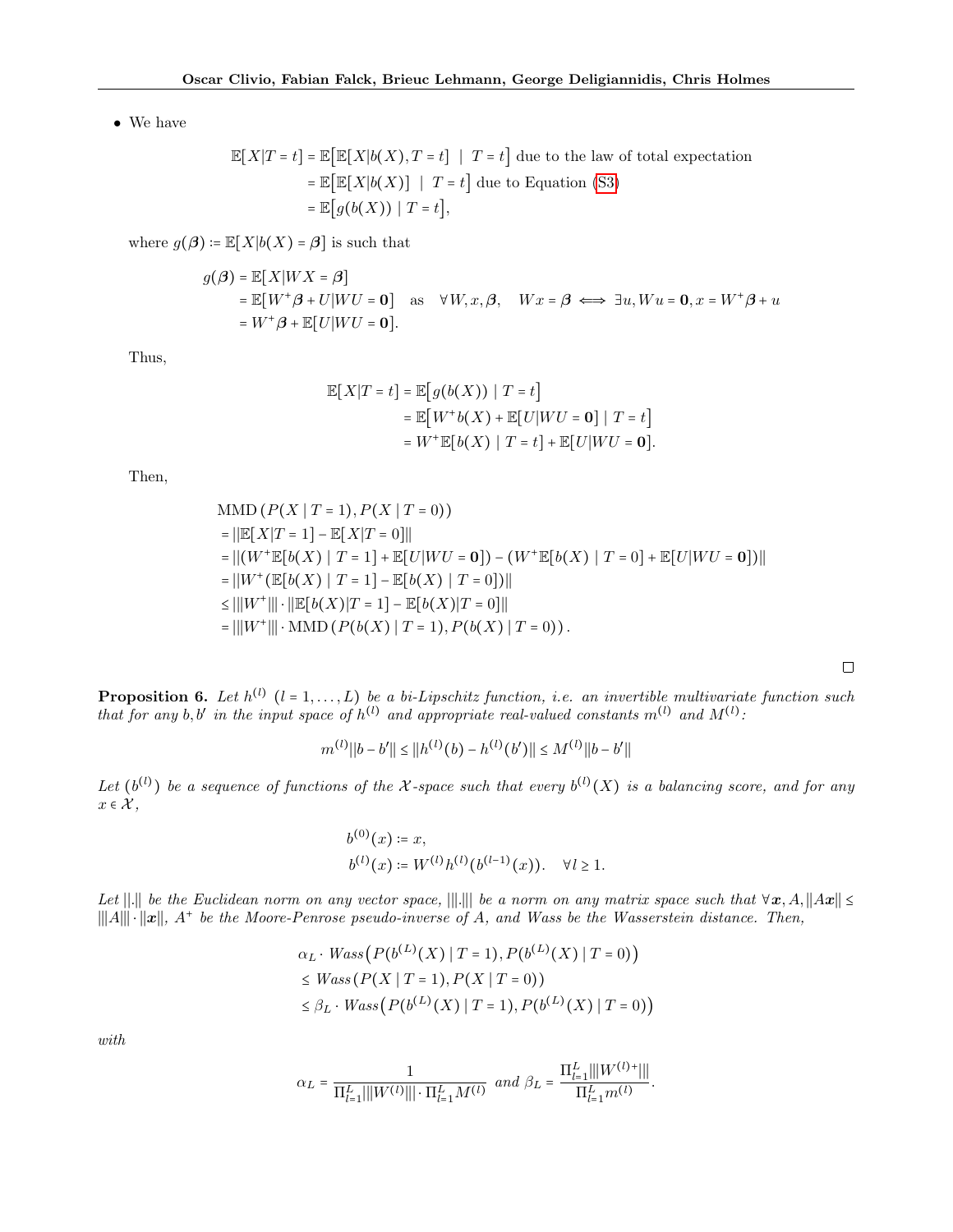- We have

$$\begin{aligned}
\mathbb{E}[X|T=t] &= \mathbb{E}\big[\mathbb{E}[X|b(X), T=t] \;\mid\; T=t\big] \text{ due to the law of total expectation} \\
&= \mathbb{E}\big[\mathbb{E}[X|b(X)] \;\mid\; T=t\big] \text{ due to Equation (S3)} \\
&= \mathbb{E}\big[g(b(X)) \mid T=t\big],
\end{aligned}$$

where $g(\boldsymbol{\beta}) \coloneqq \mathbb{E}[X|b(X)=\boldsymbol{\beta}]$ is such that

$$\begin{aligned}
g(\boldsymbol{\beta}) &= \mathbb{E}[X|WX=\boldsymbol{\beta}] \\
&= \mathbb{E}[W^+\boldsymbol{\beta} + U|WU=\mathbf{0}] \quad \text{as} \quad \forall W, x, \boldsymbol{\beta}, \quad Wx = \boldsymbol{\beta} \iff \exists u, Wu = \mathbf{0}, x = W^+\boldsymbol{\beta} + u \\
&= W^+\boldsymbol{\beta} + \mathbb{E}[U|WU=\mathbf{0}].
\end{aligned}$$

Thus,

$$\begin{aligned}
\mathbb{E}[X|T=t] &= \mathbb{E}\big[g(b(X)) \mid T=t\big] \\
&= \mathbb{E}\big[W^+b(X) + \mathbb{E}[U|WU=\mathbf{0}] \mid T=t\big] \\
&= W^+\mathbb{E}[b(X) \mid T=t] + \mathbb{E}[U|WU=\mathbf{0}].
\end{aligned}$$

Then,

$$\begin{aligned}
&\text{MMD}\left(P(X \mid T=1), P(X \mid T=0)\right) \\
&= ||\mathbb{E}[X|T=1] - \mathbb{E}[X|T=0]|| \\
&= ||(W^+\mathbb{E}[b(X) \mid T=1] + \mathbb{E}[U|WU=\mathbf{0}]) - (W^+\mathbb{E}[b(X) \mid T=0] + \mathbb{E}[U|WU=\mathbf{0}])|| \\
&= ||W^+(\mathbb{E}[b(X) \mid T=1] - \mathbb{E}[b(X) \mid T=0])|| \\
&\le |||W^+||| \cdot ||\mathbb{E}[b(X)|T=1] - \mathbb{E}[b(X)|T=0]|| \\
&= |||W^+||| \cdot \text{MMD}\left(P(b(X) \mid T=1), P(b(X) \mid T=0)\right).
\end{aligned}$$

□

**Proposition 6.** *Let $h^{(l)}$ $(l = 1, \dots, L)$ be a bi-Lipschitz function, i.e. an invertible multivariate function such that for any $b, b'$ in the input space of $h^{(l)}$ and appropriate real-valued constants $m^{(l)}$ and $M^{(l)}$:*

$$m^{(l)}||b - b'|| \le ||h^{(l)}(b) - h^{(l)}(b')|| \le M^{(l)}||b - b'||$$

*Let $(b^{(l)})$ be a sequence of functions of the $\mathcal{X}$-space such that every $b^{(l)}(X)$ is a balancing score, and for any $x \in \mathcal{X}$,*

$$\begin{aligned}
b^{(0)}(x) &\coloneqq x, \\
b^{(l)}(x) &\coloneqq W^{(l)}h^{(l)}(b^{(l-1)}(x)). \quad \forall l \ge 1.
\end{aligned}$$

*Let $||.||$ be the Euclidean norm on any vector space, $|||.|||$ be a norm on any matrix space such that $\forall \boldsymbol{x}, A, ||A\boldsymbol{x}|| \le |||A||| \cdot ||\boldsymbol{x}||$, $A^+$ be the Moore-Penrose pseudo-inverse of $A$, and Wass be the Wasserstein distance. Then,*

$$\begin{aligned}
&\alpha_L \cdot \textit{Wass}\big(P(b^{(L)}(X) \mid T=1), P(b^{(L)}(X) \mid T=0)\big) \\
&\le \textit{Wass}\left(P(X \mid T=1), P(X \mid T=0)\right) \\
&\le \beta_L \cdot \textit{Wass}\big(P(b^{(L)}(X) \mid T=1), P(b^{(L)}(X) \mid T=0)\big)
\end{aligned}$$

*with*

$$\alpha_L = \frac{1}{\Pi_{l=1}^L |||W^{(l)}||| \cdot \Pi_{l=1}^L M^{(l)}} \text{ and } \beta_L = \frac{\Pi_{l=1}^L |||W^{(l)+}|||}{\Pi_{l=1}^L m^{(l)}}.$$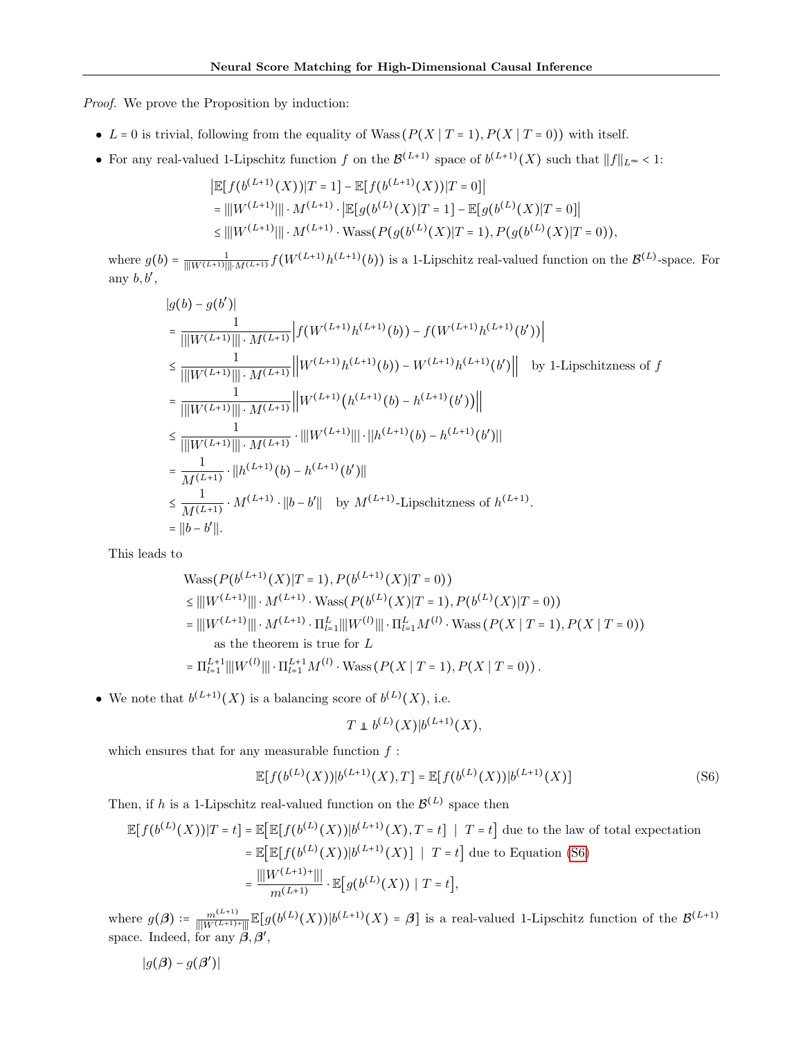*Proof.* We prove the Proposition by induction:

- $L = 0$ is trivial, following from the equality of $\text{Wass}\left(P(X \mid T = 1), P(X \mid T = 0)\right)$ with itself.
- For any real-valued 1-Lipschitz function $f$ on the $\mathcal{B}^{(L+1)}$ space of $b^{(L+1)}(X)$ such that $\|f\|_{L^\infty} < 1$:

$$
\begin{aligned}
&\left|\mathbb{E}[f(b^{(L+1)}(X))|T = 1] - \mathbb{E}[f(b^{(L+1)}(X))|T = 0]\right| \\
&= |||W^{(L+1)}||| \cdot M^{(L+1)} \cdot \left|\mathbb{E}[g(b^{(L)}(X)|T = 1] - \mathbb{E}[g(b^{(L)}(X)|T = 0]\right| \\
&\leq |||W^{(L+1)}||| \cdot M^{(L+1)} \cdot \text{Wass}(P(g(b^{(L)}(X)|T = 1), P(g(b^{(L)}(X)|T = 0)),
\end{aligned}
$$

where $g(b) = \frac{1}{|||W^{(L+1)}||| \cdot M^{(L+1)}} f(W^{(L+1)} h^{(L+1)}(b))$ is a 1-Lipschitz real-valued function on the $\mathcal{B}^{(L)}$-space. For any $b, b'$,

$$
\begin{aligned}
&|g(b) - g(b')| \\
&= \frac{1}{|||W^{(L+1)}||| \cdot M^{(L+1)}} \left|f(W^{(L+1)} h^{(L+1)}(b)) - f(W^{(L+1)} h^{(L+1)}(b'))\right| \\
&\leq \frac{1}{|||W^{(L+1)}||| \cdot M^{(L+1)}} \left\|W^{(L+1)} h^{(L+1)}(b)) - W^{(L+1)} h^{(L+1)}(b')\right\| \quad \text{by 1-Lipschitzness of } f \\
&= \frac{1}{|||W^{(L+1)}||| \cdot M^{(L+1)}} \left\|W^{(L+1)} \big(h^{(L+1)}(b) - h^{(L+1)}(b')\big)\right\| \\
&\leq \frac{1}{|||W^{(L+1)}||| \cdot M^{(L+1)}} \cdot |||W^{(L+1)}||| \cdot ||h^{(L+1)}(b) - h^{(L+1)}(b')|| \\
&= \frac{1}{M^{(L+1)}} \cdot ||h^{(L+1)}(b) - h^{(L+1)}(b')|| \\
&\leq \frac{1}{M^{(L+1)}} \cdot M^{(L+1)} \cdot ||b - b'|| \quad \text{by } M^{(L+1)}\text{-Lipschitzness of } h^{(L+1)}. \\
&= ||b - b'||.
\end{aligned}
$$

This leads to

$$
\begin{aligned}
&\text{Wass}(P(b^{(L+1)}(X)|T = 1), P(b^{(L+1)}(X)|T = 0)) \\
&\leq |||W^{(L+1)}||| \cdot M^{(L+1)} \cdot \text{Wass}(P(b^{(L)}(X)|T = 1), P(b^{(L)}(X)|T = 0)) \\
&= |||W^{(L+1)}||| \cdot M^{(L+1)} \cdot \Pi_{l=1}^{L} |||W^{(l)}||| \cdot \Pi_{l=1}^{L} M^{(l)} \cdot \text{Wass}\left(P(X \mid T = 1), P(X \mid T = 0)\right) \\
&\qquad \text{as the theorem is true for } L \\
&= \Pi_{l=1}^{L+1} |||W^{(l)}||| \cdot \Pi_{l=1}^{L+1} M^{(l)} \cdot \text{Wass}\left(P(X \mid T = 1), P(X \mid T = 0)\right).
\end{aligned}
$$

- We note that $b^{(L+1)}(X)$ is a balancing score of $b^{(L)}(X)$, i.e.

$$
T \perp\!\!\!\perp b^{(L)}(X) | b^{(L+1)}(X),
$$

which ensures that for any measurable function $f$ :

$$
\mathbb{E}[f(b^{(L)}(X))|b^{(L+1)}(X), T] = \mathbb{E}[f(b^{(L)}(X))|b^{(L+1)}(X)] \tag{S6}
$$

Then, if $h$ is a 1-Lipschitz real-valued function on the $\mathcal{B}^{(L)}$ space then

$$
\begin{aligned}
\mathbb{E}[f(b^{(L)}(X))|T = t] &= \mathbb{E}\big[\mathbb{E}[f(b^{(L)}(X))|b^{(L+1)}(X), T = t] \ \mid \ T = t\big] \text{ due to the law of total expectation} \\
&= \mathbb{E}\big[\mathbb{E}[f(b^{(L)}(X))|b^{(L+1)}(X)] \ \mid \ T = t\big] \text{ due to Equation (S6)} \\
&= \frac{|||W^{(L+1)+}|||}{m^{(L+1)}} \cdot \mathbb{E}\big[g(b^{(L)}(X)) \mid T = t\big],
\end{aligned}
$$

where $g(\boldsymbol{\beta}) := \frac{m^{(L+1)}}{|||W^{(L+1)+}|||} \mathbb{E}[g(b^{(L)}(X))|b^{(L+1)}(X) = \boldsymbol{\beta}]$ is a real-valued 1-Lipschitz function of the $\mathcal{B}^{(L+1)}$ space. Indeed, for any $\boldsymbol{\beta}, \boldsymbol{\beta}'$,

$$
|g(\boldsymbol{\beta}) - g(\boldsymbol{\beta}')|
$$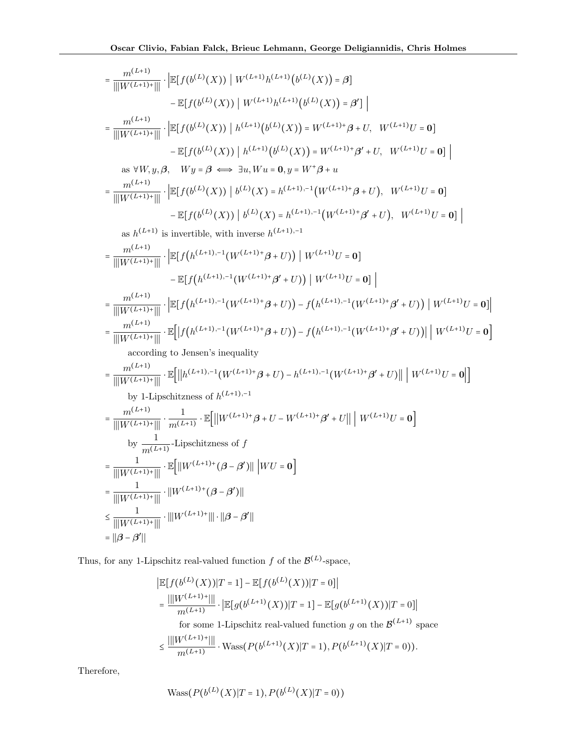$$= \frac{m^{(L+1)}}{|||W^{(L+1)+}|||} \cdot \Big|\mathbb{E}[f(b^{(L)}(X)) \mid W^{(L+1)}h^{(L+1)}\big(b^{(L)}(X)\big) = \boldsymbol{\beta}]$$

$$- \mathbb{E}[f(b^{(L)}(X)) \mid W^{(L+1)}h^{(L+1)}\big(b^{(L)}(X)\big) = \boldsymbol{\beta}'] \Big|$$

$$= \frac{m^{(L+1)}}{|||W^{(L+1)+}|||} \cdot \Big|\mathbb{E}[f(b^{(L)}(X)) \mid h^{(L+1)}\big(b^{(L)}(X)\big) = W^{(L+1)+}\boldsymbol{\beta} + U, \quad W^{(L+1)}U = \mathbf{0}]$$

$$- \mathbb{E}[f(b^{(L)}(X)) \mid h^{(L+1)}\big(b^{(L)}(X)\big) = W^{(L+1)+}\boldsymbol{\beta}' + U, \quad W^{(L+1)}U = \mathbf{0}] \Big|$$

as $\forall W, y, \boldsymbol{\beta}, \quad Wy = \boldsymbol{\beta} \iff \exists u, Wu = \mathbf{0}, y = W^{+}\boldsymbol{\beta} + u$

$$= \frac{m^{(L+1)}}{|||W^{(L+1)+}|||} \cdot \Big|\mathbb{E}[f(b^{(L)}(X)) \mid b^{(L)}(X) = h^{(L+1),-1}\big(W^{(L+1)+}\boldsymbol{\beta} + U\big), \quad W^{(L+1)}U = \mathbf{0}]$$

$$- \mathbb{E}[f(b^{(L)}(X)) \mid b^{(L)}(X) = h^{(L+1),-1}\big(W^{(L+1)+}\boldsymbol{\beta}' + U\big), \quad W^{(L+1)}U = \mathbf{0}] \Big|$$

as $h^{(L+1)}$ is invertible, with inverse $h^{(L+1),-1}$

$$= \frac{m^{(L+1)}}{|||W^{(L+1)+}|||} \cdot \Big|\mathbb{E}[f\big(h^{(L+1),-1}(W^{(L+1)+}\boldsymbol{\beta} + U)\big) \mid W^{(L+1)}U = \mathbf{0}]$$

$$- \mathbb{E}[f\big(h^{(L+1),-1}(W^{(L+1)+}\boldsymbol{\beta}' + U)\big) \mid W^{(L+1)}U = \mathbf{0}] \Big|$$

$$= \frac{m^{(L+1)}}{|||W^{(L+1)+}|||} \cdot \Big|\mathbb{E}[f\big(h^{(L+1),-1}(W^{(L+1)+}\boldsymbol{\beta} + U)\big) - f\big(h^{(L+1),-1}(W^{(L+1)+}\boldsymbol{\beta}' + U)\big) \mid W^{(L+1)}U = \mathbf{0}]\Big|$$

$$= \frac{m^{(L+1)}}{|||W^{(L+1)+}|||} \cdot \mathbb{E}\Big[\Big|f\big(h^{(L+1),-1}(W^{(L+1)+}\boldsymbol{\beta} + U)\big) - f\big(h^{(L+1),-1}(W^{(L+1)+}\boldsymbol{\beta}' + U)\big)\Big| \;\Big|\; W^{(L+1)}U = \mathbf{0}\Big]$$

according to Jensen's inequality

$$= \frac{m^{(L+1)}}{|||W^{(L+1)+}|||} \cdot \mathbb{E}\Big[\Big|\Big|h^{(L+1),-1}(W^{(L+1)+}\boldsymbol{\beta} + U) - h^{(L+1),-1}(W^{(L+1)+}\boldsymbol{\beta}' + U)\Big|\Big| \;\Big|\; W^{(L+1)}U = \mathbf{0}\Big|\Big]$$

by 1-Lipschitzness of $h^{(L+1),-1}$

$$= \frac{m^{(L+1)}}{|||W^{(L+1)+}|||} \cdot \frac{1}{m^{(L+1)}} \cdot \mathbb{E}\Big[\Big|\Big|W^{(L+1)+}\boldsymbol{\beta} + U - W^{(L+1)+}\boldsymbol{\beta}' + U\Big|\Big| \;\Big|\; W^{(L+1)}U = \mathbf{0}\Big]$$

by $\dfrac{1}{m^{(L+1)}}$-Lipschitzness of $f$

$$= \frac{1}{|||W^{(L+1)+}|||} \cdot \mathbb{E}\Big[||W^{(L+1)+}(\boldsymbol{\beta} - \boldsymbol{\beta}')|| \;\Big| WU = \mathbf{0}\Big]$$

$$= \frac{1}{|||W^{(L+1)+}|||} \cdot ||W^{(L+1)+}(\boldsymbol{\beta} - \boldsymbol{\beta}')||$$

$$\leq \frac{1}{|||W^{(L+1)+}|||} \cdot |||W^{(L+1)+}||| \cdot ||\boldsymbol{\beta} - \boldsymbol{\beta}'||$$

$$= ||\boldsymbol{\beta} - \boldsymbol{\beta}'||$$

Thus, for any 1-Lipschitz real-valued function $f$ of the $\mathcal{B}^{(L)}$-space,

$$\Big|\mathbb{E}[f(b^{(L)}(X))|T = 1] - \mathbb{E}[f(b^{(L)}(X))|T = 0]\Big|$$

$$= \frac{|||W^{(L+1)+}|||}{m^{(L+1)}} \cdot \Big|\mathbb{E}[g(b^{(L+1)}(X))|T = 1] - \mathbb{E}[g(b^{(L+1)}(X))|T = 0]\Big|$$

for some 1-Lipschitz real-valued function $g$ on the $\mathcal{B}^{(L+1)}$ space

$$\leq \frac{|||W^{(L+1)+}|||}{m^{(L+1)}} \cdot \text{Wass}(P(b^{(L+1)}(X)|T = 1), P(b^{(L+1)}(X)|T = 0)).$$

Therefore,

$$\text{Wass}(P(b^{(L)}(X)|T = 1), P(b^{(L)}(X)|T = 0))$$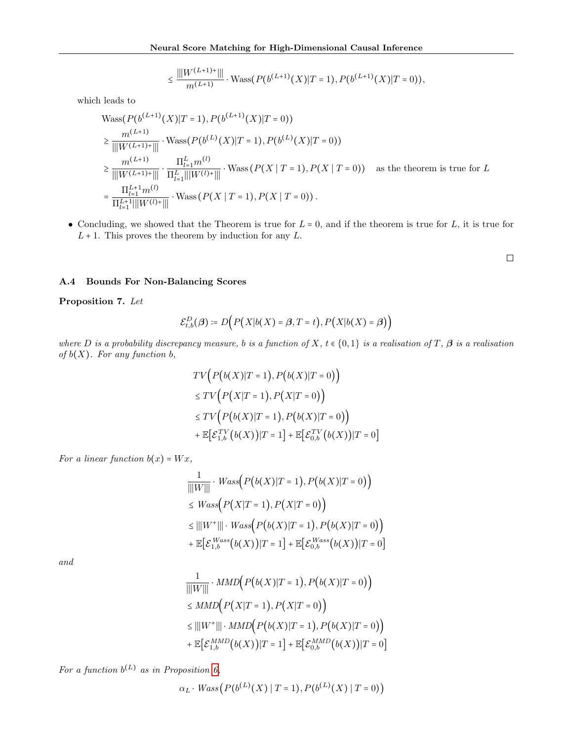$$\leq \frac{|||W^{(L+1)+}|||}{m^{(L+1)}} \cdot \text{Wass}(P(b^{(L+1)}(X)|T=1), P(b^{(L+1)}(X)|T=0)),$$

which leads to

$$\begin{aligned}
&\text{Wass}(P(b^{(L+1)}(X)|T=1), P(b^{(L+1)}(X)|T=0)) \\
&\geq \frac{m^{(L+1)}}{|||W^{(L+1)+}|||} \cdot \text{Wass}(P(b^{(L)}(X)|T=1), P(b^{(L)}(X)|T=0)) \\
&\geq \frac{m^{(L+1)}}{|||W^{(L+1)+}|||} \cdot \frac{\Pi_{l=1}^{L} m^{(l)}}{\Pi_{l=1}^{L} |||W^{(l)+}|||} \cdot \text{Wass}\left(P(X \mid T=1), P(X \mid T=0)\right) \quad \text{as the theorem is true for } L \\
&= \frac{\Pi_{l=1}^{L+1} m^{(l)}}{\Pi_{l=1}^{L+1} |||W^{(l)+}|||} \cdot \text{Wass}\left(P(X \mid T=1), P(X \mid T=0)\right).
\end{aligned}$$

- Concluding, we showed that the Theorem is true for $L = 0$, and if the theorem is true for $L$, it is true for $L + 1$. This proves the theorem by induction for any $L$.

□

### A.4 Bounds For Non-Balancing Scores

**Proposition 7.** *Let*

$$\mathcal{E}_{t,b}^{D}(\boldsymbol{\beta}) := D\Big(P\big(X|b(X) = \boldsymbol{\beta}, T = t\big), P\big(X|b(X) = \boldsymbol{\beta}\big)\Big)$$

*where $D$ is a probability discrepancy measure, $b$ is a function of $X$, $t \in \{0, 1\}$ is a realisation of $T$, $\boldsymbol{\beta}$ is a realisation of $b(X)$. For any function $b$,*

$$\begin{aligned}
&TV\Big(P\big(b(X)|T=1\big), P\big(b(X)|T=0\big)\Big) \\
&\leq TV\Big(P\big(X|T=1\big), P\big(X|T=0\big)\Big) \\
&\leq TV\Big(P\big(b(X)|T=1\big), P\big(b(X)|T=0\big)\Big) \\
&+ \mathbb{E}\big[\mathcal{E}_{1,b}^{TV}\big(b(X)\big)|T=1\big] + \mathbb{E}\big[\mathcal{E}_{0,b}^{TV}\big(b(X)\big)|T=0\big]
\end{aligned}$$

*For a linear function $b(x) = Wx$,*

$$\begin{aligned}
&\frac{1}{|||W|||} \cdot Wass\Big(P\big(b(X)|T=1\big), P\big(b(X)|T=0\big)\Big) \\
&\leq Wass\Big(P\big(X|T=1\big), P\big(X|T=0\big)\Big) \\
&\leq |||W^{+}||| \cdot Wass\Big(P\big(b(X)|T=1\big), P\big(b(X)|T=0\big)\Big) \\
&+ \mathbb{E}\big[\mathcal{E}_{1,b}^{Wass}\big(b(X)\big)|T=1\big] + \mathbb{E}\big[\mathcal{E}_{0,b}^{Wass}\big(b(X)\big)|T=0\big]
\end{aligned}$$

*and*

$$\begin{aligned}
&\frac{1}{|||W|||} \cdot MMD\Big(P\big(b(X)|T=1\big), P\big(b(X)|T=0\big)\Big) \\
&\leq MMD\Big(P\big(X|T=1\big), P\big(X|T=0\big)\Big) \\
&\leq |||W^{+}||| \cdot MMD\Big(P\big(b(X)|T=1\big), P\big(b(X)|T=0\big)\Big) \\
&+ \mathbb{E}\big[\mathcal{E}_{1,b}^{MMD}\big(b(X)\big)|T=1\big] + \mathbb{E}\big[\mathcal{E}_{0,b}^{MMD}\big(b(X)\big)|T=0\big]
\end{aligned}$$

*For a function $b^{(L)}$ as in Proposition 6,*

$$\alpha_L \cdot Wass\big(P(b^{(L)}(X) \mid T=1), P(b^{(L)}(X) \mid T=0)\big)$$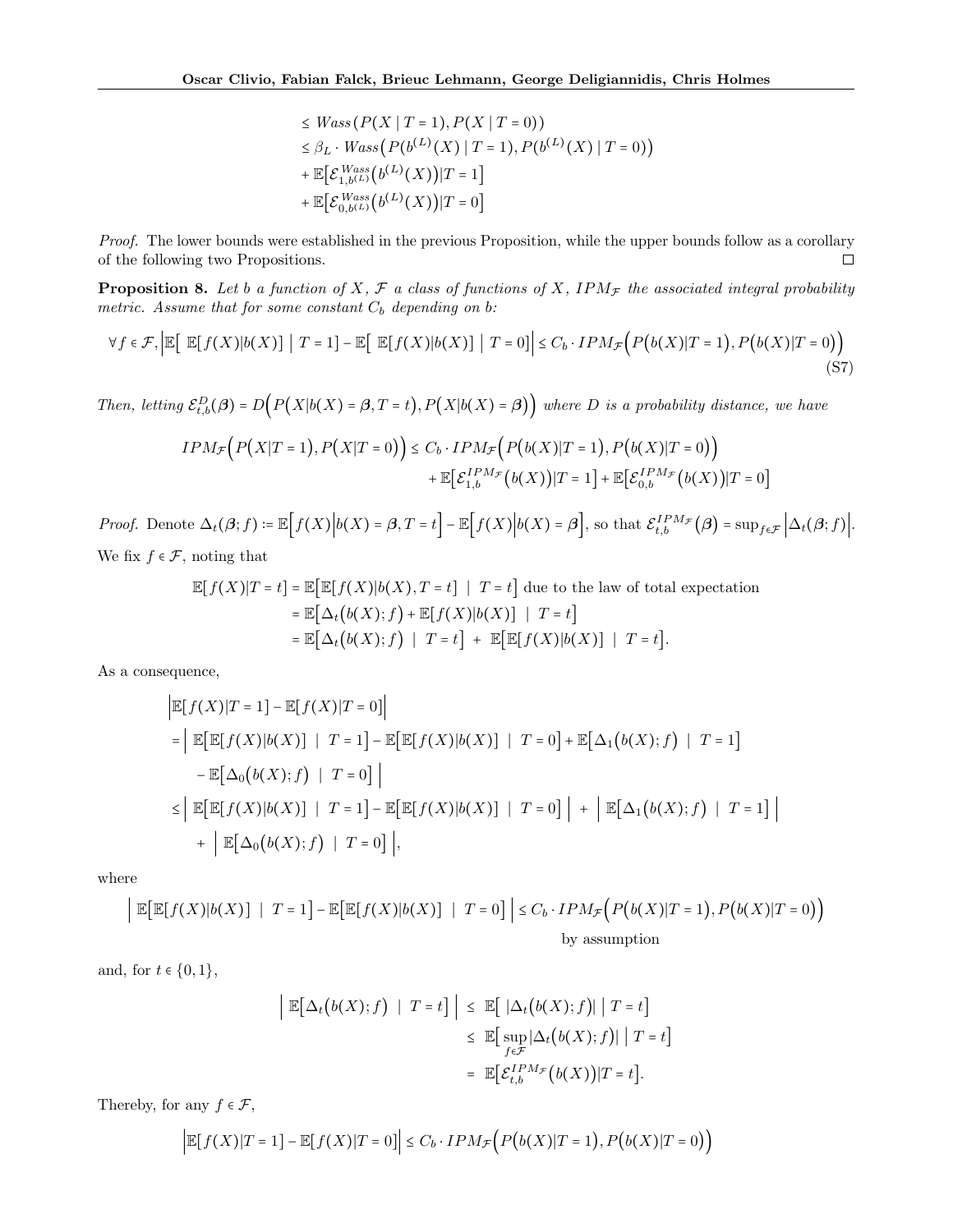$$
\begin{aligned}
&\leq Wass\left(P(X \mid T=1), P(X \mid T=0)\right) \\
&\leq \beta_L \cdot Wass\left(P(b^{(L)}(X) \mid T=1), P(b^{(L)}(X) \mid T=0)\right) \\
&+ \mathbb{E}\left[\mathcal{E}^{Wass}_{1,b^{(L)}}\left(b^{(L)}(X)\right) \middle| T=1\right] \\
&+ \mathbb{E}\left[\mathcal{E}^{Wass}_{0,b^{(L)}}\left(b^{(L)}(X)\right) \middle| T=0\right]
\end{aligned}
$$

*Proof.* The lower bounds were established in the previous Proposition, while the upper bounds follow as a corollary of the following two Propositions. $\square$

**Proposition 8.** *Let $b$ a function of $X$, $\mathcal{F}$ a class of functions of $X$, $IPM_{\mathcal{F}}$ the associated integral probability metric. Assume that for some constant $C_b$ depending on $b$:*

$$
\forall f \in \mathcal{F}, \left|\mathbb{E}\left[\ \mathbb{E}[f(X)|b(X)]\ \middle|\ T=1\right] - \mathbb{E}\left[\ \mathbb{E}[f(X)|b(X)]\ \middle|\ T=0\right]\right| \leq C_b \cdot IPM_{\mathcal{F}}\Big(P\big(b(X)|T=1\big), P\big(b(X)|T=0\big)\Big) \tag{S7}
$$

*Then, letting $\mathcal{E}^D_{t,b}(\boldsymbol{\beta}) = D\Big(P\big(X|b(X)=\boldsymbol{\beta}, T=t\big), P\big(X|b(X)=\boldsymbol{\beta}\big)\Big)$ where $D$ is a probability distance, we have*

$$
\begin{aligned}
IPM_{\mathcal{F}}\Big(P\big(X|T=1\big), P\big(X|T=0\big)\Big) \leq\ & C_b \cdot IPM_{\mathcal{F}}\Big(P\big(b(X)|T=1\big), P\big(b(X)|T=0\big)\Big) \\
&+ \mathbb{E}\left[\mathcal{E}^{IPM_{\mathcal{F}}}_{1,b}\big(b(X)\big)|T=1\right] + \mathbb{E}\left[\mathcal{E}^{IPM_{\mathcal{F}}}_{0,b}\big(b(X)\big)|T=0\right]
\end{aligned}
$$

*Proof.* Denote $\Delta_t(\boldsymbol{\beta}; f) := \mathbb{E}\Big[f(X)\Big|b(X)=\boldsymbol{\beta}, T=t\Big] - \mathbb{E}\Big[f(X)\Big|b(X)=\boldsymbol{\beta}\Big]$, so that $\mathcal{E}^{IPM_{\mathcal{F}}}_{t,b}(\boldsymbol{\beta}) = \sup_{f\in\mathcal{F}}\Big|\Delta_t(\boldsymbol{\beta}; f)\Big|$. We fix $f \in \mathcal{F}$, noting that

$$
\begin{aligned}
\mathbb{E}[f(X)|T=t] &= \mathbb{E}\big[\mathbb{E}[f(X)|b(X), T=t]\ \mid\ T=t\big] \text{ due to the law of total expectation} \\
&= \mathbb{E}\big[\Delta_t\big(b(X); f\big) + \mathbb{E}[f(X)|b(X)]\ \mid\ T=t\big] \\
&= \mathbb{E}\big[\Delta_t\big(b(X); f\big)\ \mid\ T=t\big]\ +\ \mathbb{E}\big[\mathbb{E}[f(X)|b(X)]\ \mid\ T=t\big].
\end{aligned}
$$

As a consequence,

$$
\begin{aligned}
&\Big|\mathbb{E}[f(X)|T=1] - \mathbb{E}[f(X)|T=0]\Big| \\
&= \Big|\ \mathbb{E}\big[\mathbb{E}[f(X)|b(X)]\ \mid\ T=1\big] - \mathbb{E}\big[\mathbb{E}[f(X)|b(X)]\ \mid\ T=0\big] + \mathbb{E}\big[\Delta_1\big(b(X); f\big)\ \mid\ T=1\big] \\
&\quad - \mathbb{E}\big[\Delta_0\big(b(X); f\big)\ \mid\ T=0\big]\ \Big| \\
&\leq \Big|\ \mathbb{E}\big[\mathbb{E}[f(X)|b(X)]\ \mid\ T=1\big] - \mathbb{E}\big[\mathbb{E}[f(X)|b(X)]\ \mid\ T=0\big]\ \Big|\ +\ \Big|\ \mathbb{E}\big[\Delta_1\big(b(X); f\big)\ \mid\ T=1\big]\ \Big| \\
&\quad +\ \Big|\ \mathbb{E}\big[\Delta_0\big(b(X); f\big)\ \mid\ T=0\big]\ \Big|,
\end{aligned}
$$

where

$$
\Big|\ \mathbb{E}\big[\mathbb{E}[f(X)|b(X)]\ \mid\ T=1\big] - \mathbb{E}\big[\mathbb{E}[f(X)|b(X)]\ \mid\ T=0\big]\ \Big| \leq C_b \cdot IPM_{\mathcal{F}}\Big(P\big(b(X)|T=1\big), P\big(b(X)|T=0\big)\Big)
$$
by assumption

and, for $t \in \{0, 1\}$,

$$
\begin{aligned}
\Big|\ \mathbb{E}\big[\Delta_t\big(b(X); f\big)\ \mid\ T=t\big]\ \Big|\ &\leq\ \mathbb{E}\big[\ |\Delta_t\big(b(X); f\big)|\ \big|\ T=t\big] \\
&\leq\ \mathbb{E}\big[\sup_{f\in\mathcal{F}}|\Delta_t\big(b(X); f\big)|\ \big|\ T=t\big] \\
&=\ \mathbb{E}\big[\mathcal{E}^{IPM_{\mathcal{F}}}_{t,b}\big(b(X)\big)|T=t\big].
\end{aligned}
$$

Thereby, for any $f \in \mathcal{F}$,

$$
\Big|\mathbb{E}[f(X)|T=1] - \mathbb{E}[f(X)|T=0]\Big| \leq C_b \cdot IPM_{\mathcal{F}}\Big(P\big(b(X)|T=1\big), P\big(b(X)|T=0\big)\Big)
$$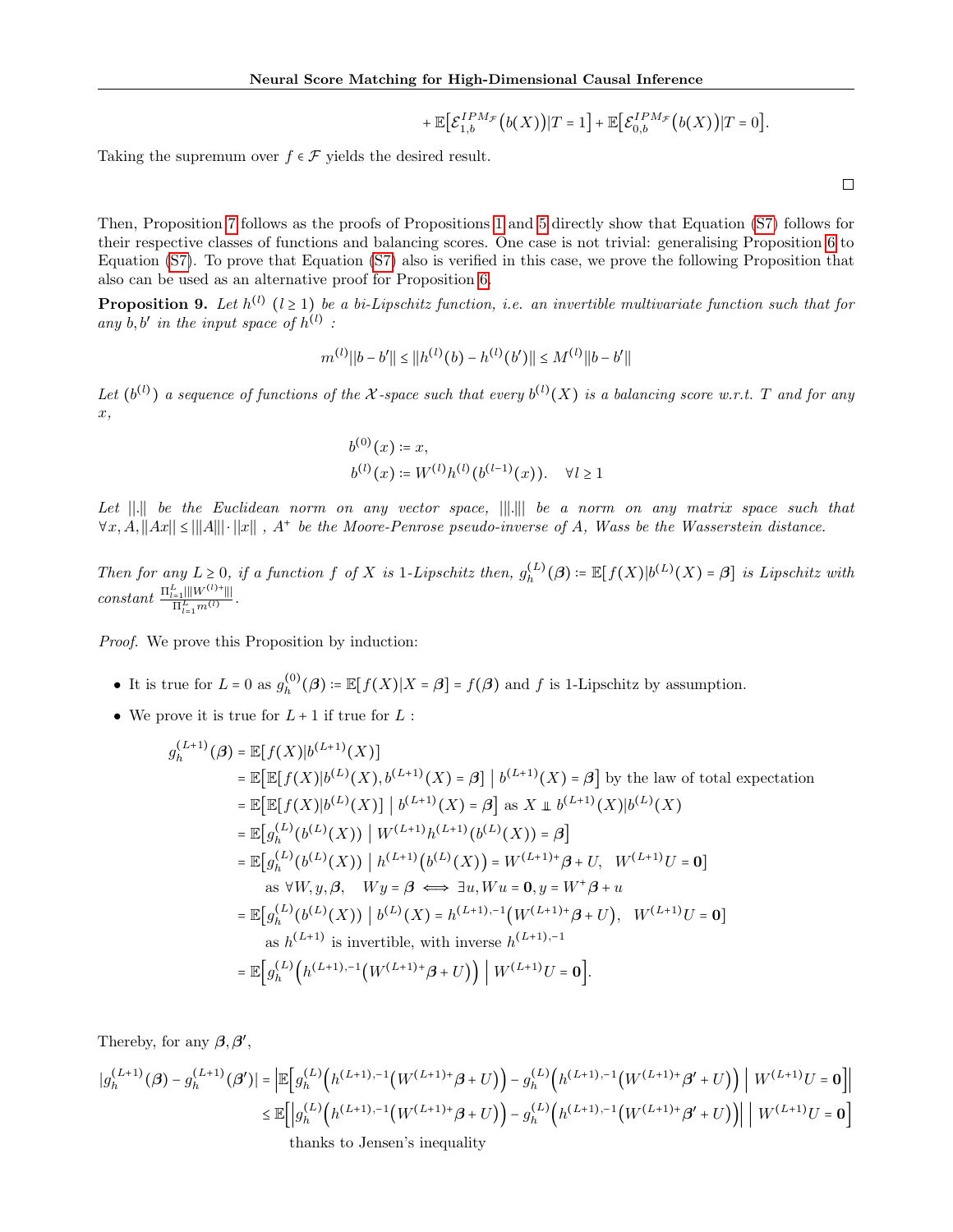$$+ \mathbb{E}\Big[\mathcal{E}_{1,b}^{IPM_{\mathcal{F}}}\big(b(X)\big)|T=1\Big] + \mathbb{E}\Big[\mathcal{E}_{0,b}^{IPM_{\mathcal{F}}}\big(b(X)\big)|T=0\Big].$$

Taking the supremum over $f \in \mathcal{F}$ yields the desired result.

□

Then, Proposition 7 follows as the proofs of Propositions 1 and 5 directly show that Equation (S7) follows for their respective classes of functions and balancing scores. One case is not trivial: generalising Proposition 6 to Equation (S7). To prove that Equation (S7) also is verified in this case, we prove the following Proposition that also can be used as an alternative proof for Proposition 6.

**Proposition 9.** *Let $h^{(l)}$ $(l \geq 1)$ be a bi-Lipschitz function, i.e. an invertible multivariate function such that for any $b, b'$ in the input space of $h^{(l)}$ :*

$$m^{(l)}\|b - b'\| \leq \|h^{(l)}(b) - h^{(l)}(b')\| \leq M^{(l)}\|b - b'\|$$

*Let $(b^{(l)})$ a sequence of functions of the $\mathcal{X}$-space such that every $b^{(l)}(X)$ is a balancing score w.r.t. $T$ and for any $x$,*

$$b^{(0)}(x) \coloneqq x,$$
$$b^{(l)}(x) \coloneqq W^{(l)}h^{(l)}(b^{(l-1)}(x)). \quad \forall l \geq 1$$

*Let $\|.\|$ be the Euclidean norm on any vector space, $|||.|||$ be a norm on any matrix space such that $\forall x, A, \|Ax\| \leq |||A||| \cdot \|x\|$ , $A^+$ be the Moore-Penrose pseudo-inverse of $A$, Wass be the Wasserstein distance.*

*Then for any $L \geq 0$, if a function $f$ of $X$ is 1-Lipschitz then, $g_h^{(L)}(\boldsymbol{\beta}) \coloneqq \mathbb{E}[f(X)|b^{(L)}(X) = \boldsymbol{\beta}]$ is Lipschitz with constant $\frac{\Pi_{l=1}^{L}|||W^{(l)+}|||}{\Pi_{l=1}^{L} m^{(l)}}$.*

*Proof.* We prove this Proposition by induction:

- It is true for $L = 0$ as $g_h^{(0)}(\boldsymbol{\beta}) \coloneqq \mathbb{E}[f(X)|X = \boldsymbol{\beta}] = f(\boldsymbol{\beta})$ and $f$ is 1-Lipschitz by assumption.
- We prove it is true for $L + 1$ if true for $L$ :

$$\begin{aligned}
g_h^{(L+1)}(\boldsymbol{\beta}) &= \mathbb{E}[f(X)|b^{(L+1)}(X)] \\
&= \mathbb{E}\big[\mathbb{E}[f(X)|b^{(L)}(X), b^{(L+1)}(X) = \boldsymbol{\beta}] \bigm| b^{(L+1)}(X) = \boldsymbol{\beta}\big] \text{ by the law of total expectation} \\
&= \mathbb{E}\big[\mathbb{E}[f(X)|b^{(L)}(X)] \bigm| b^{(L+1)}(X) = \boldsymbol{\beta}\big] \text{ as } X \perp\!\!\!\perp b^{(L+1)}(X)|b^{(L)}(X) \\
&= \mathbb{E}\big[g_h^{(L)}(b^{(L)}(X)) \bigm| W^{(L+1)}h^{(L+1)}(b^{(L)}(X)) = \boldsymbol{\beta}\big] \\
&= \mathbb{E}\big[g_h^{(L)}(b^{(L)}(X)) \bigm| h^{(L+1)}\big(b^{(L)}(X)\big) = W^{(L+1)+}\boldsymbol{\beta} + U, \quad W^{(L+1)}U = \mathbf{0}\big] \\
&\qquad \text{as } \forall W, y, \boldsymbol{\beta}, \quad Wy = \boldsymbol{\beta} \iff \exists u, Wu = \mathbf{0}, y = W^+\boldsymbol{\beta} + u \\
&= \mathbb{E}\big[g_h^{(L)}(b^{(L)}(X)) \bigm| b^{(L)}(X) = h^{(L+1),-1}\big(W^{(L+1)+}\boldsymbol{\beta} + U\big), \quad W^{(L+1)}U = \mathbf{0}\big] \\
&\qquad \text{as } h^{(L+1)} \text{ is invertible, with inverse } h^{(L+1),-1} \\
&= \mathbb{E}\Big[g_h^{(L)}\Big(h^{(L+1),-1}\big(W^{(L+1)+}\boldsymbol{\beta} + U\big)\Big) \Bigm| W^{(L+1)}U = \mathbf{0}\Big].
\end{aligned}$$

Thereby, for any $\boldsymbol{\beta}, \boldsymbol{\beta}'$,

$$\begin{aligned}
|g_h^{(L+1)}(\boldsymbol{\beta}) - g_h^{(L+1)}(\boldsymbol{\beta}')| &= \Big|\mathbb{E}\Big[g_h^{(L)}\Big(h^{(L+1),-1}\big(W^{(L+1)+}\boldsymbol{\beta} + U\big)\Big) - g_h^{(L)}\Big(h^{(L+1),-1}\big(W^{(L+1)+}\boldsymbol{\beta}' + U\big)\Big) \Bigm| W^{(L+1)}U = \mathbf{0}\Big]\Big| \\
&\leq \mathbb{E}\Big[\Big|g_h^{(L)}\Big(h^{(L+1),-1}\big(W^{(L+1)+}\boldsymbol{\beta} + U\big)\Big) - g_h^{(L)}\Big(h^{(L+1),-1}\big(W^{(L+1)+}\boldsymbol{\beta}' + U\big)\Big)\Big| \Bigm| W^{(L+1)}U = \mathbf{0}\Big] \\
&\qquad \text{thanks to Jensen's inequality}
\end{aligned}$$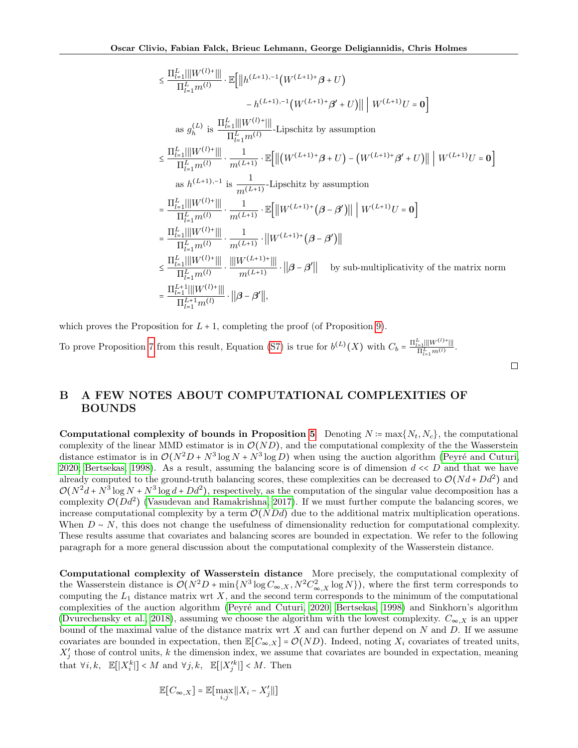$$
\begin{aligned}
&\leq \frac{\Pi_{l=1}^{L} |||W^{(l)+}|||}{\Pi_{l=1}^{L} m^{(l)}} \cdot \mathbb{E}\Big[\Big\| h^{(L+1),-1}\big(W^{(L+1)+}\boldsymbol{\beta} + U\big) \\
&\qquad\qquad - h^{(L+1),-1}\big(W^{(L+1)+}\boldsymbol{\beta}' + U\big)\Big\| \;\Big|\; W^{(L+1)}U = \mathbf{0}\Big] \\
&\qquad \text{as } g_h^{(L)} \text{ is } \frac{\Pi_{l=1}^{L} |||W^{(l)+}|||}{\Pi_{l=1}^{L} m^{(l)}}\text{-Lipschitz by assumption} \\
&\leq \frac{\Pi_{l=1}^{L} |||W^{(l)+}|||}{\Pi_{l=1}^{L} m^{(l)}} \cdot \frac{1}{m^{(L+1)}} \cdot \mathbb{E}\Big[\Big\| \big(W^{(L+1)+}\boldsymbol{\beta} + U\big) - \big(W^{(L+1)+}\boldsymbol{\beta}' + U\big)\Big\| \;\Big|\; W^{(L+1)}U = \mathbf{0}\Big] \\
&\qquad \text{as } h^{(L+1),-1} \text{ is } \frac{1}{m^{(L+1)}}\text{-Lipschitz by assumption} \\
&= \frac{\Pi_{l=1}^{L} |||W^{(l)+}|||}{\Pi_{l=1}^{L} m^{(l)}} \cdot \frac{1}{m^{(L+1)}} \cdot \mathbb{E}\Big[\Big\| W^{(L+1)+}\big(\boldsymbol{\beta} - \boldsymbol{\beta}'\big)\Big\| \;\Big|\; W^{(L+1)}U = \mathbf{0}\Big] \\
&= \frac{\Pi_{l=1}^{L} |||W^{(l)+}|||}{\Pi_{l=1}^{L} m^{(l)}} \cdot \frac{1}{m^{(L+1)}} \cdot \Big\| W^{(L+1)+}\big(\boldsymbol{\beta} - \boldsymbol{\beta}'\big)\Big\| \\
&\leq \frac{\Pi_{l=1}^{L} |||W^{(l)+}|||}{\Pi_{l=1}^{L} m^{(l)}} \cdot \frac{|||W^{(L+1)+}|||}{m^{(L+1)}} \cdot \big\|\boldsymbol{\beta} - \boldsymbol{\beta}'\big\| \quad \text{by sub-multiplicativity of the matrix norm} \\
&= \frac{\Pi_{l=1}^{L+1} |||W^{(l)+}|||}{\Pi_{l=1}^{L+1} m^{(l)}} \cdot \big\|\boldsymbol{\beta} - \boldsymbol{\beta}'\big\|,
\end{aligned}
$$

which proves the Proposition for $L+1$, completing the proof (of Proposition 9).

To prove Proposition 7 from this result, Equation (S7) is true for $b^{(L)}(X)$ with $C_b = \frac{\Pi_{l=1}^{L} |||W^{(l)+}|||}{\Pi_{l=1}^{L} m^{(l)}}$.

□

# B A FEW NOTES ABOUT COMPUTATIONAL COMPLEXITIES OF BOUNDS

**Computational complexity of bounds in Proposition 5** Denoting $N := \max\{N_t, N_c\}$, the computational complexity of the linear MMD estimator is in $\mathcal{O}(ND)$, and the computational complexity of the the Wasserstein distance estimator is in $\mathcal{O}(N^2D + N^3 \log N + N^3 \log D)$ when using the auction algorithm (Peyré and Cuturi, 2020; Bertsekas, 1998). As a result, assuming the balancing score is of dimension $d << D$ and that we have already computed to the ground-truth balancing scores, these complexities can be decreased to $\mathcal{O}(Nd + Dd^2)$ and $\mathcal{O}(N^2d + N^3 \log N + N^3 \log d + Dd^2)$, respectively, as the computation of the singular value decomposition has a complexity $\mathcal{O}(Dd^2)$ (Vasudevan and Ramakrishna, 2017). If we must further compute the balancing scores, we increase computational complexity by a term $\mathcal{O}(NDd)$ due to the additional matrix multiplication operations. When $D \sim N$, this does not change the usefulness of dimensionality reduction for computational complexity. These results assume that covariates and balancing scores are bounded in expectation. We refer to the following paragraph for a more general discussion about the computational complexity of the Wasserstein distance.

**Computational complexity of Wasserstein distance** More precisely, the computational complexity of the Wasserstein distance is $\mathcal{O}(N^2D + \min\{N^3 \log C_{\infty,X}, N^2 C_{\infty,X}^2 \log N\})$, where the first term corresponds to computing the $L_1$ distance matrix wrt $X$, and the second term corresponds to the minimum of the computational complexities of the auction algorithm (Peyré and Cuturi, 2020; Bertsekas, 1998) and Sinkhorn's algorithm (Dvurechensky et al., 2018), assuming we choose the algorithm with the lowest complexity. $C_{\infty,X}$ is an upper bound of the maximal value of the distance matrix wrt $X$ and can further depend on $N$ and $D$. If we assume covariates are bounded in expectation, then $\mathbb{E}[C_{\infty,X}] = \mathcal{O}(ND)$. Indeed, noting $X_i$ covariates of treated units, $X'_j$ those of control units, $k$ the dimension index, we assume that covariates are bounded in expectation, meaning that $\forall i, k, \;\; \mathbb{E}[|X_i^k|] < M$ and $\forall j, k, \;\; \mathbb{E}[|X_j'^k|] < M$. Then

$$
\mathbb{E}[C_{\infty,X}] = \mathbb{E}[\max_{i,j} \|X_i - X'_j\|]
$$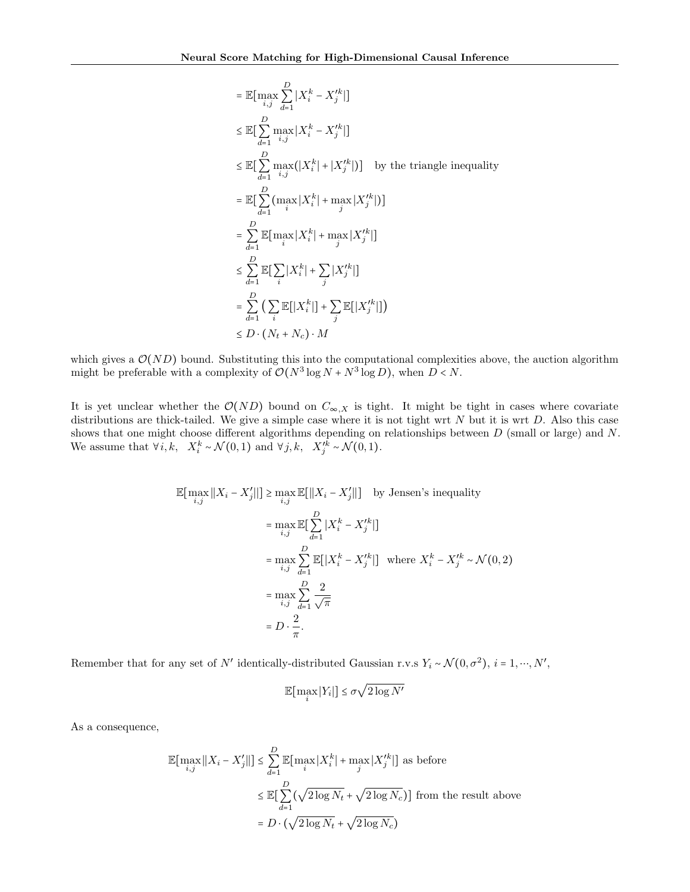$$
\begin{aligned}
&= \mathbb{E}[\max_{i,j} \sum_{d=1}^{D} |X_i^k - X_j'^k|] \\
&\leq \mathbb{E}[\sum_{d=1}^{D} \max_{i,j} |X_i^k - X_j'^k|] \\
&\leq \mathbb{E}[\sum_{d=1}^{D} \max_{i,j} (|X_i^k| + |X_j'^k|)] \quad \text{by the triangle inequality} \\
&= \mathbb{E}[\sum_{d=1}^{D} (\max_{i} |X_i^k| + \max_{j} |X_j'^k|)] \\
&= \sum_{d=1}^{D} \mathbb{E}[\max_{i} |X_i^k| + \max_{j} |X_j'^k|] \\
&\leq \sum_{d=1}^{D} \mathbb{E}[\sum_{i} |X_i^k| + \sum_{j} |X_j'^k|] \\
&= \sum_{d=1}^{D} \big( \sum_{i} \mathbb{E}[|X_i^k|] + \sum_{j} \mathbb{E}[|X_j'^k|] \big) \\
&\leq D \cdot (N_t + N_c) \cdot M
\end{aligned}
$$

which gives a $\mathcal{O}(ND)$ bound. Substituting this into the computational complexities above, the auction algorithm might be preferable with a complexity of $\mathcal{O}(N^3 \log N + N^3 \log D)$, when $D < N$.

It is yet unclear whether the $\mathcal{O}(ND)$ bound on $C_{\infty,X}$ is tight. It might be tight in cases where covariate distributions are thick-tailed. We give a simple case where it is not tight wrt $N$ but it is wrt $D$. Also this case shows that one might choose different algorithms depending on relationships between $D$ (small or large) and $N$. We assume that $\forall\, i, k, \;\; X_i^k \sim \mathcal{N}(0, 1)$ and $\forall\, j, k, \;\; X_j'^k \sim \mathcal{N}(0, 1)$.

$$
\begin{aligned}
\mathbb{E}[\max_{i,j} \|X_i - X_j'\|] &\geq \max_{i,j} \mathbb{E}[\|X_i - X_j'\|] \quad \text{by Jensen's inequality} \\
&= \max_{i,j} \mathbb{E}[\sum_{d=1}^{D} |X_i^k - X_j'^k|] \\
&= \max_{i,j} \sum_{d=1}^{D} \mathbb{E}[|X_i^k - X_j'^k|] \quad \text{where } X_i^k - X_j'^k \sim \mathcal{N}(0, 2) \\
&= \max_{i,j} \sum_{d=1}^{D} \frac{2}{\sqrt{\pi}} \\
&= D \cdot \frac{2}{\pi}.
\end{aligned}
$$

Remember that for any set of $N'$ identically-distributed Gaussian r.v.s $Y_i \sim \mathcal{N}(0, \sigma^2)$, $i = 1, \cdots, N'$,

$$
\mathbb{E}[\max_{i} |Y_i|] \leq \sigma \sqrt{2 \log N'}
$$

As a consequence,

$$
\begin{aligned}
\mathbb{E}[\max_{i,j} \|X_i - X_j'\|] &\leq \sum_{d=1}^{D} \mathbb{E}[\max_{i} |X_i^k| + \max_{j} |X_j'^k|] \text{ as before} \\
&\leq \mathbb{E}[\sum_{d=1}^{D} (\sqrt{2 \log N_t} + \sqrt{2 \log N_c})] \text{ from the result above} \\
&= D \cdot (\sqrt{2 \log N_t} + \sqrt{2 \log N_c})
\end{aligned}
$$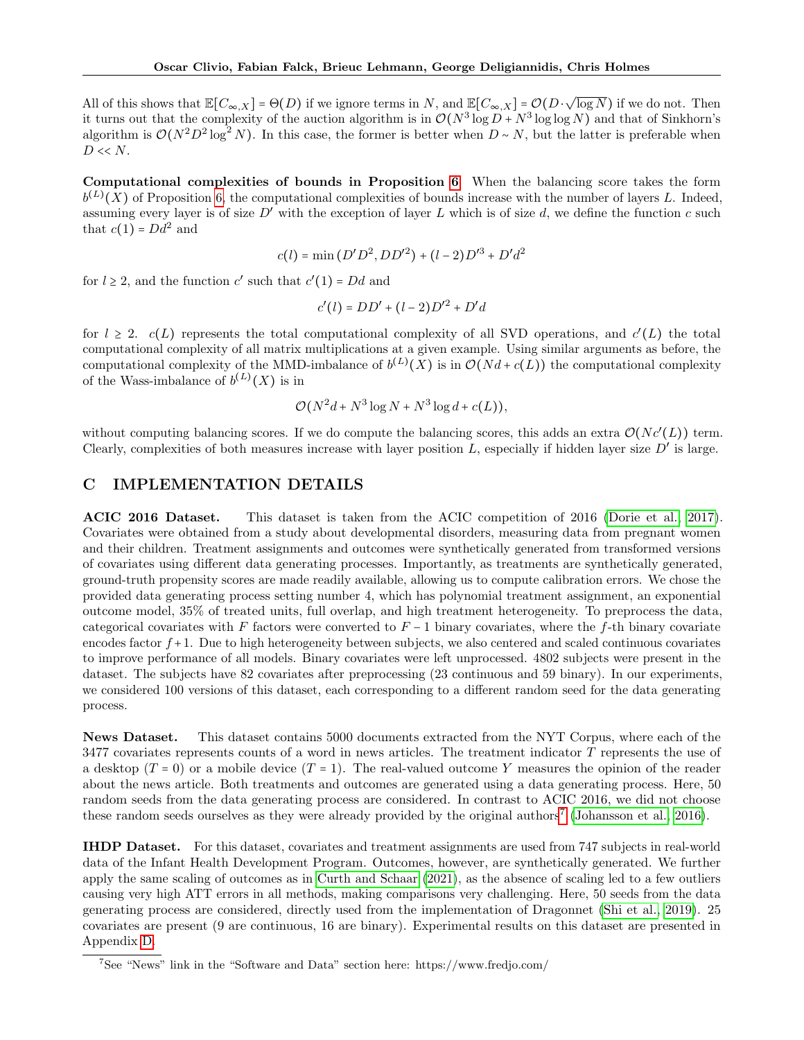All of this shows that $\mathbb{E}[C_{\infty,X}] = \Theta(D)$ if we ignore terms in $N$, and $\mathbb{E}[C_{\infty,X}] = \mathcal{O}(D \cdot \sqrt{\log N})$ if we do not. Then it turns out that the complexity of the auction algorithm is in $\mathcal{O}(N^3 \log D + N^3 \log\log N)$ and that of Sinkhorn's algorithm is $\mathcal{O}(N^2 D^2 \log^2 N)$. In this case, the former is better when $D \sim N$, but the latter is preferable when $D << N$.

**Computational complexities of bounds in Proposition 6** When the balancing score takes the form $b^{(L)}(X)$ of Proposition 6, the computational complexities of bounds increase with the number of layers $L$. Indeed, assuming every layer is of size $D'$ with the exception of layer $L$ which is of size $d$, we define the function $c$ such that $c(1) = Dd^2$ and

$$c(l) = \min(D'D^2, DD'^2) + (l-2)D'^3 + D'd^2$$

for $l \geq 2$, and the function $c'$ such that $c'(1) = Dd$ and

$$c'(l) = DD' + (l-2)D'^2 + D'd$$

for $l \geq 2$. $c(L)$ represents the total computational complexity of all SVD operations, and $c'(L)$ the total computational complexity of all matrix multiplications at a given example. Using similar arguments as before, the computational complexity of the MMD-imbalance of $b^{(L)}(X)$ is in $\mathcal{O}(Nd + c(L))$ the computational complexity of the Wass-imbalance of $b^{(L)}(X)$ is in

$$\mathcal{O}(N^2 d + N^3 \log N + N^3 \log d + c(L)),$$

without computing balancing scores. If we do compute the balancing scores, this adds an extra $\mathcal{O}(Nc'(L))$ term. Clearly, complexities of both measures increase with layer position $L$, especially if hidden layer size $D'$ is large.

# C IMPLEMENTATION DETAILS

**ACIC 2016 Dataset.** This dataset is taken from the ACIC competition of 2016 (Dorie et al., 2017). Covariates were obtained from a study about developmental disorders, measuring data from pregnant women and their children. Treatment assignments and outcomes were synthetically generated from transformed versions of covariates using different data generating processes. Importantly, as treatments are synthetically generated, ground-truth propensity scores are made readily available, allowing us to compute calibration errors. We chose the provided data generating process setting number 4, which has polynomial treatment assignment, an exponential outcome model, 35% of treated units, full overlap, and high treatment heterogeneity. To preprocess the data, categorical covariates with $F$ factors were converted to $F-1$ binary covariates, where the $f$-th binary covariate encodes factor $f+1$. Due to high heterogeneity between subjects, we also centered and scaled continuous covariates to improve performance of all models. Binary covariates were left unprocessed. 4802 subjects were present in the dataset. The subjects have 82 covariates after preprocessing (23 continuous and 59 binary). In our experiments, we considered 100 versions of this dataset, each corresponding to a different random seed for the data generating process.

**News Dataset.** This dataset contains 5000 documents extracted from the NYT Corpus, where each of the 3477 covariates represents counts of a word in news articles. The treatment indicator $T$ represents the use of a desktop ($T = 0$) or a mobile device ($T = 1$). The real-valued outcome $Y$ measures the opinion of the reader about the news article. Both treatments and outcomes are generated using a data generating process. Here, 50 random seeds from the data generating process are considered. In contrast to ACIC 2016, we did not choose these random seeds ourselves as they were already provided by the original authors[7] (Johansson et al., 2016).

**IHDP Dataset.** For this dataset, covariates and treatment assignments are used from 747 subjects in real-world data of the Infant Health Development Program. Outcomes, however, are synthetically generated. We further apply the same scaling of outcomes as in Curth and Schaar (2021), as the absence of scaling led to a few outliers causing very high ATT errors in all methods, making comparisons very challenging. Here, 50 seeds from the data generating process are considered, directly used from the implementation of Dragonnet (Shi et al., 2019). 25 covariates are present (9 are continuous, 16 are binary). Experimental results on this dataset are presented in Appendix D.

[7] See "News" link in the "Software and Data" section here: https://www.fredjo.com/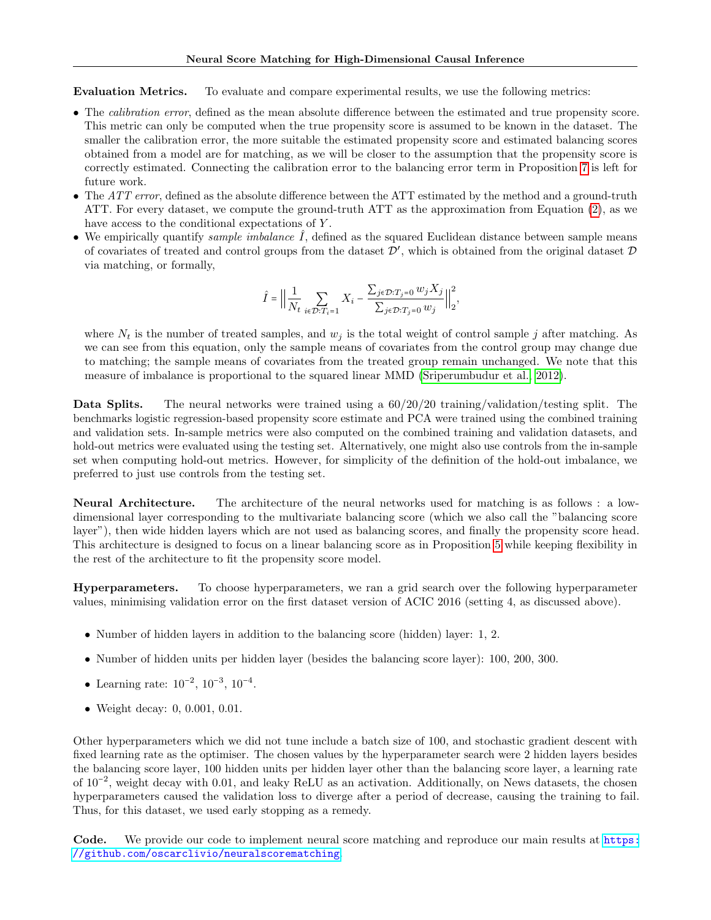**Evaluation Metrics.** To evaluate and compare experimental results, we use the following metrics:

- The *calibration error*, defined as the mean absolute difference between the estimated and true propensity score. This metric can only be computed when the true propensity score is assumed to be known in the dataset. The smaller the calibration error, the more suitable the estimated propensity score and estimated balancing scores obtained from a model are for matching, as we will be closer to the assumption that the propensity score is correctly estimated. Connecting the calibration error to the balancing error term in Proposition 7 is left for future work.
- The *ATT error*, defined as the absolute difference between the ATT estimated by the method and a ground-truth ATT. For every dataset, we compute the ground-truth ATT as the approximation from Equation (2), as we have access to the conditional expectations of $Y$.
- We empirically quantify *sample imbalance* $\hat{I}$, defined as the squared Euclidean distance between sample means of covariates of treated and control groups from the dataset $\mathcal{D}'$, which is obtained from the original dataset $\mathcal{D}$ via matching, or formally,

$$\hat{I} = \left\| \frac{1}{N_t} \sum_{i \in \mathcal{D}: T_i = 1} X_i - \frac{\sum_{j \in \mathcal{D}: T_j = 0} w_j X_j}{\sum_{j \in \mathcal{D}: T_j = 0} w_j} \right\|_2^2,$$

  where $N_t$ is the number of treated samples, and $w_j$ is the total weight of control sample $j$ after matching. As we can see from this equation, only the sample means of covariates from the control group may change due to matching; the sample means of covariates from the treated group remain unchanged. We note that this measure of imbalance is proportional to the squared linear MMD (Sriperumbudur et al., 2012).

**Data Splits.** The neural networks were trained using a 60/20/20 training/validation/testing split. The benchmarks logistic regression-based propensity score estimate and PCA were trained using the combined training and validation sets. In-sample metrics were also computed on the combined training and validation datasets, and hold-out metrics were evaluated using the testing set. Alternatively, one might also use controls from the in-sample set when computing hold-out metrics. However, for simplicity of the definition of the hold-out imbalance, we preferred to just use controls from the testing set.

**Neural Architecture.** The architecture of the neural networks used for matching is as follows : a low-dimensional layer corresponding to the multivariate balancing score (which we also call the "balancing score layer"), then wide hidden layers which are not used as balancing scores, and finally the propensity score head. This architecture is designed to focus on a linear balancing score as in Proposition 5 while keeping flexibility in the rest of the architecture to fit the propensity score model.

**Hyperparameters.** To choose hyperparameters, we ran a grid search over the following hyperparameter values, minimising validation error on the first dataset version of ACIC 2016 (setting 4, as discussed above).

- Number of hidden layers in addition to the balancing score (hidden) layer: 1, 2.
- Number of hidden units per hidden layer (besides the balancing score layer): 100, 200, 300.
- Learning rate: $10^{-2}$, $10^{-3}$, $10^{-4}$.
- Weight decay: 0, 0.001, 0.01.

Other hyperparameters which we did not tune include a batch size of 100, and stochastic gradient descent with fixed learning rate as the optimiser. The chosen values by the hyperparameter search were 2 hidden layers besides the balancing score layer, 100 hidden units per hidden layer other than the balancing score layer, a learning rate of $10^{-2}$, weight decay with 0.01, and leaky ReLU as an activation. Additionally, on News datasets, the chosen hyperparameters caused the validation loss to diverge after a period of decrease, causing the training to fail. Thus, for this dataset, we used early stopping as a remedy.

**Code.** We provide our code to implement neural score matching and reproduce our main results at https://github.com/oscarclivio/neuralscorematching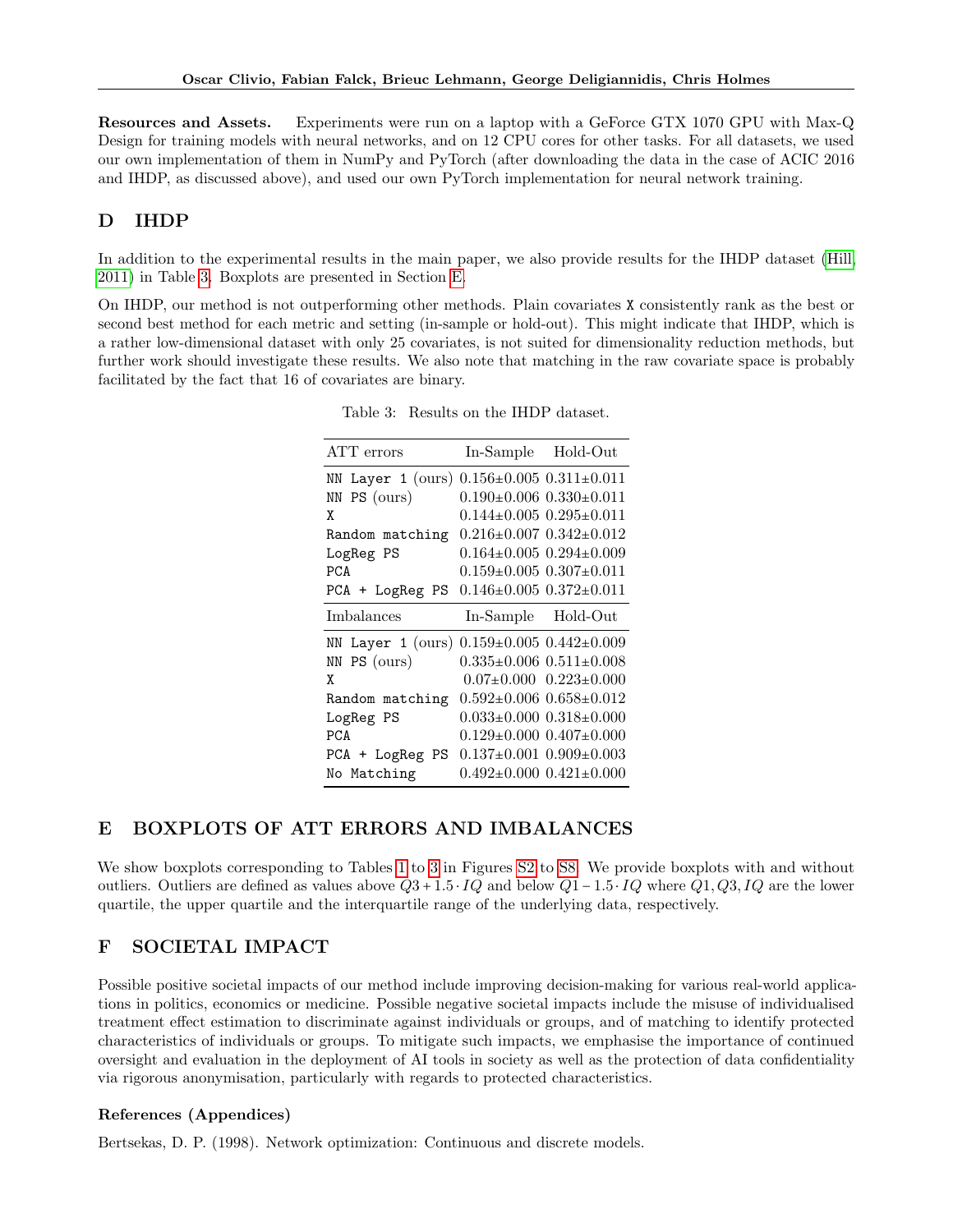**Resources and Assets.** Experiments were run on a laptop with a GeForce GTX 1070 GPU with Max-Q Design for training models with neural networks, and on 12 CPU cores for other tasks. For all datasets, we used our own implementation of them in NumPy and PyTorch (after downloading the data in the case of ACIC 2016 and IHDP, as discussed above), and used our own PyTorch implementation for neural network training.

## D IHDP

In addition to the experimental results in the main paper, we also provide results for the IHDP dataset (Hill, 2011) in Table 3. Boxplots are presented in Section E.

On IHDP, our method is not outperforming other methods. Plain covariates `X` consistently rank as the best or second best method for each metric and setting (in-sample or hold-out). This might indicate that IHDP, which is a rather low-dimensional dataset with only 25 covariates, is not suited for dimensionality reduction methods, but further work should investigate these results. We also note that matching in the raw covariate space is probably facilitated by the fact that 16 of covariates are binary.

Table 3: Results on the IHDP dataset.

| ATT errors | In-Sample | Hold-Out |
|---|---|---|
| `NN Layer 1` (ours) | 0.156±0.005 | 0.311±0.011 |
| `NN PS` (ours) | 0.190±0.006 | 0.330±0.011 |
| `X` | 0.144±0.005 | 0.295±0.011 |
| `Random matching` | 0.216±0.007 | 0.342±0.012 |
| `LogReg PS` | 0.164±0.005 | 0.294±0.009 |
| `PCA` | 0.159±0.005 | 0.307±0.011 |
| `PCA + LogReg PS` | 0.146±0.005 | 0.372±0.011 |
| **Imbalances** | **In-Sample** | **Hold-Out** |
| `NN Layer 1` (ours) | 0.159±0.005 | 0.442±0.009 |
| `NN PS` (ours) | 0.335±0.006 | 0.511±0.008 |
| `X` | 0.07±0.000 | 0.223±0.000 |
| `Random matching` | 0.592±0.006 | 0.658±0.012 |
| `LogReg PS` | 0.033±0.000 | 0.318±0.000 |
| `PCA` | 0.129±0.000 | 0.407±0.000 |
| `PCA + LogReg PS` | 0.137±0.001 | 0.909±0.003 |
| `No Matching` | 0.492±0.000 | 0.421±0.000 |

## E BOXPLOTS OF ATT ERRORS AND IMBALANCES

We show boxplots corresponding to Tables 1 to 3 in Figures S2 to S8. We provide boxplots with and without outliers. Outliers are defined as values above $Q3 + 1.5 \cdot IQ$ and below $Q1 - 1.5 \cdot IQ$ where $Q1, Q3, IQ$ are the lower quartile, the upper quartile and the interquartile range of the underlying data, respectively.

## F SOCIETAL IMPACT

Possible positive societal impacts of our method include improving decision-making for various real-world applications in politics, economics or medicine. Possible negative societal impacts include the misuse of individualised treatment effect estimation to discriminate against individuals or groups, and of matching to identify protected characteristics of individuals or groups. To mitigate such impacts, we emphasise the importance of continued oversight and evaluation in the deployment of AI tools in society as well as the protection of data confidentiality via rigorous anonymisation, particularly with regards to protected characteristics.

### References (Appendices)

Bertsekas, D. P. (1998). Network optimization: Continuous and discrete models.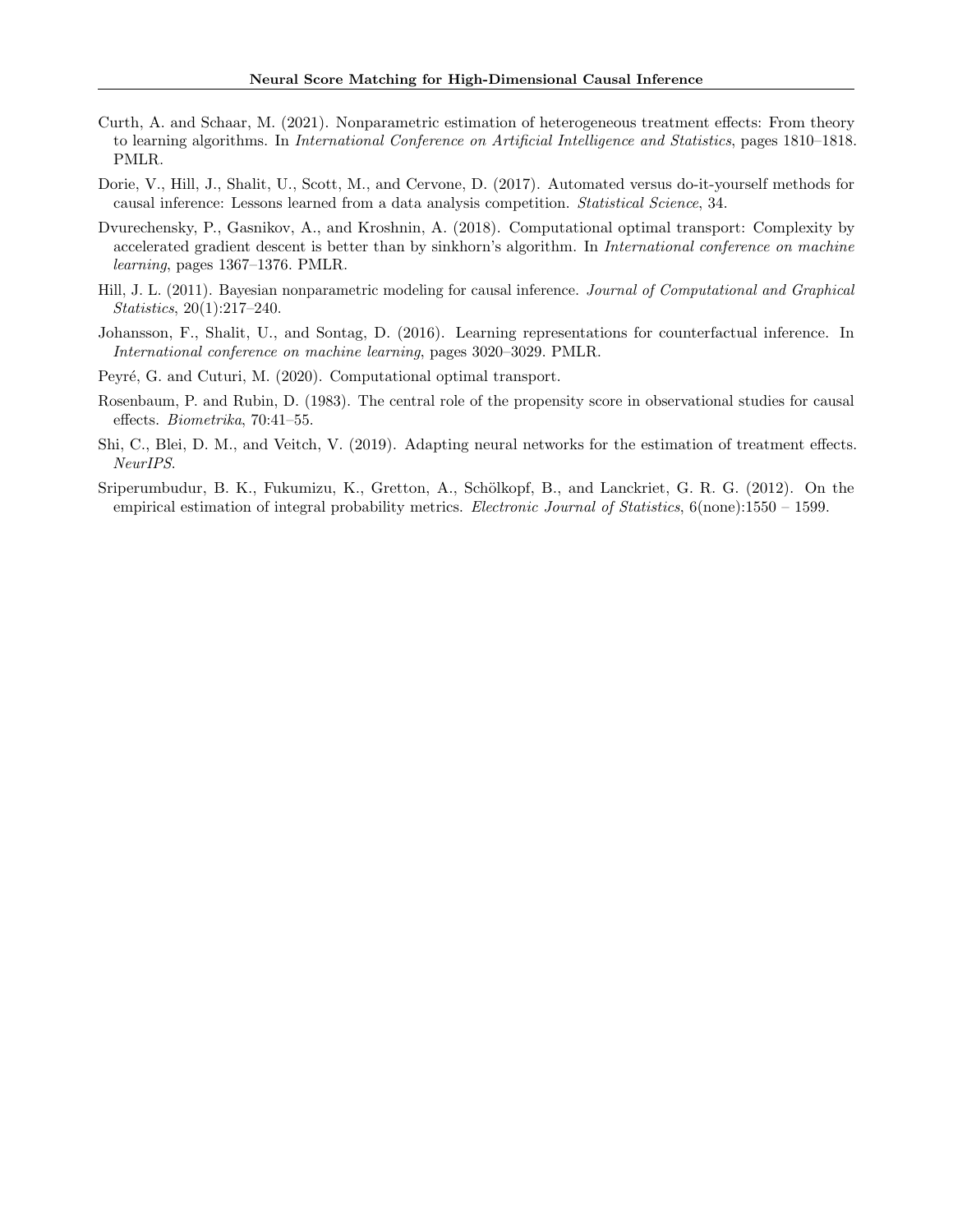Curth, A. and Schaar, M. (2021). Nonparametric estimation of heterogeneous treatment effects: From theory to learning algorithms. In *International Conference on Artificial Intelligence and Statistics*, pages 1810–1818. PMLR.

Dorie, V., Hill, J., Shalit, U., Scott, M., and Cervone, D. (2017). Automated versus do-it-yourself methods for causal inference: Lessons learned from a data analysis competition. *Statistical Science*, 34.

Dvurechensky, P., Gasnikov, A., and Kroshnin, A. (2018). Computational optimal transport: Complexity by accelerated gradient descent is better than by sinkhorn's algorithm. In *International conference on machine learning*, pages 1367–1376. PMLR.

Hill, J. L. (2011). Bayesian nonparametric modeling for causal inference. *Journal of Computational and Graphical Statistics*, 20(1):217–240.

Johansson, F., Shalit, U., and Sontag, D. (2016). Learning representations for counterfactual inference. In *International conference on machine learning*, pages 3020–3029. PMLR.

Peyré, G. and Cuturi, M. (2020). Computational optimal transport.

Rosenbaum, P. and Rubin, D. (1983). The central role of the propensity score in observational studies for causal effects. *Biometrika*, 70:41–55.

Shi, C., Blei, D. M., and Veitch, V. (2019). Adapting neural networks for the estimation of treatment effects. *NeurIPS*.

Sriperumbudur, B. K., Fukumizu, K., Gretton, A., Schölkopf, B., and Lanckriet, G. R. G. (2012). On the empirical estimation of integral probability metrics. *Electronic Journal of Statistics*, 6(none):1550 – 1599.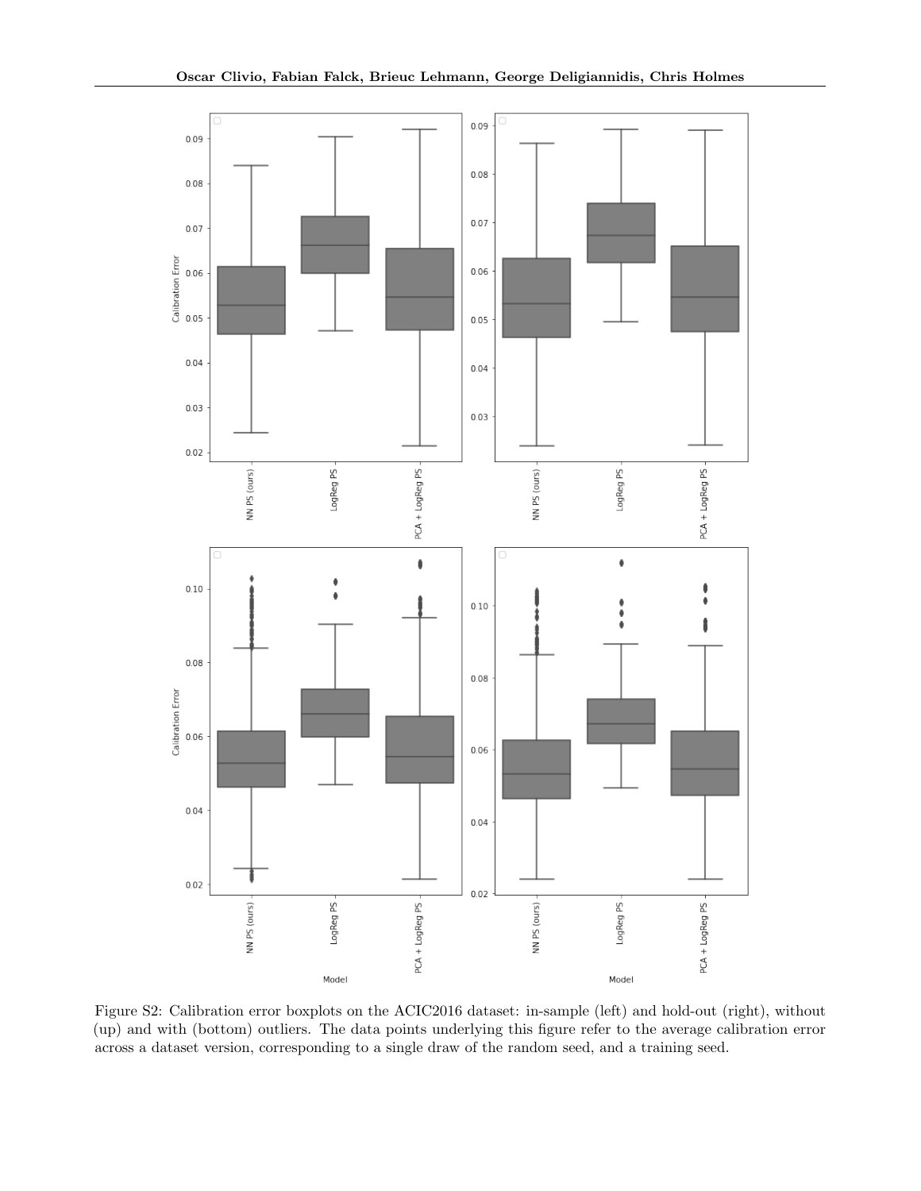Figure S2: Calibration error boxplots on the ACIC2016 dataset: in-sample (left) and hold-out (right), without (up) and with (bottom) outliers. The data points underlying this figure refer to the average calibration error across a dataset version, corresponding to a single draw of the random seed, and a training seed.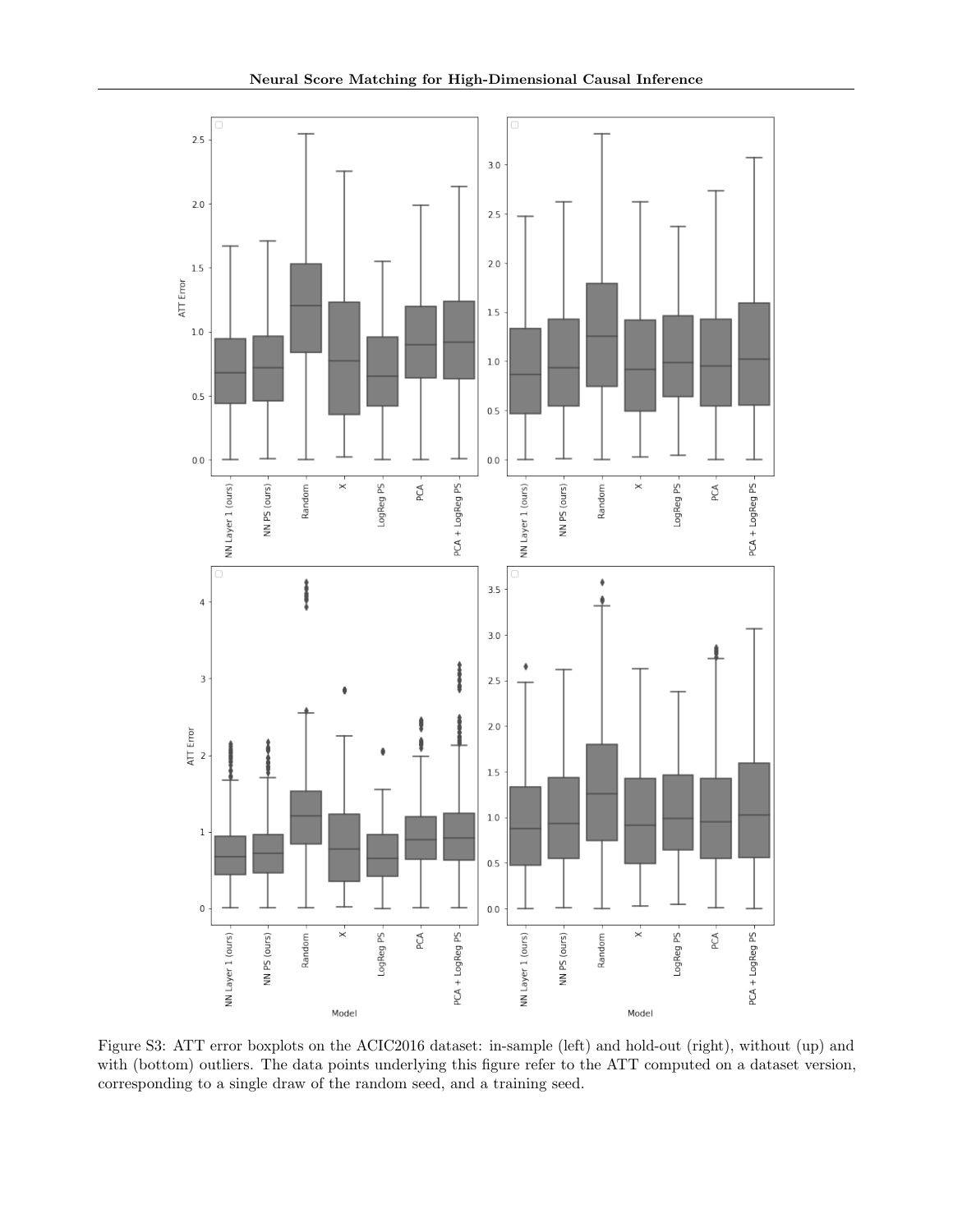Figure S3: ATT error boxplots on the ACIC2016 dataset: in-sample (left) and hold-out (right), without (up) and with (bottom) outliers. The data points underlying this figure refer to the ATT computed on a dataset version, corresponding to a single draw of the random seed, and a training seed.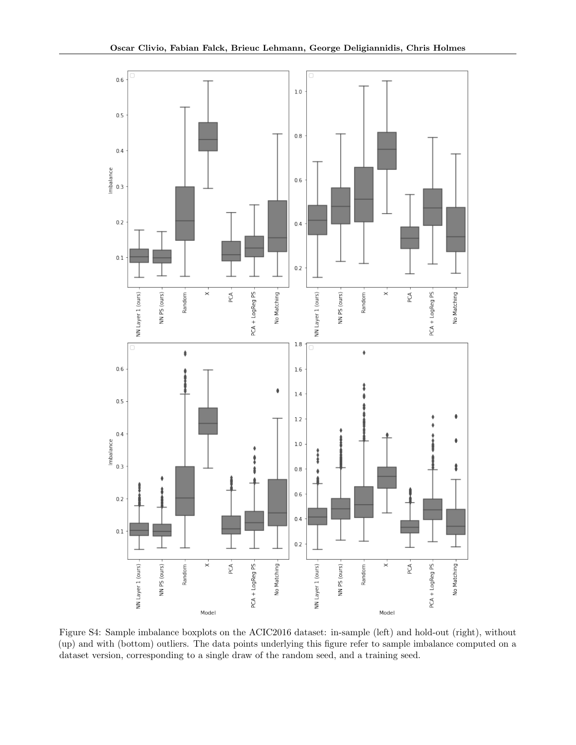Figure S4: Sample imbalance boxplots on the ACIC2016 dataset: in-sample (left) and hold-out (right), without (up) and with (bottom) outliers. The data points underlying this figure refer to sample imbalance computed on a dataset version, corresponding to a single draw of the random seed, and a training seed.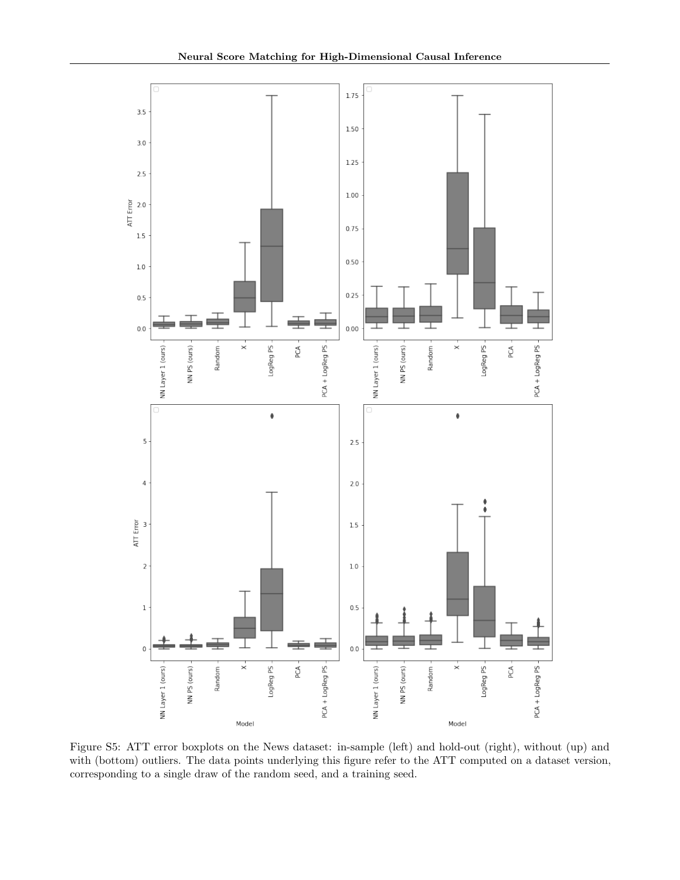Figure S5: ATT error boxplots on the News dataset: in-sample (left) and hold-out (right), without (up) and with (bottom) outliers. The data points underlying this figure refer to the ATT computed on a dataset version, corresponding to a single draw of the random seed, and a training seed.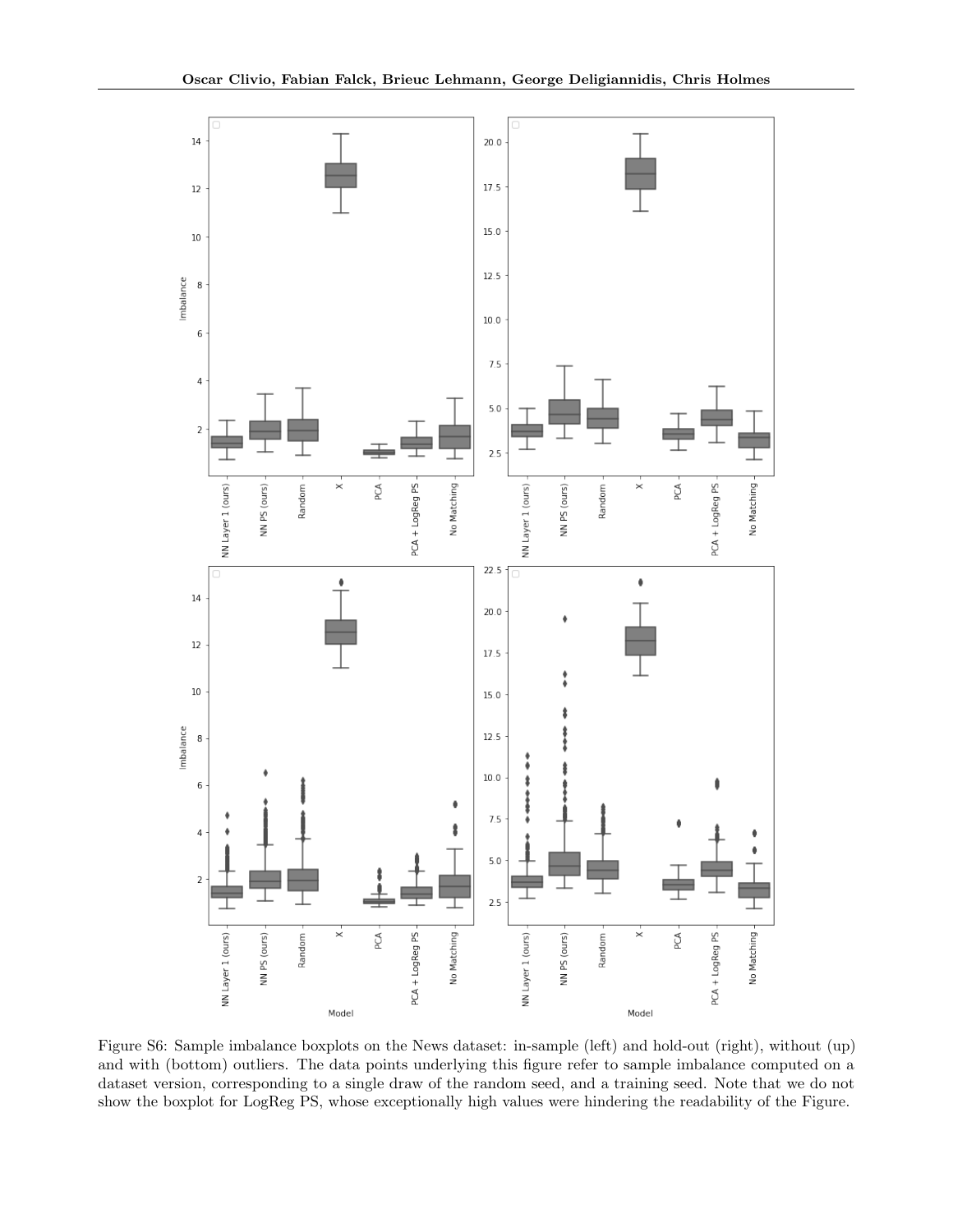Figure S6: Sample imbalance boxplots on the News dataset: in-sample (left) and hold-out (right), without (up) and with (bottom) outliers. The data points underlying this figure refer to sample imbalance computed on a dataset version, corresponding to a single draw of the random seed, and a training seed. Note that we do not show the boxplot for LogReg PS, whose exceptionally high values were hindering the readability of the Figure.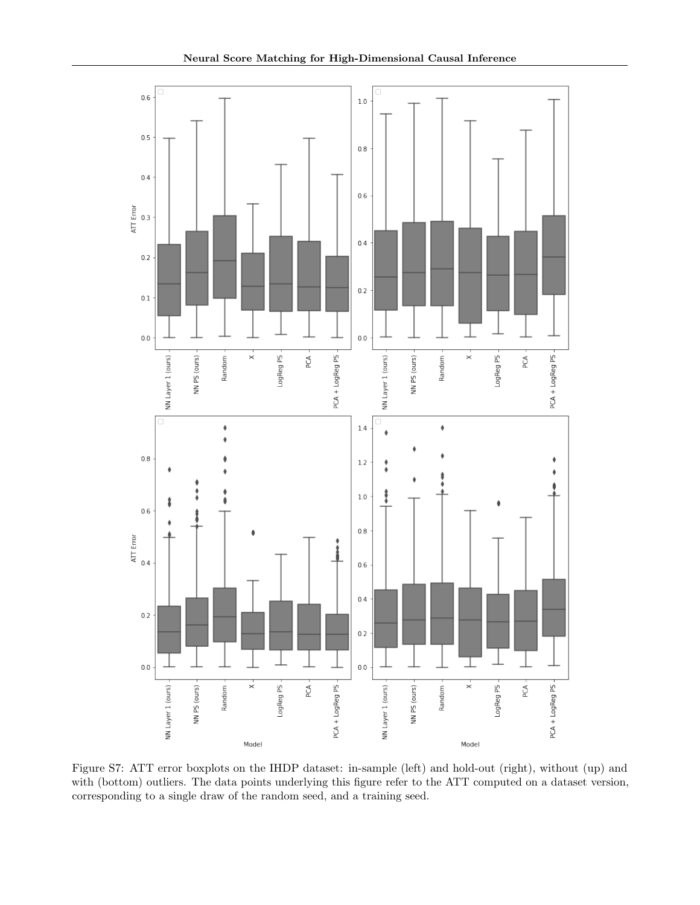Figure S7: ATT error boxplots on the IHDP dataset: in-sample (left) and hold-out (right), without (up) and with (bottom) outliers. The data points underlying this figure refer to the ATT computed on a dataset version, corresponding to a single draw of the random seed, and a training seed.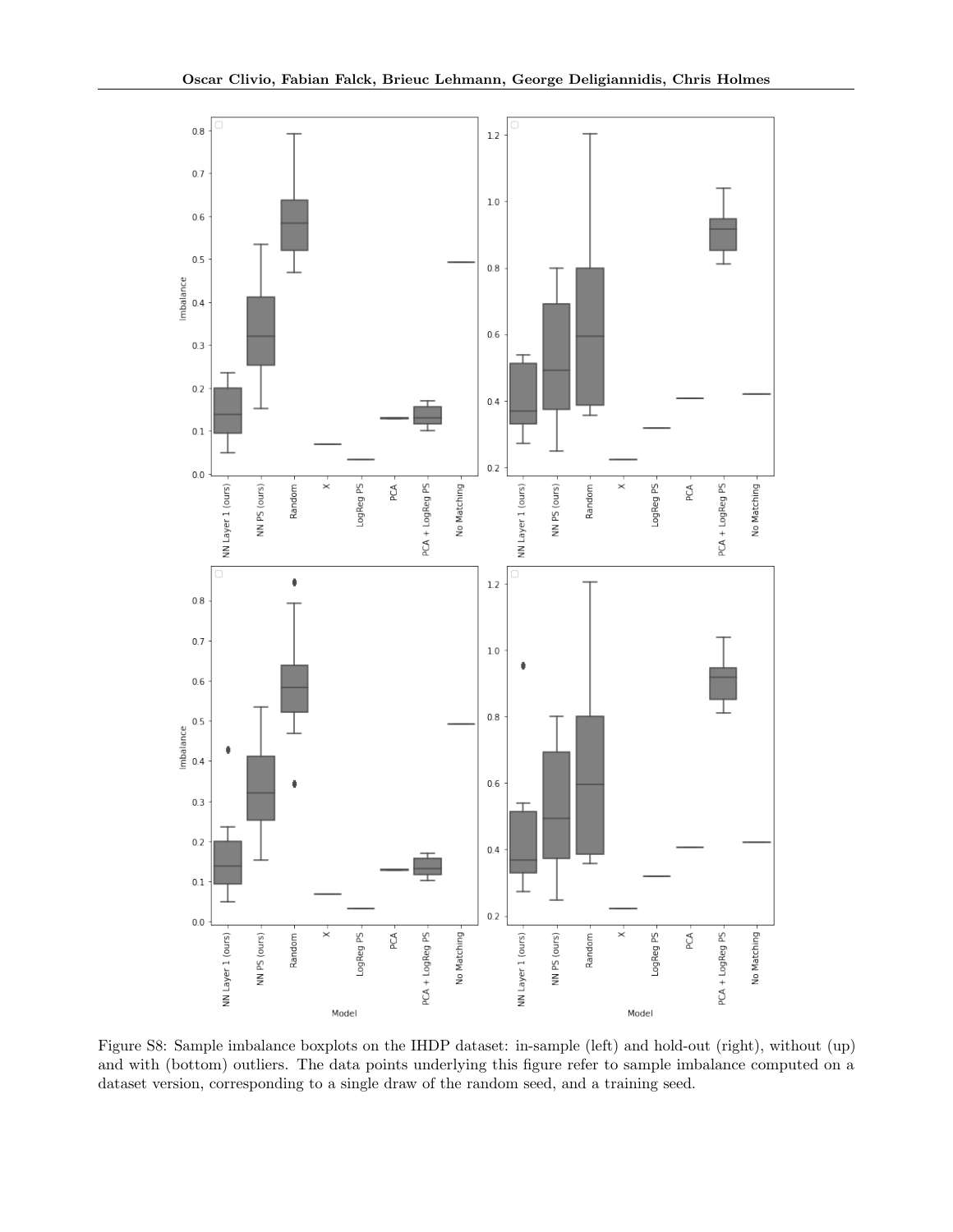Imbalance

0.0
0.1
0.2
0.3
0.4
0.5
0.6
0.7
0.8

NN Layer 1 (ours)
NN PS (ours)
Random
X
LogReg PS
PCA
PCA + LogReg PS
No Matching

0.2
0.4
0.6
0.8
1.0
1.2

NN Layer 1 (ours)
NN PS (ours)
Random
X
LogReg PS
PCA
PCA + LogReg PS
No Matching

Imbalance

0.0
0.1
0.2
0.3
0.4
0.5
0.6
0.7
0.8

NN Layer 1 (ours)
NN PS (ours)
Random
X
LogReg PS
PCA
PCA + LogReg PS
No Matching

Model

0.2
0.4
0.6
0.8
1.0
1.2

NN Layer 1 (ours)
NN PS (ours)
Random
X
LogReg PS
PCA
PCA + LogReg PS
No Matching

Model

Figure S8: Sample imbalance boxplots on the IHDP dataset: in-sample (left) and hold-out (right), without (up) and with (bottom) outliers. The data points underlying this figure refer to sample imbalance computed on a dataset version, corresponding to a single draw of the random seed, and a training seed.